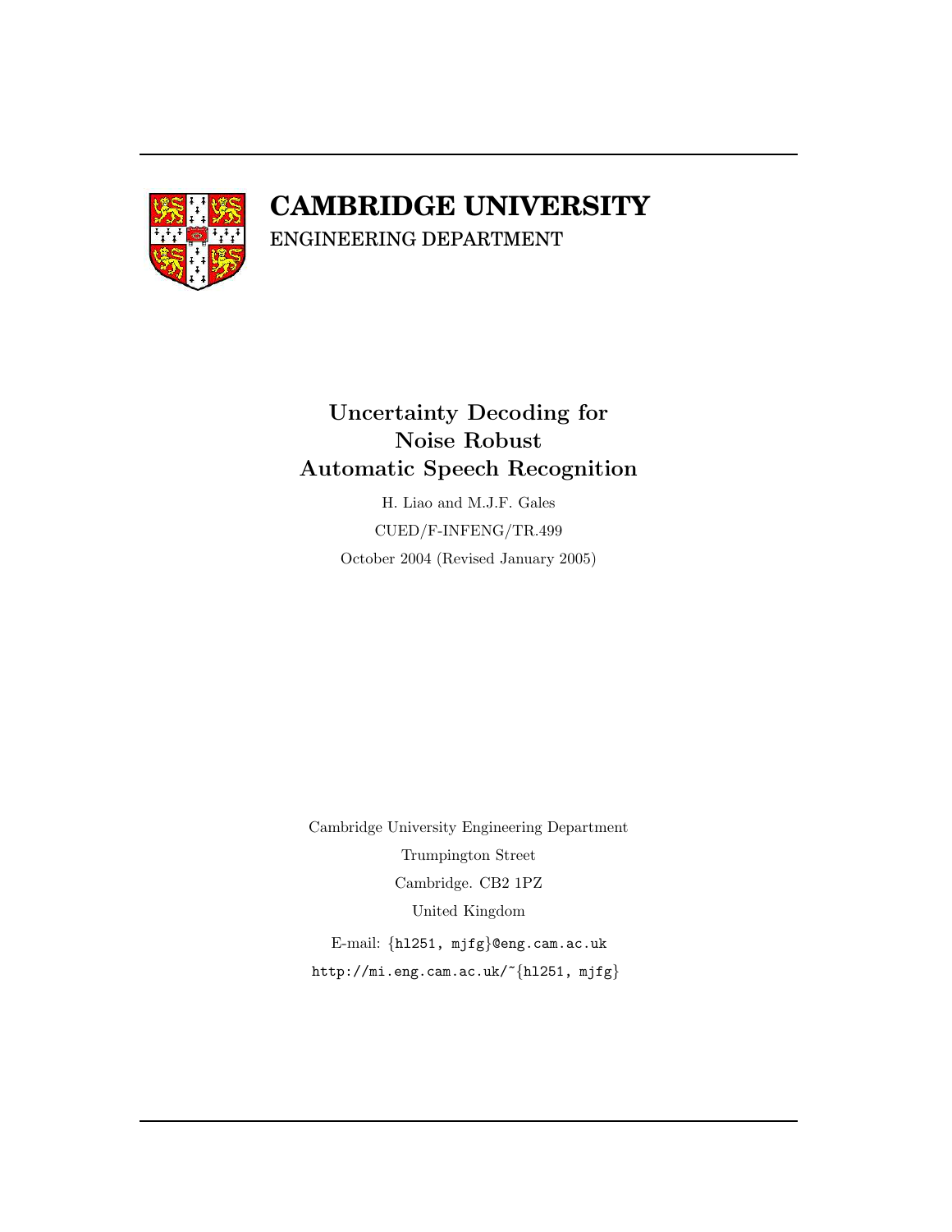# CAMBRIDGE UNIVERSITY

ENGINEERING DEPARTMENT

## Uncertainty Decoding for Noise Robust Automatic Speech Recognition

H. Liao and M.J.F. Gales

CUED/F-INFENG/TR.499

October 2004 (Revised January 2005)

Cambridge University Engineering Department

Trumpington Street

Cambridge. CB2 1PZ

United Kingdom

E-mail: {hl251, mjfg}@eng.cam.ac.uk

http://mi.eng.cam.ac.uk/~{hl251, mjfg}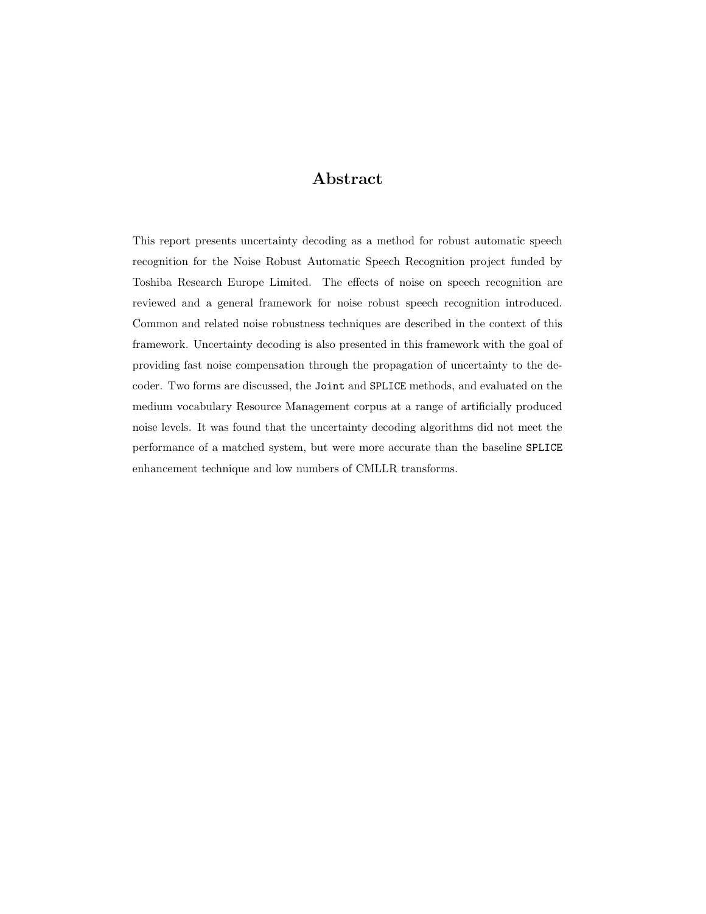# Abstract

This report presents uncertainty decoding as a method for robust automatic speech recognition for the Noise Robust Automatic Speech Recognition project funded by Toshiba Research Europe Limited. The effects of noise on speech recognition are reviewed and a general framework for noise robust speech recognition introduced. Common and related noise robustness techniques are described in the context of this framework. Uncertainty decoding is also presented in this framework with the goal of providing fast noise compensation through the propagation of uncertainty to the decoder. Two forms are discussed, the `Joint` and `SPLICE` methods, and evaluated on the medium vocabulary Resource Management corpus at a range of artificially produced noise levels. It was found that the uncertainty decoding algorithms did not meet the performance of a matched system, but were more accurate than the baseline `SPLICE` enhancement technique and low numbers of CMLLR transforms.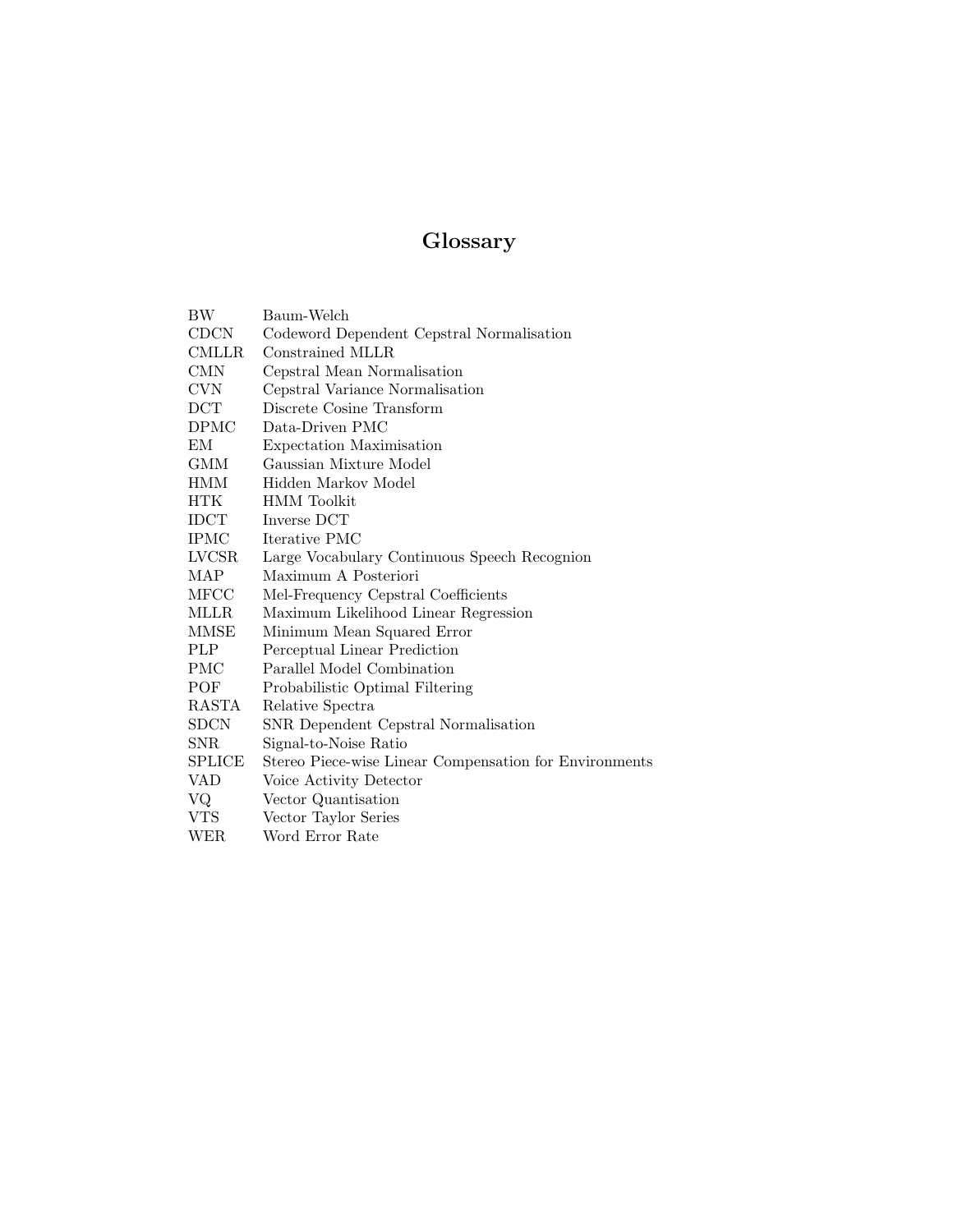# Glossary

| | |
|---|---|
| BW | Baum-Welch |
| CDCN | Codeword Dependent Cepstral Normalisation |
| CMLLR | Constrained MLLR |
| CMN | Cepstral Mean Normalisation |
| CVN | Cepstral Variance Normalisation |
| DCT | Discrete Cosine Transform |
| DPMC | Data-Driven PMC |
| EM | Expectation Maximisation |
| GMM | Gaussian Mixture Model |
| HMM | Hidden Markov Model |
| HTK | HMM Toolkit |
| IDCT | Inverse DCT |
| IPMC | Iterative PMC |
| LVCSR | Large Vocabulary Continuous Speech Recognion |
| MAP | Maximum A Posteriori |
| MFCC | Mel-Frequency Cepstral Coefficients |
| MLLR | Maximum Likelihood Linear Regression |
| MMSE | Minimum Mean Squared Error |
| PLP | Perceptual Linear Prediction |
| PMC | Parallel Model Combination |
| POF | Probabilistic Optimal Filtering |
| RASTA | Relative Spectra |
| SDCN | SNR Dependent Cepstral Normalisation |
| SNR | Signal-to-Noise Ratio |
| SPLICE | Stereo Piece-wise Linear Compensation for Environments |
| VAD | Voice Activity Detector |
| VQ | Vector Quantisation |
| VTS | Vector Taylor Series |
| WER | Word Error Rate |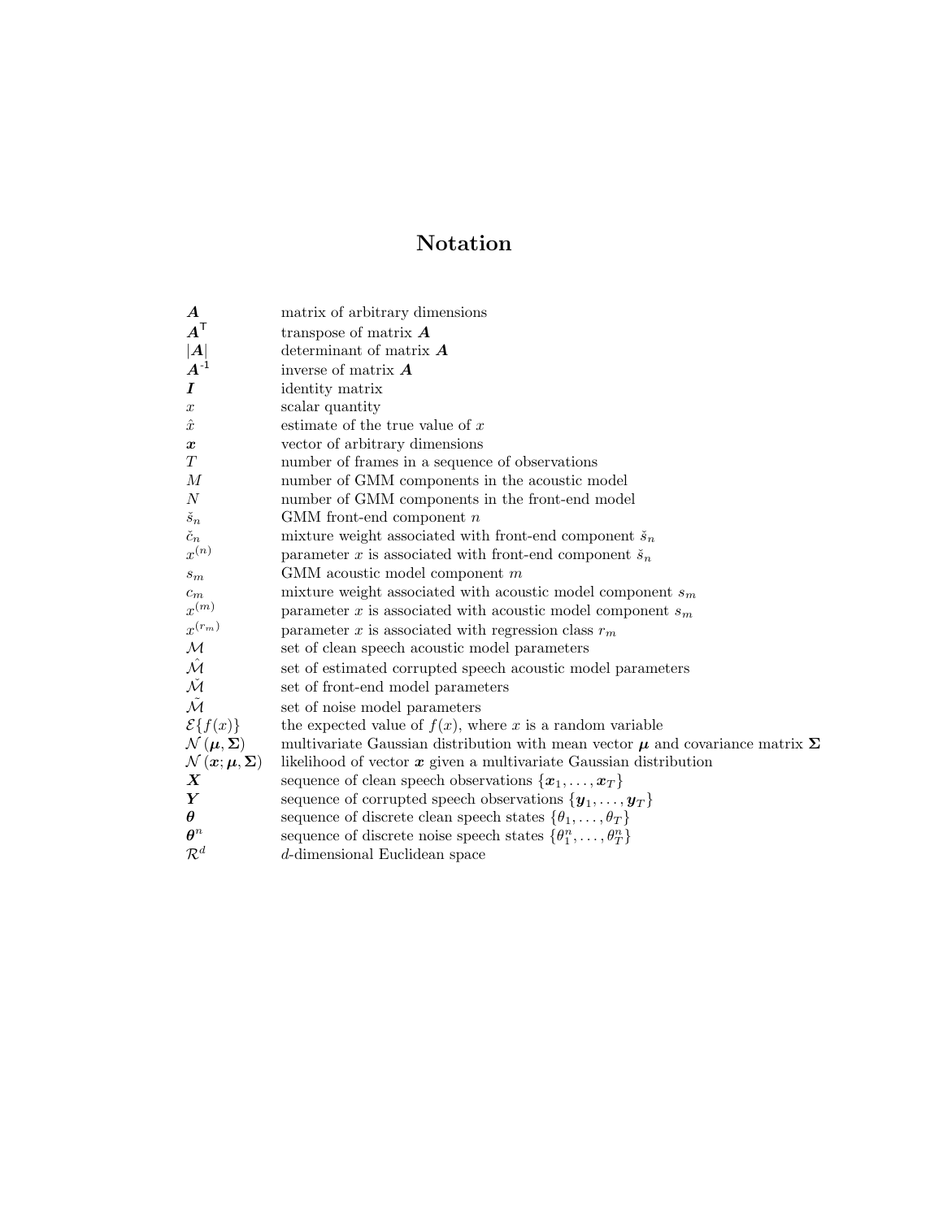# Notation

| | |
|---|---|
| $\boldsymbol{A}$ | matrix of arbitrary dimensions |
| $\boldsymbol{A}^{\mathsf{T}}$ | transpose of matrix $\boldsymbol{A}$ |
| $\lvert\boldsymbol{A}\rvert$ | determinant of matrix $\boldsymbol{A}$ |
| $\boldsymbol{A}^{-1}$ | inverse of matrix $\boldsymbol{A}$ |
| $\boldsymbol{I}$ | identity matrix |
| $x$ | scalar quantity |
| $\hat{x}$ | estimate of the true value of $x$ |
| $\boldsymbol{x}$ | vector of arbitrary dimensions |
| $T$ | number of frames in a sequence of observations |
| $M$ | number of GMM components in the acoustic model |
| $N$ | number of GMM components in the front-end model |
| $\check{s}_n$ | GMM front-end component $n$ |
| $\check{c}_n$ | mixture weight associated with front-end component $\check{s}_n$ |
| $x^{(n)}$ | parameter $x$ is associated with front-end component $\check{s}_n$ |
| $s_m$ | GMM acoustic model component $m$ |
| $c_m$ | mixture weight associated with acoustic model component $s_m$ |
| $x^{(m)}$ | parameter $x$ is associated with acoustic model component $s_m$ |
| $x^{(r_m)}$ | parameter $x$ is associated with regression class $r_m$ |
| $\mathcal{M}$ | set of clean speech acoustic model parameters |
| $\hat{\mathcal{M}}$ | set of estimated corrupted speech acoustic model parameters |
| $\check{\mathcal{M}}$ | set of front-end model parameters |
| $\tilde{\mathcal{M}}$ | set of noise model parameters |
| $\mathcal{E}\{f(x)\}$ | the expected value of $f(x)$, where $x$ is a random variable |
| $\mathcal{N}(\boldsymbol{\mu}, \boldsymbol{\Sigma})$ | multivariate Gaussian distribution with mean vector $\boldsymbol{\mu}$ and covariance matrix $\boldsymbol{\Sigma}$ |
| $\mathcal{N}(\boldsymbol{x}; \boldsymbol{\mu}, \boldsymbol{\Sigma})$ | likelihood of vector $\boldsymbol{x}$ given a multivariate Gaussian distribution |
| $\boldsymbol{X}$ | sequence of clean speech observations $\{\boldsymbol{x}_1, \ldots, \boldsymbol{x}_T\}$ |
| $\boldsymbol{Y}$ | sequence of corrupted speech observations $\{\boldsymbol{y}_1, \ldots, \boldsymbol{y}_T\}$ |
| $\boldsymbol{\theta}$ | sequence of discrete clean speech states $\{\theta_1, \ldots, \theta_T\}$ |
| $\boldsymbol{\theta}^n$ | sequence of discrete noise speech states $\{\theta_1^n, \ldots, \theta_T^n\}$ |
| $\mathcal{R}^d$ | $d$-dimensional Euclidean space |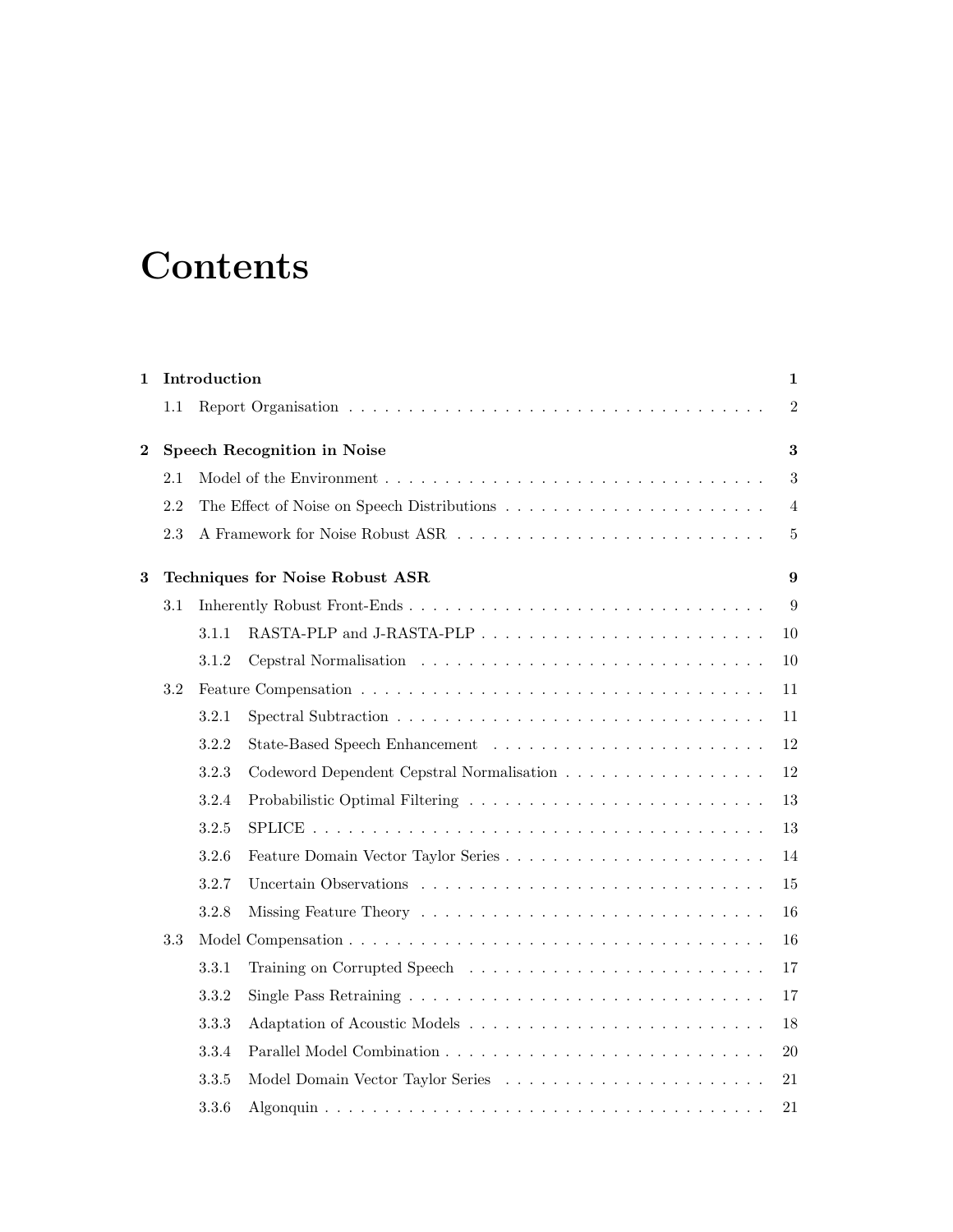# Contents

| | | |
|---|---|---|
| **1** | **Introduction** | **1** |
| | 1.1 Report Organisation | 2 |
| **2** | **Speech Recognition in Noise** | **3** |
| | 2.1 Model of the Environment | 3 |
| | 2.2 The Effect of Noise on Speech Distributions | 4 |
| | 2.3 A Framework for Noise Robust ASR | 5 |
| **3** | **Techniques for Noise Robust ASR** | **9** |
| | 3.1 Inherently Robust Front-Ends | 9 |
| | 3.1.1 RASTA-PLP and J-RASTA-PLP | 10 |
| | 3.1.2 Cepstral Normalisation | 10 |
| | 3.2 Feature Compensation | 11 |
| | 3.2.1 Spectral Subtraction | 11 |
| | 3.2.2 State-Based Speech Enhancement | 12 |
| | 3.2.3 Codeword Dependent Cepstral Normalisation | 12 |
| | 3.2.4 Probabilistic Optimal Filtering | 13 |
| | 3.2.5 SPLICE | 13 |
| | 3.2.6 Feature Domain Vector Taylor Series | 14 |
| | 3.2.7 Uncertain Observations | 15 |
| | 3.2.8 Missing Feature Theory | 16 |
| | 3.3 Model Compensation | 16 |
| | 3.3.1 Training on Corrupted Speech | 17 |
| | 3.3.2 Single Pass Retraining | 17 |
| | 3.3.3 Adaptation of Acoustic Models | 18 |
| | 3.3.4 Parallel Model Combination | 20 |
| | 3.3.5 Model Domain Vector Taylor Series | 21 |
| | 3.3.6 Algonquin | 21 |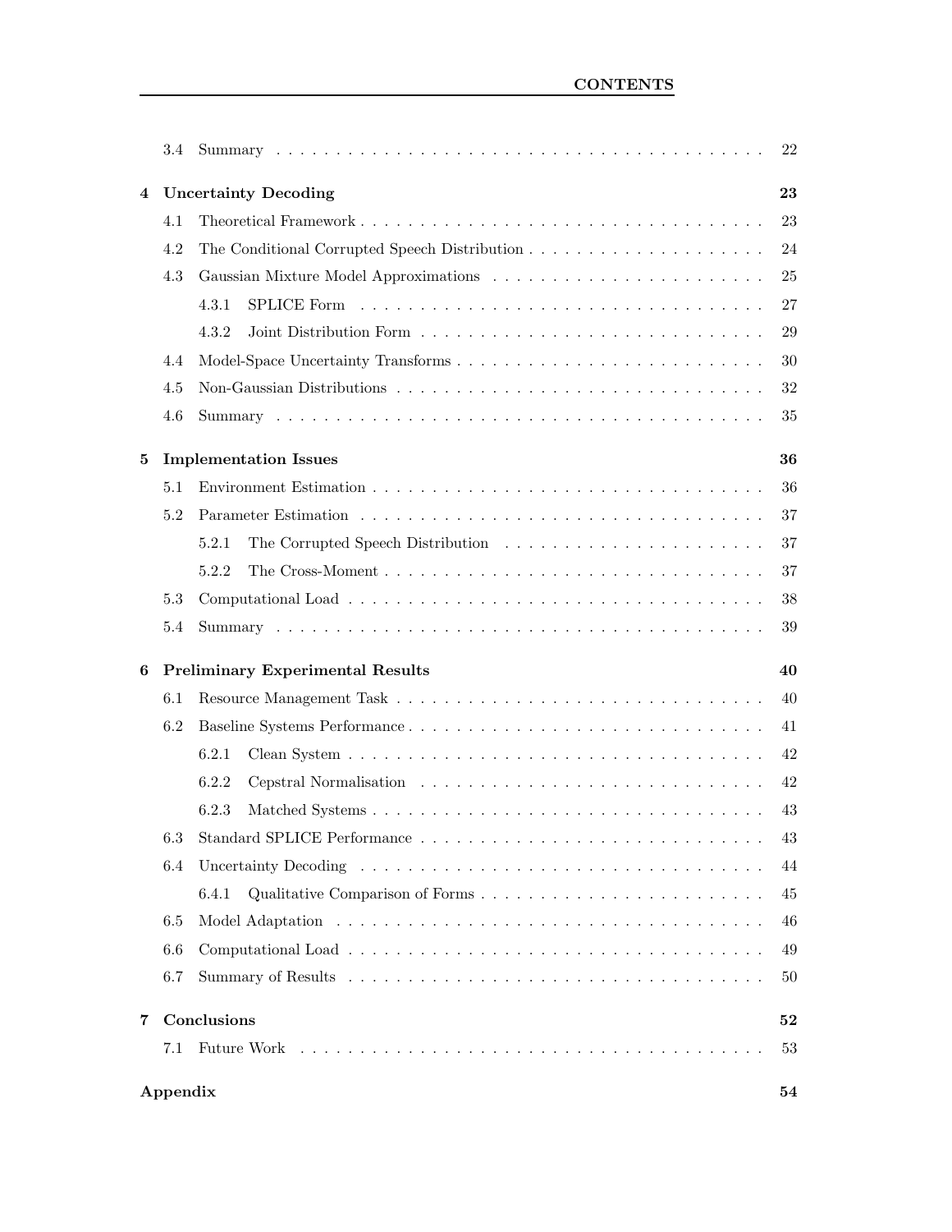| | | |
|---|---|---|
| 3.4 | Summary | 22 |
| **4** | **Uncertainty Decoding** | **23** |
| 4.1 | Theoretical Framework | 23 |
| 4.2 | The Conditional Corrupted Speech Distribution | 24 |
| 4.3 | Gaussian Mixture Model Approximations | 25 |
| 4.3.1 | SPLICE Form | 27 |
| 4.3.2 | Joint Distribution Form | 29 |
| 4.4 | Model-Space Uncertainty Transforms | 30 |
| 4.5 | Non-Gaussian Distributions | 32 |
| 4.6 | Summary | 35 |
| **5** | **Implementation Issues** | **36** |
| 5.1 | Environment Estimation | 36 |
| 5.2 | Parameter Estimation | 37 |
| 5.2.1 | The Corrupted Speech Distribution | 37 |
| 5.2.2 | The Cross-Moment | 37 |
| 5.3 | Computational Load | 38 |
| 5.4 | Summary | 39 |
| **6** | **Preliminary Experimental Results** | **40** |
| 6.1 | Resource Management Task | 40 |
| 6.2 | Baseline Systems Performance | 41 |
| 6.2.1 | Clean System | 42 |
| 6.2.2 | Cepstral Normalisation | 42 |
| 6.2.3 | Matched Systems | 43 |
| 6.3 | Standard SPLICE Performance | 43 |
| 6.4 | Uncertainty Decoding | 44 |
| 6.4.1 | Qualitative Comparison of Forms | 45 |
| 6.5 | Model Adaptation | 46 |
| 6.6 | Computational Load | 49 |
| 6.7 | Summary of Results | 50 |
| **7** | **Conclusions** | **52** |
| 7.1 | Future Work | 53 |
| **Appendix** | | **54** |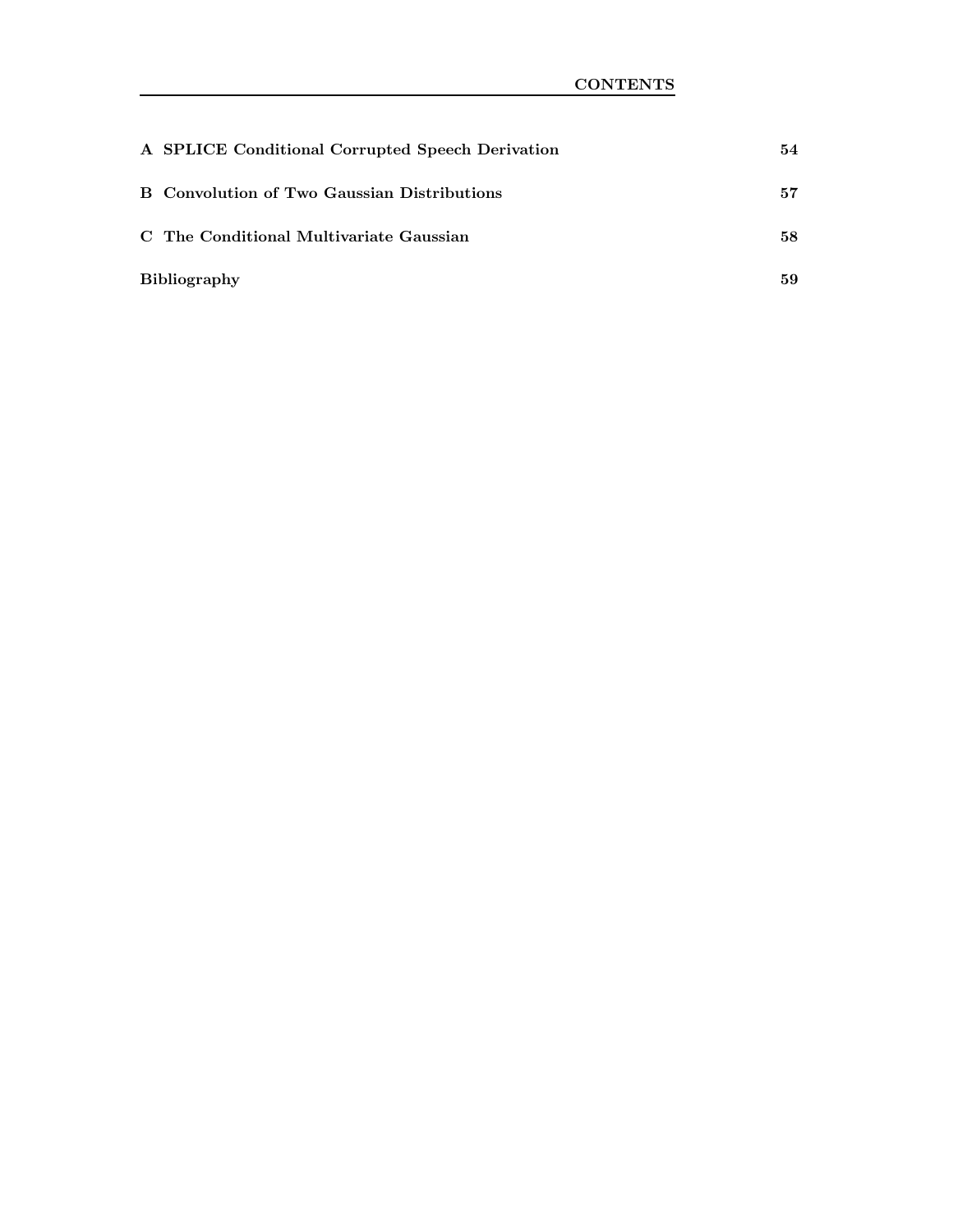**A SPLICE Conditional Corrupted Speech Derivation** 54

**B Convolution of Two Gaussian Distributions** 57

**C The Conditional Multivariate Gaussian** 58

**Bibliography** 59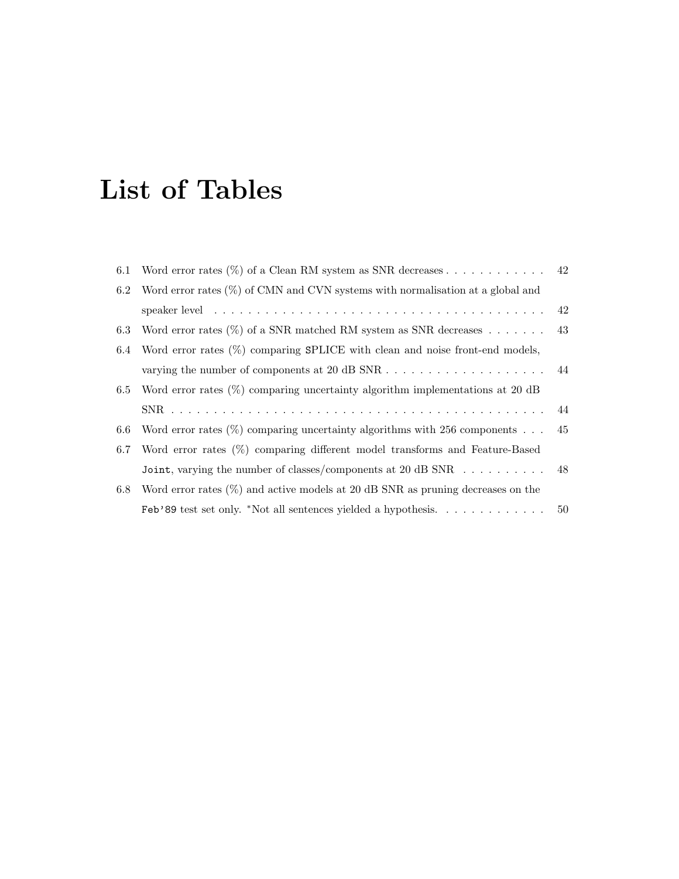# List of Tables

6.1 Word error rates (%) of a Clean RM system as SNR decreases . . . . . . . . . . . . 42

6.2 Word error rates (%) of CMN and CVN systems with normalisation at a global and speaker level . . . . . . . . . . . . . . . . . . . . . . . . . . . . . . . . . . . . . . . . 42

6.3 Word error rates (%) of a SNR matched RM system as SNR decreases . . . . . . . 43

6.4 Word error rates (%) comparing `SPLICE` with clean and noise front-end models, varying the number of components at 20 dB SNR . . . . . . . . . . . . . . . . . . . 44

6.5 Word error rates (%) comparing uncertainty algorithm implementations at 20 dB SNR . . . . . . . . . . . . . . . . . . . . . . . . . . . . . . . . . . . . . . . . . . . 44

6.6 Word error rates (%) comparing uncertainty algorithms with 256 components . . . 45

6.7 Word error rates (%) comparing different model transforms and Feature-Based `Joint`, varying the number of classes/components at 20 dB SNR . . . . . . . . . . 48

6.8 Word error rates (%) and active models at 20 dB SNR as pruning decreases on the `Feb'89` test set only. *Not all sentences yielded a hypothesis. . . . . . . . . . . . . 50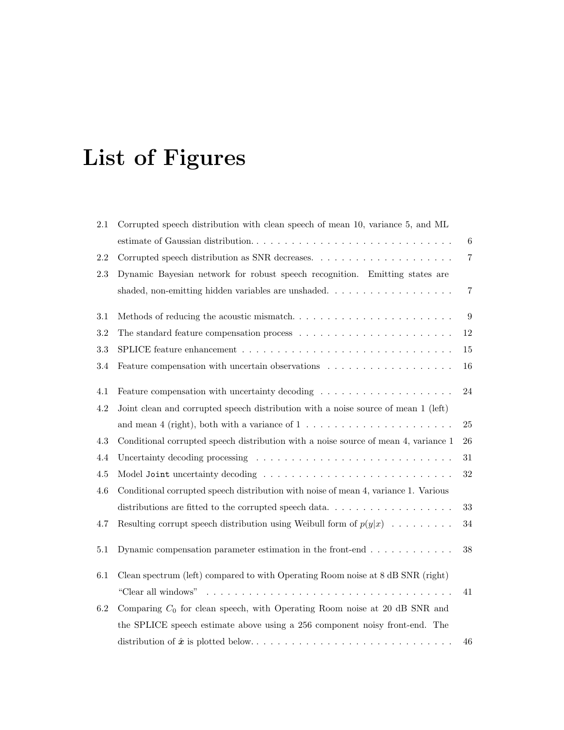# List of Figures

2.1 Corrupted speech distribution with clean speech of mean 10, variance 5, and ML estimate of Gaussian distribution. . . . . 6

2.2 Corrupted speech distribution as SNR decreases. . . . . 7

2.3 Dynamic Bayesian network for robust speech recognition. Emitting states are shaded, non-emitting hidden variables are unshaded. . . . . 7

3.1 Methods of reducing the acoustic mismatch. . . . . 9

3.2 The standard feature compensation process . . . . . 12

3.3 SPLICE feature enhancement . . . . . 15

3.4 Feature compensation with uncertain observations . . . . . 16

4.1 Feature compensation with uncertainty decoding . . . . . 24

4.2 Joint clean and corrupted speech distribution with a noise source of mean 1 (left) and mean 4 (right), both with a variance of 1 . . . . . 25

4.3 Conditional corrupted speech distribution with a noise source of mean 4, variance 1 26

4.4 Uncertainty decoding processing . . . . . 31

4.5 Model `Joint` uncertainty decoding . . . . . 32

4.6 Conditional corrupted speech distribution with noise of mean 4, variance 1. Various distributions are fitted to the corrupted speech data. . . . . 33

4.7 Resulting corrupt speech distribution using Weibull form of $p(y|x)$ . . . . . 34

5.1 Dynamic compensation parameter estimation in the front-end . . . . . 38

6.1 Clean spectrum (left) compared to with Operating Room noise at 8 dB SNR (right) "Clear all windows" . . . . . 41

6.2 Comparing $C_0$ for clean speech, with Operating Room noise at 20 dB SNR and the SPLICE speech estimate above using a 256 component noisy front-end. The distribution of $\hat{\boldsymbol{x}}$ is plotted below. . . . . 46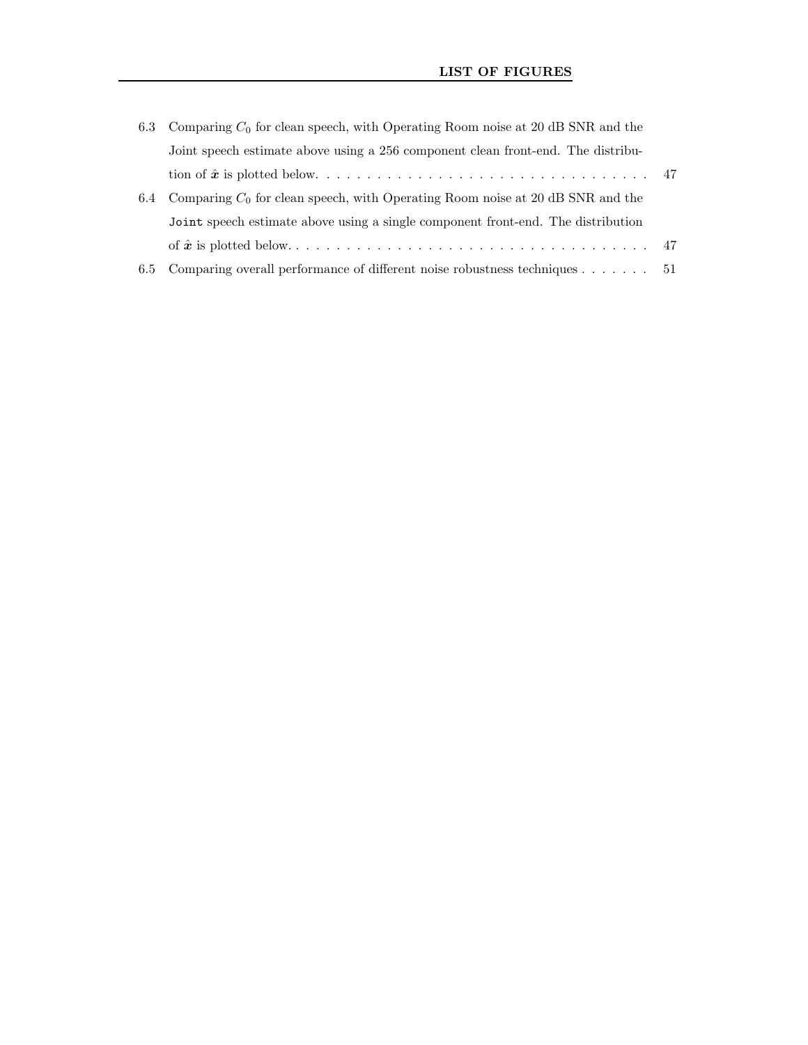6.3 Comparing $C_0$ for clean speech, with Operating Room noise at 20 dB SNR and the Joint speech estimate above using a 256 component clean front-end. The distribution of $\hat{\boldsymbol{x}}$ is plotted below. . . . . . . . . . . . . . . . . . . . . . . . . . . . . . . . . 47

6.4 Comparing $C_0$ for clean speech, with Operating Room noise at 20 dB SNR and the `Joint` speech estimate above using a single component front-end. The distribution of $\hat{\boldsymbol{x}}$ is plotted below. . . . . . . . . . . . . . . . . . . . . . . . . . . . . . . . . . . 47

6.5 Comparing overall performance of different noise robustness techniques . . . . . . . 51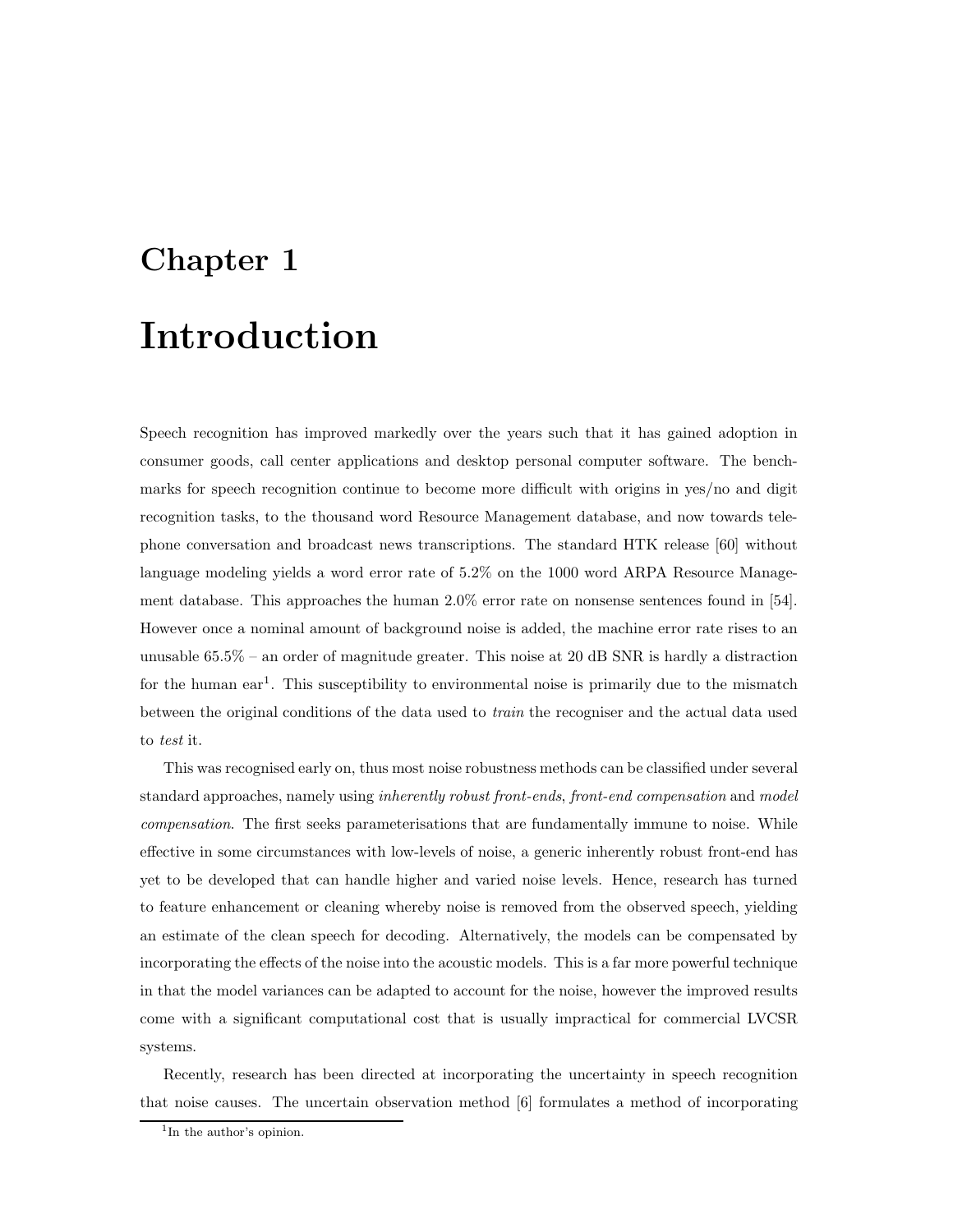# Chapter 1

# Introduction

Speech recognition has improved markedly over the years such that it has gained adoption in consumer goods, call center applications and desktop personal computer software. The benchmarks for speech recognition continue to become more difficult with origins in yes/no and digit recognition tasks, to the thousand word Resource Management database, and now towards telephone conversation and broadcast news transcriptions. The standard HTK release [60] without language modeling yields a word error rate of 5.2% on the 1000 word ARPA Resource Management database. This approaches the human 2.0% error rate on nonsense sentences found in [54]. However once a nominal amount of background noise is added, the machine error rate rises to an unusable 65.5% – an order of magnitude greater. This noise at 20 dB SNR is hardly a distraction for the human ear[1]. This susceptibility to environmental noise is primarily due to the mismatch between the original conditions of the data used to *train* the recogniser and the actual data used to *test* it.

This was recognised early on, thus most noise robustness methods can be classified under several standard approaches, namely using *inherently robust front-ends*, *front-end compensation* and *model compensation*. The first seeks parameterisations that are fundamentally immune to noise. While effective in some circumstances with low-levels of noise, a generic inherently robust front-end has yet to be developed that can handle higher and varied noise levels. Hence, research has turned to feature enhancement or cleaning whereby noise is removed from the observed speech, yielding an estimate of the clean speech for decoding. Alternatively, the models can be compensated by incorporating the effects of the noise into the acoustic models. This is a far more powerful technique in that the model variances can be adapted to account for the noise, however the improved results come with a significant computational cost that is usually impractical for commercial LVCSR systems.

Recently, research has been directed at incorporating the uncertainty in speech recognition that noise causes. The uncertain observation method [6] formulates a method of incorporating

[1] In the author's opinion.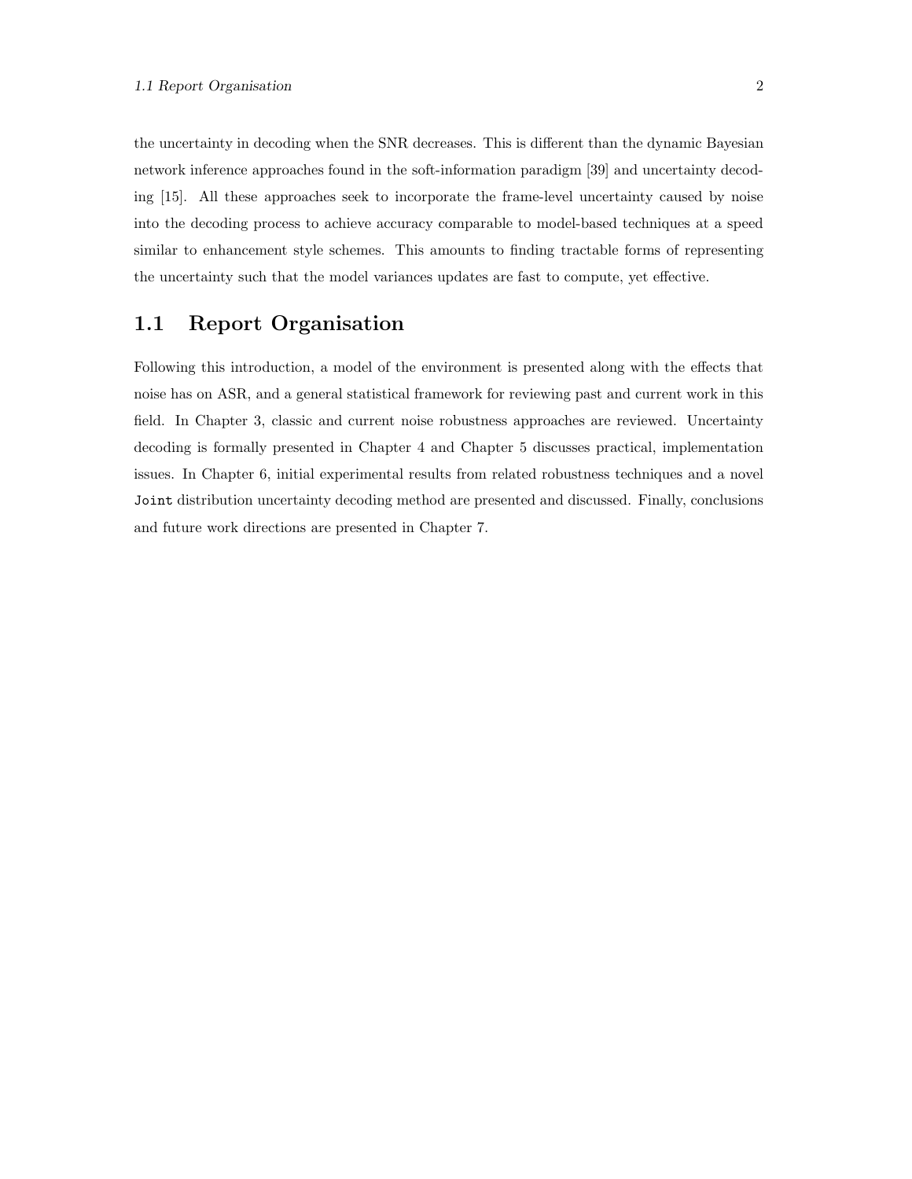the uncertainty in decoding when the SNR decreases. This is different than the dynamic Bayesian network inference approaches found in the soft-information paradigm [39] and uncertainty decoding [15]. All these approaches seek to incorporate the frame-level uncertainty caused by noise into the decoding process to achieve accuracy comparable to model-based techniques at a speed similar to enhancement style schemes. This amounts to finding tractable forms of representing the uncertainty such that the model variances updates are fast to compute, yet effective.

## 1.1 Report Organisation

Following this introduction, a model of the environment is presented along with the effects that noise has on ASR, and a general statistical framework for reviewing past and current work in this field. In Chapter 3, classic and current noise robustness approaches are reviewed. Uncertainty decoding is formally presented in Chapter 4 and Chapter 5 discusses practical, implementation issues. In Chapter 6, initial experimental results from related robustness techniques and a novel `Joint` distribution uncertainty decoding method are presented and discussed. Finally, conclusions and future work directions are presented in Chapter 7.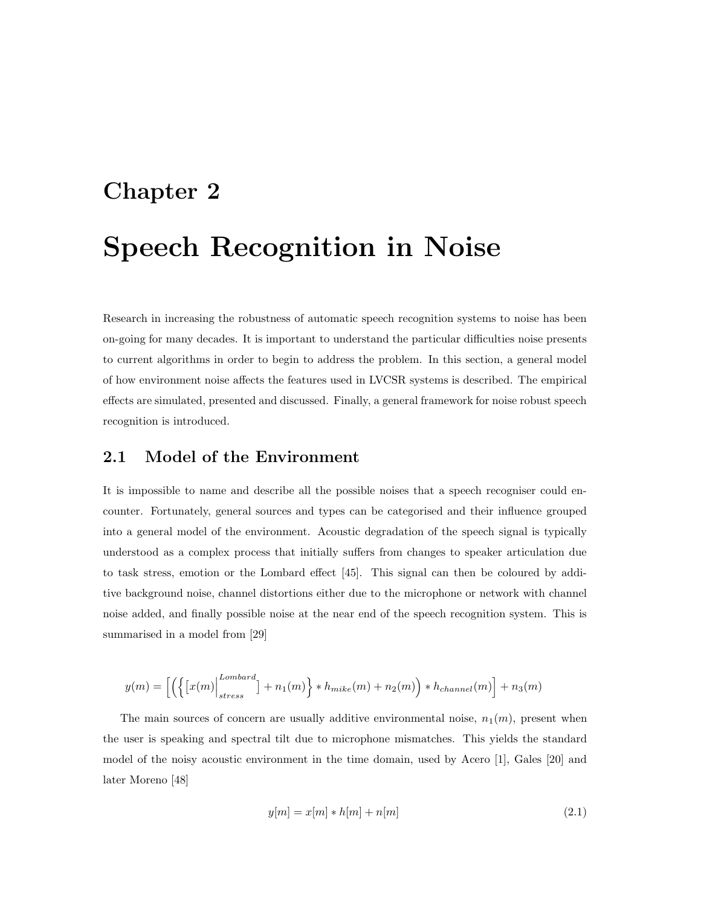# Chapter 2

# Speech Recognition in Noise

Research in increasing the robustness of automatic speech recognition systems to noise has been on-going for many decades. It is important to understand the particular difficulties noise presents to current algorithms in order to begin to address the problem. In this section, a general model of how environment noise affects the features used in LVCSR systems is described. The empirical effects are simulated, presented and discussed. Finally, a general framework for noise robust speech recognition is introduced.

## 2.1 Model of the Environment

It is impossible to name and describe all the possible noises that a speech recogniser could encounter. Fortunately, general sources and types can be categorised and their influence grouped into a general model of the environment. Acoustic degradation of the speech signal is typically understood as a complex process that initially suffers from changes to speaker articulation due to task stress, emotion or the Lombard effect [45]. This signal can then be coloured by additive background noise, channel distortions either due to the microphone or network with channel noise added, and finally possible noise at the near end of the speech recognition system. This is summarised in a model from [29]

$$y(m) = \Big[\Big(\Big\{\big[x(m)\Big|_{stress}^{Lombard}\big] + n_1(m)\Big\} * h_{mike}(m) + n_2(m)\Big) * h_{channel}(m)\Big] + n_3(m)$$

The main sources of concern are usually additive environmental noise, $n_1(m)$, present when the user is speaking and spectral tilt due to microphone mismatches. This yields the standard model of the noisy acoustic environment in the time domain, used by Acero [1], Gales [20] and later Moreno [48]

$$y[m] = x[m] * h[m] + n[m] \tag{2.1}$$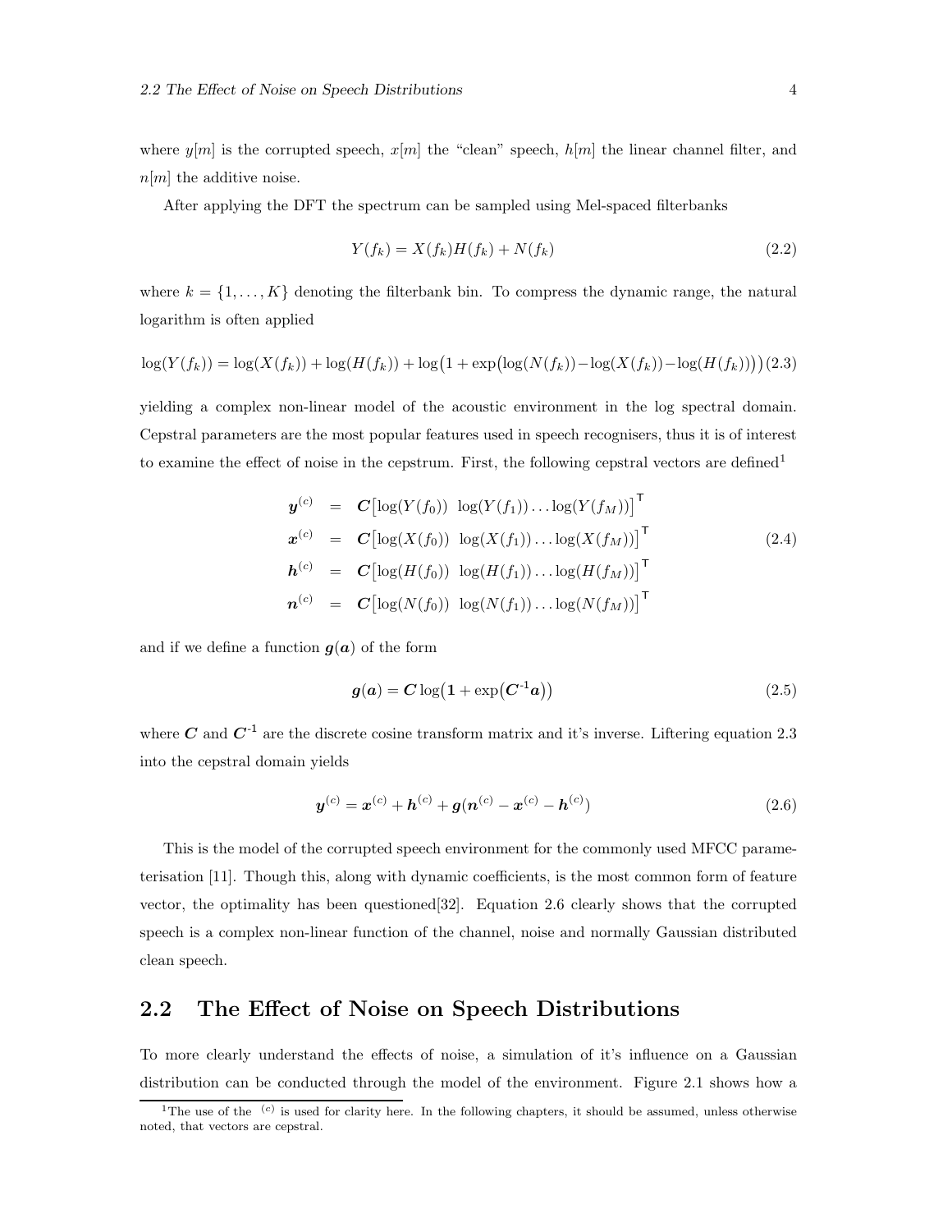where $y[m]$ is the corrupted speech, $x[m]$ the "clean" speech, $h[m]$ the linear channel filter, and $n[m]$ the additive noise.

After applying the DFT the spectrum can be sampled using Mel-spaced filterbanks

$$Y(f_k) = X(f_k)H(f_k) + N(f_k) \tag{2.2}$$

where $k = \{1, \ldots, K\}$ denoting the filterbank bin. To compress the dynamic range, the natural logarithm is often applied

$$\log(Y(f_k)) = \log(X(f_k)) + \log(H(f_k)) + \log\big(1 + \exp\big(\log(N(f_k)) - \log(X(f_k)) - \log(H(f_k))\big)\big) \tag{2.3}$$

yielding a complex non-linear model of the acoustic environment in the log spectral domain. Cepstral parameters are the most popular features used in speech recognisers, thus it is of interest to examine the effect of noise in the cepstrum. First, the following cepstral vectors are defined[1]

$$\begin{aligned}
\boldsymbol{y}^{(c)} &= \boldsymbol{C}\big[\log(Y(f_0)) \;\; \log(Y(f_1)) \ldots \log(Y(f_M))\big]^\mathsf{T} \\
\boldsymbol{x}^{(c)} &= \boldsymbol{C}\big[\log(X(f_0)) \;\; \log(X(f_1)) \ldots \log(X(f_M))\big]^\mathsf{T} \\
\boldsymbol{h}^{(c)} &= \boldsymbol{C}\big[\log(H(f_0)) \;\; \log(H(f_1)) \ldots \log(H(f_M))\big]^\mathsf{T} \\
\boldsymbol{n}^{(c)} &= \boldsymbol{C}\big[\log(N(f_0)) \;\; \log(N(f_1)) \ldots \log(N(f_M))\big]^\mathsf{T}
\end{aligned} \tag{2.4}$$

and if we define a function $\boldsymbol{g}(\boldsymbol{a})$ of the form

$$\boldsymbol{g}(\boldsymbol{a}) = \boldsymbol{C}\log\big(\boldsymbol{1} + \exp\big(\boldsymbol{C}^{-1}\boldsymbol{a}\big)\big) \tag{2.5}$$

where $\boldsymbol{C}$ and $\boldsymbol{C}^{-1}$ are the discrete cosine transform matrix and it's inverse. Liftering equation 2.3 into the cepstral domain yields

$$\boldsymbol{y}^{(c)} = \boldsymbol{x}^{(c)} + \boldsymbol{h}^{(c)} + \boldsymbol{g}(\boldsymbol{n}^{(c)} - \boldsymbol{x}^{(c)} - \boldsymbol{h}^{(c)}) \tag{2.6}$$

This is the model of the corrupted speech environment for the commonly used MFCC parameterisation [11]. Though this, along with dynamic coefficients, is the most common form of feature vector, the optimality has been questioned[32]. Equation 2.6 clearly shows that the corrupted speech is a complex non-linear function of the channel, noise and normally Gaussian distributed clean speech.

## 2.2 The Effect of Noise on Speech Distributions

To more clearly understand the effects of noise, a simulation of it's influence on a Gaussian distribution can be conducted through the model of the environment. Figure 2.1 shows how a

[1] The use of the $^{(c)}$ is used for clarity here. In the following chapters, it should be assumed, unless otherwise noted, that vectors are cepstral.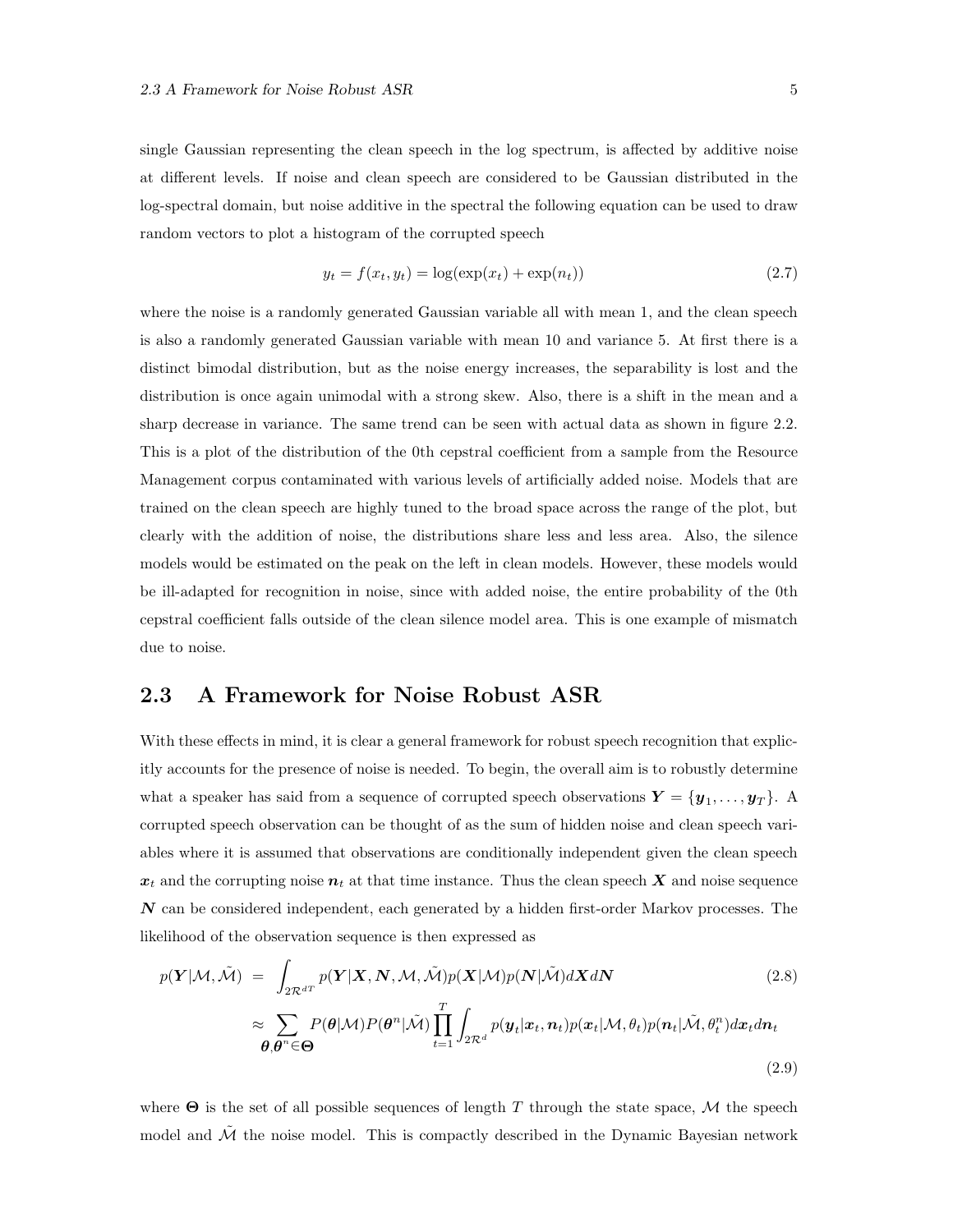single Gaussian representing the clean speech in the log spectrum, is affected by additive noise at different levels. If noise and clean speech are considered to be Gaussian distributed in the log-spectral domain, but noise additive in the spectral the following equation can be used to draw random vectors to plot a histogram of the corrupted speech

$$y_t = f(x_t, y_t) = \log(\exp(x_t) + \exp(n_t)) \tag{2.7}$$

where the noise is a randomly generated Gaussian variable all with mean 1, and the clean speech is also a randomly generated Gaussian variable with mean 10 and variance 5. At first there is a distinct bimodal distribution, but as the noise energy increases, the separability is lost and the distribution is once again unimodal with a strong skew. Also, there is a shift in the mean and a sharp decrease in variance. The same trend can be seen with actual data as shown in figure 2.2. This is a plot of the distribution of the 0th cepstral coefficient from a sample from the Resource Management corpus contaminated with various levels of artificially added noise. Models that are trained on the clean speech are highly tuned to the broad space across the range of the plot, but clearly with the addition of noise, the distributions share less and less area. Also, the silence models would be estimated on the peak on the left in clean models. However, these models would be ill-adapted for recognition in noise, since with added noise, the entire probability of the 0th cepstral coefficient falls outside of the clean silence model area. This is one example of mismatch due to noise.

## 2.3 A Framework for Noise Robust ASR

With these effects in mind, it is clear a general framework for robust speech recognition that explicitly accounts for the presence of noise is needed. To begin, the overall aim is to robustly determine what a speaker has said from a sequence of corrupted speech observations $\boldsymbol{Y} = \{\boldsymbol{y}_1, \ldots, \boldsymbol{y}_T\}$. A corrupted speech observation can be thought of as the sum of hidden noise and clean speech variables where it is assumed that observations are conditionally independent given the clean speech $\boldsymbol{x}_t$ and the corrupting noise $\boldsymbol{n}_t$ at that time instance. Thus the clean speech $\boldsymbol{X}$ and noise sequence $\boldsymbol{N}$ can be considered independent, each generated by a hidden first-order Markov processes. The likelihood of the observation sequence is then expressed as

$$p(\boldsymbol{Y}|\mathcal{M}, \tilde{\mathcal{M}}) = \int_{2\mathcal{R}^{dT}} p(\boldsymbol{Y}|\boldsymbol{X}, \boldsymbol{N}, \mathcal{M}, \tilde{\mathcal{M}}) p(\boldsymbol{X}|\mathcal{M}) p(\boldsymbol{N}|\tilde{\mathcal{M}}) d\boldsymbol{X} d\boldsymbol{N} \tag{2.8}$$

$$\approx \sum_{\boldsymbol{\theta}, \boldsymbol{\theta}^n \in \boldsymbol{\Theta}} P(\boldsymbol{\theta}|\mathcal{M}) P(\boldsymbol{\theta}^n|\tilde{\mathcal{M}}) \prod_{t=1}^{T} \int_{2\mathcal{R}^d} p(\boldsymbol{y}_t|\boldsymbol{x}_t, \boldsymbol{n}_t) p(\boldsymbol{x}_t|\mathcal{M}, \theta_t) p(\boldsymbol{n}_t|\tilde{\mathcal{M}}, \theta_t^n) d\boldsymbol{x}_t d\boldsymbol{n}_t \tag{2.9}$$

where $\boldsymbol{\Theta}$ is the set of all possible sequences of length $T$ through the state space, $\mathcal{M}$ the speech model and $\tilde{\mathcal{M}}$ the noise model. This is compactly described in the Dynamic Bayesian network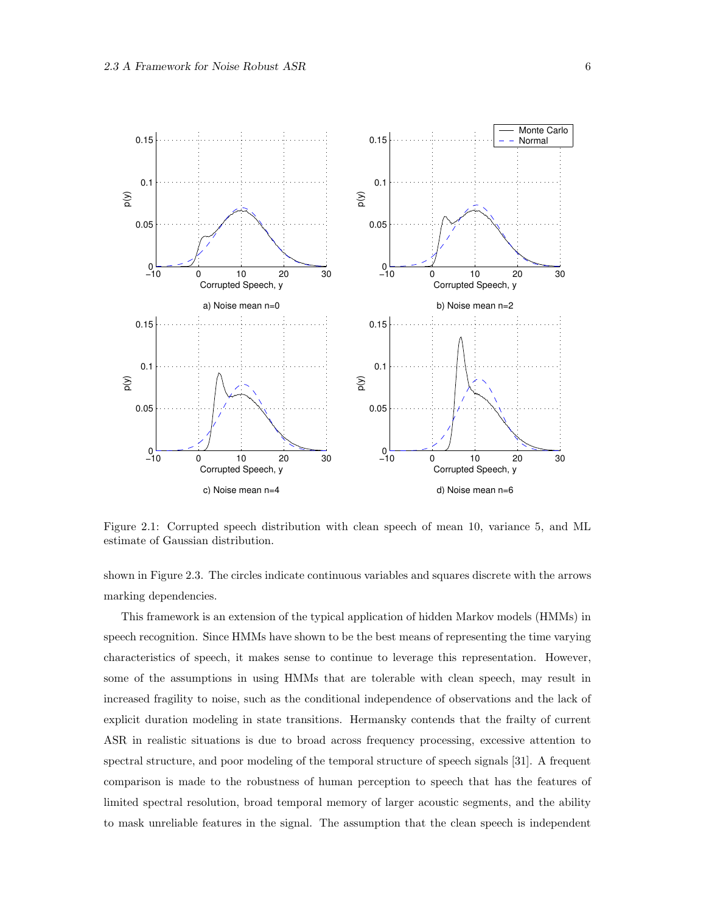Figure 2.1: Corrupted speech distribution with clean speech of mean 10, variance 5, and ML estimate of Gaussian distribution.

shown in Figure 2.3. The circles indicate continuous variables and squares discrete with the arrows marking dependencies.

This framework is an extension of the typical application of hidden Markov models (HMMs) in speech recognition. Since HMMs have shown to be the best means of representing the time varying characteristics of speech, it makes sense to continue to leverage this representation. However, some of the assumptions in using HMMs that are tolerable with clean speech, may result in increased fragility to noise, such as the conditional independence of observations and the lack of explicit duration modeling in state transitions. Hermansky contends that the frailty of current ASR in realistic situations is due to broad across frequency processing, excessive attention to spectral structure, and poor modeling of the temporal structure of speech signals [31]. A frequent comparison is made to the robustness of human perception to speech that has the features of limited spectral resolution, broad temporal memory of larger acoustic segments, and the ability to mask unreliable features in the signal. The assumption that the clean speech is independent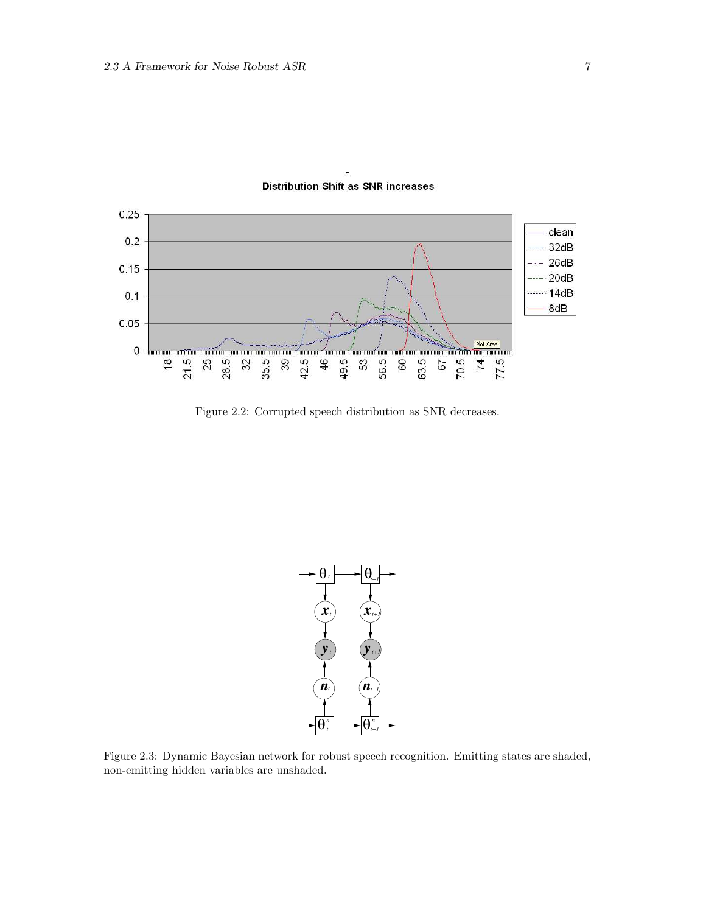Figure 2.2: Corrupted speech distribution as SNR decreases.

Figure 2.3: Dynamic Bayesian network for robust speech recognition. Emitting states are shaded, non-emitting hidden variables are unshaded.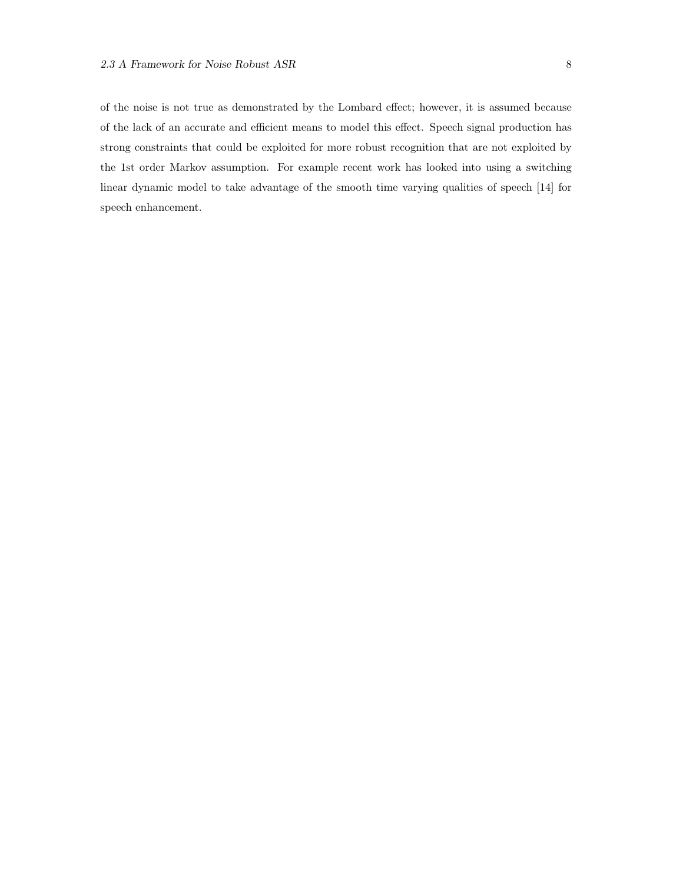of the noise is not true as demonstrated by the Lombard effect; however, it is assumed because of the lack of an accurate and efficient means to model this effect. Speech signal production has strong constraints that could be exploited for more robust recognition that are not exploited by the 1st order Markov assumption. For example recent work has looked into using a switching linear dynamic model to take advantage of the smooth time varying qualities of speech [14] for speech enhancement.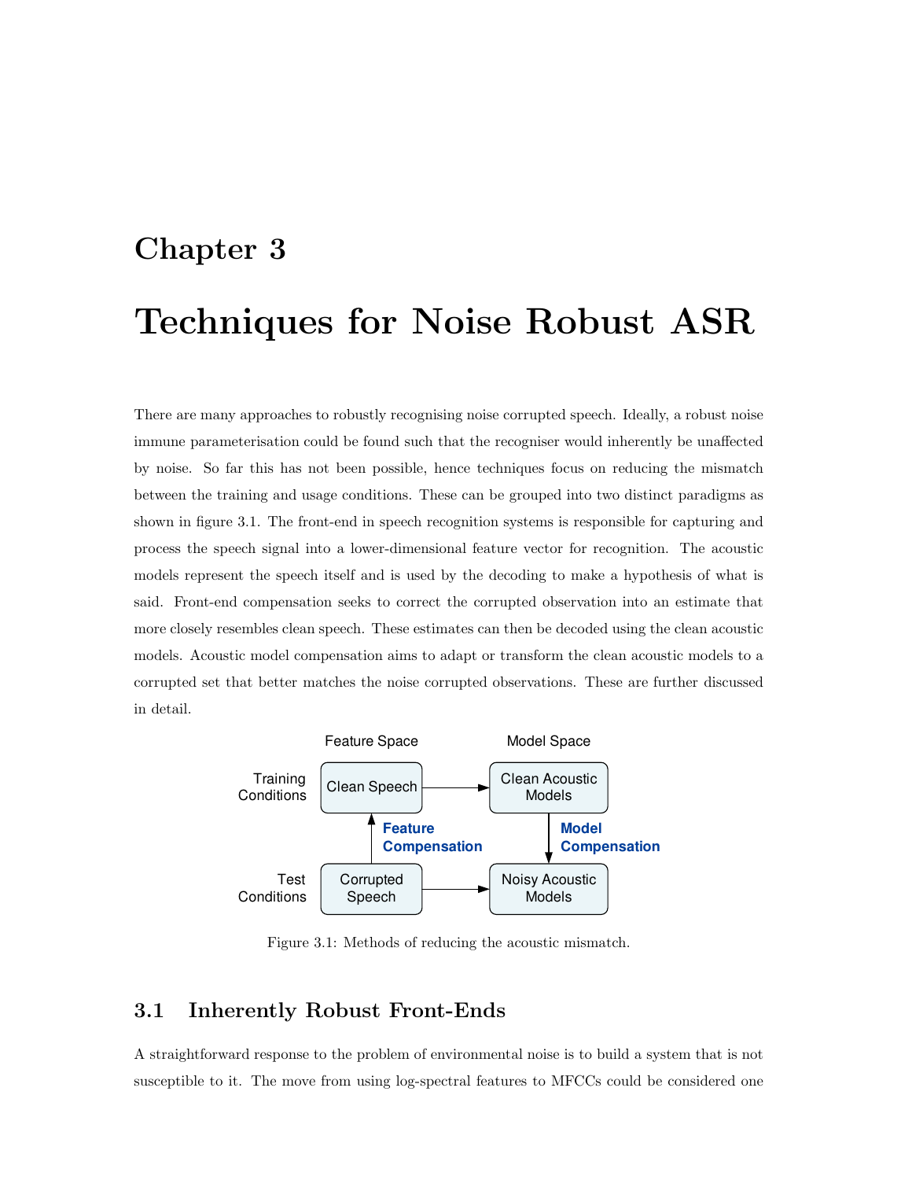# Chapter 3

# Techniques for Noise Robust ASR

There are many approaches to robustly recognising noise corrupted speech. Ideally, a robust noise immune parameterisation could be found such that the recogniser would inherently be unaffected by noise. So far this has not been possible, hence techniques focus on reducing the mismatch between the training and usage conditions. These can be grouped into two distinct paradigms as shown in figure 3.1. The front-end in speech recognition systems is responsible for capturing and process the speech signal into a lower-dimensional feature vector for recognition. The acoustic models represent the speech itself and is used by the decoding to make a hypothesis of what is said. Front-end compensation seeks to correct the corrupted observation into an estimate that more closely resembles clean speech. These estimates can then be decoded using the clean acoustic models. Acoustic model compensation aims to adapt or transform the clean acoustic models to a corrupted set that better matches the noise corrupted observations. These are further discussed in detail.

Feature Space — Model Space

Training Conditions: Clean Speech → Clean Acoustic Models

Feature Compensation (Corrupted Speech → Clean Speech); Model Compensation (Clean Acoustic Models → Noisy Acoustic Models)

Test Conditions: Corrupted Speech → Noisy Acoustic Models

Figure 3.1: Methods of reducing the acoustic mismatch.

## 3.1 Inherently Robust Front-Ends

A straightforward response to the problem of environmental noise is to build a system that is not susceptible to it. The move from using log-spectral features to MFCCs could be considered one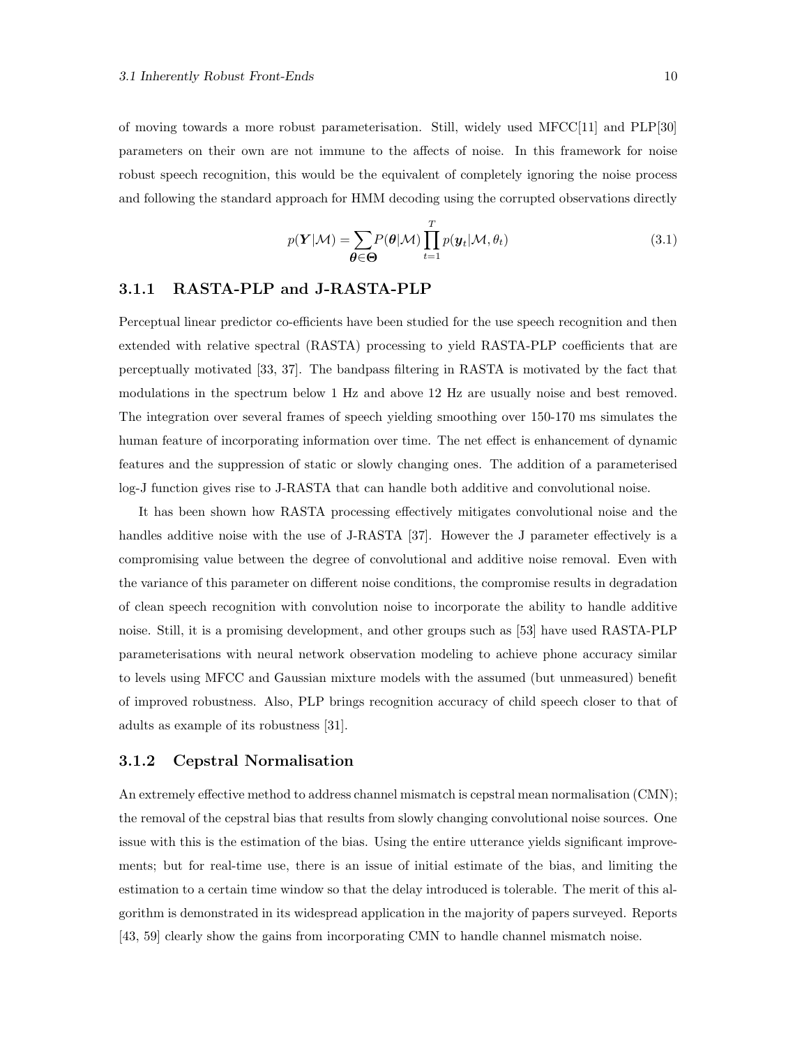of moving towards a more robust parameterisation. Still, widely used MFCC[11] and PLP[30] parameters on their own are not immune to the affects of noise. In this framework for noise robust speech recognition, this would be the equivalent of completely ignoring the noise process and following the standard approach for HMM decoding using the corrupted observations directly

$$p(\boldsymbol{Y}|\mathcal{M}) = \sum_{\boldsymbol{\theta} \in \boldsymbol{\Theta}} P(\boldsymbol{\theta}|\mathcal{M}) \prod_{t=1}^{T} p(\boldsymbol{y}_t|\mathcal{M}, \theta_t) \tag{3.1}$$

### 3.1.1 RASTA-PLP and J-RASTA-PLP

Perceptual linear predictor co-efficients have been studied for the use speech recognition and then extended with relative spectral (RASTA) processing to yield RASTA-PLP coefficients that are perceptually motivated [33, 37]. The bandpass filtering in RASTA is motivated by the fact that modulations in the spectrum below 1 Hz and above 12 Hz are usually noise and best removed. The integration over several frames of speech yielding smoothing over 150-170 ms simulates the human feature of incorporating information over time. The net effect is enhancement of dynamic features and the suppression of static or slowly changing ones. The addition of a parameterised log-J function gives rise to J-RASTA that can handle both additive and convolutional noise.

It has been shown how RASTA processing effectively mitigates convolutional noise and the handles additive noise with the use of J-RASTA [37]. However the J parameter effectively is a compromising value between the degree of convolutional and additive noise removal. Even with the variance of this parameter on different noise conditions, the compromise results in degradation of clean speech recognition with convolution noise to incorporate the ability to handle additive noise. Still, it is a promising development, and other groups such as [53] have used RASTA-PLP parameterisations with neural network observation modeling to achieve phone accuracy similar to levels using MFCC and Gaussian mixture models with the assumed (but unmeasured) benefit of improved robustness. Also, PLP brings recognition accuracy of child speech closer to that of adults as example of its robustness [31].

### 3.1.2 Cepstral Normalisation

An extremely effective method to address channel mismatch is cepstral mean normalisation (CMN); the removal of the cepstral bias that results from slowly changing convolutional noise sources. One issue with this is the estimation of the bias. Using the entire utterance yields significant improvements; but for real-time use, there is an issue of initial estimate of the bias, and limiting the estimation to a certain time window so that the delay introduced is tolerable. The merit of this algorithm is demonstrated in its widespread application in the majority of papers surveyed. Reports [43, 59] clearly show the gains from incorporating CMN to handle channel mismatch noise.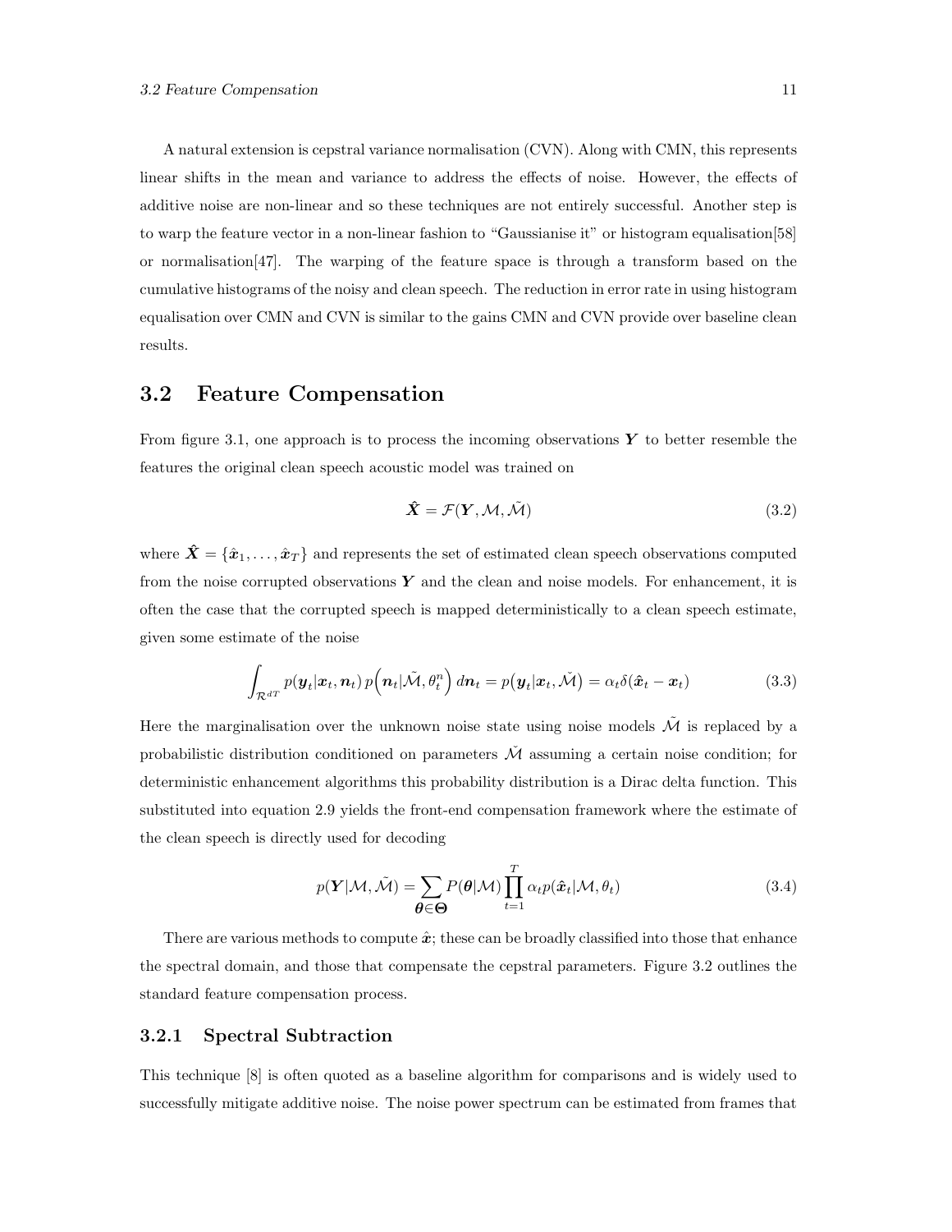A natural extension is cepstral variance normalisation (CVN). Along with CMN, this represents linear shifts in the mean and variance to address the effects of noise. However, the effects of additive noise are non-linear and so these techniques are not entirely successful. Another step is to warp the feature vector in a non-linear fashion to "Gaussianise it" or histogram equalisation[58] or normalisation[47]. The warping of the feature space is through a transform based on the cumulative histograms of the noisy and clean speech. The reduction in error rate in using histogram equalisation over CMN and CVN is similar to the gains CMN and CVN provide over baseline clean results.

## 3.2 Feature Compensation

From figure 3.1, one approach is to process the incoming observations $\boldsymbol{Y}$ to better resemble the features the original clean speech acoustic model was trained on

$$\hat{\boldsymbol{X}} = \mathcal{F}(\boldsymbol{Y}, \mathcal{M}, \tilde{\mathcal{M}}) \tag{3.2}$$

where $\hat{\boldsymbol{X}} = \{\hat{\boldsymbol{x}}_1, \ldots, \hat{\boldsymbol{x}}_T\}$ and represents the set of estimated clean speech observations computed from the noise corrupted observations $\boldsymbol{Y}$ and the clean and noise models. For enhancement, it is often the case that the corrupted speech is mapped deterministically to a clean speech estimate, given some estimate of the noise

$$\int_{\mathcal{R}^{dT}} p(\boldsymbol{y}_t|\boldsymbol{x}_t, \boldsymbol{n}_t)\, p\Big(\boldsymbol{n}_t|\tilde{\mathcal{M}}, \theta^n_t\Big)\, d\boldsymbol{n}_t = p\big(\boldsymbol{y}_t|\boldsymbol{x}_t, \check{\mathcal{M}}\big) = \alpha_t \delta(\hat{\boldsymbol{x}}_t - \boldsymbol{x}_t) \tag{3.3}$$

Here the marginalisation over the unknown noise state using noise models $\tilde{\mathcal{M}}$ is replaced by a probabilistic distribution conditioned on parameters $\check{\mathcal{M}}$ assuming a certain noise condition; for deterministic enhancement algorithms this probability distribution is a Dirac delta function. This substituted into equation 2.9 yields the front-end compensation framework where the estimate of the clean speech is directly used for decoding

$$p(\boldsymbol{Y}|\mathcal{M}, \tilde{\mathcal{M}}) = \sum_{\boldsymbol{\theta} \in \boldsymbol{\Theta}} P(\boldsymbol{\theta}|\mathcal{M}) \prod_{t=1}^{T} \alpha_t p(\hat{\boldsymbol{x}}_t|\mathcal{M}, \theta_t) \tag{3.4}$$

There are various methods to compute $\hat{\boldsymbol{x}}$; these can be broadly classified into those that enhance the spectral domain, and those that compensate the cepstral parameters. Figure 3.2 outlines the standard feature compensation process.

### 3.2.1 Spectral Subtraction

This technique [8] is often quoted as a baseline algorithm for comparisons and is widely used to successfully mitigate additive noise. The noise power spectrum can be estimated from frames that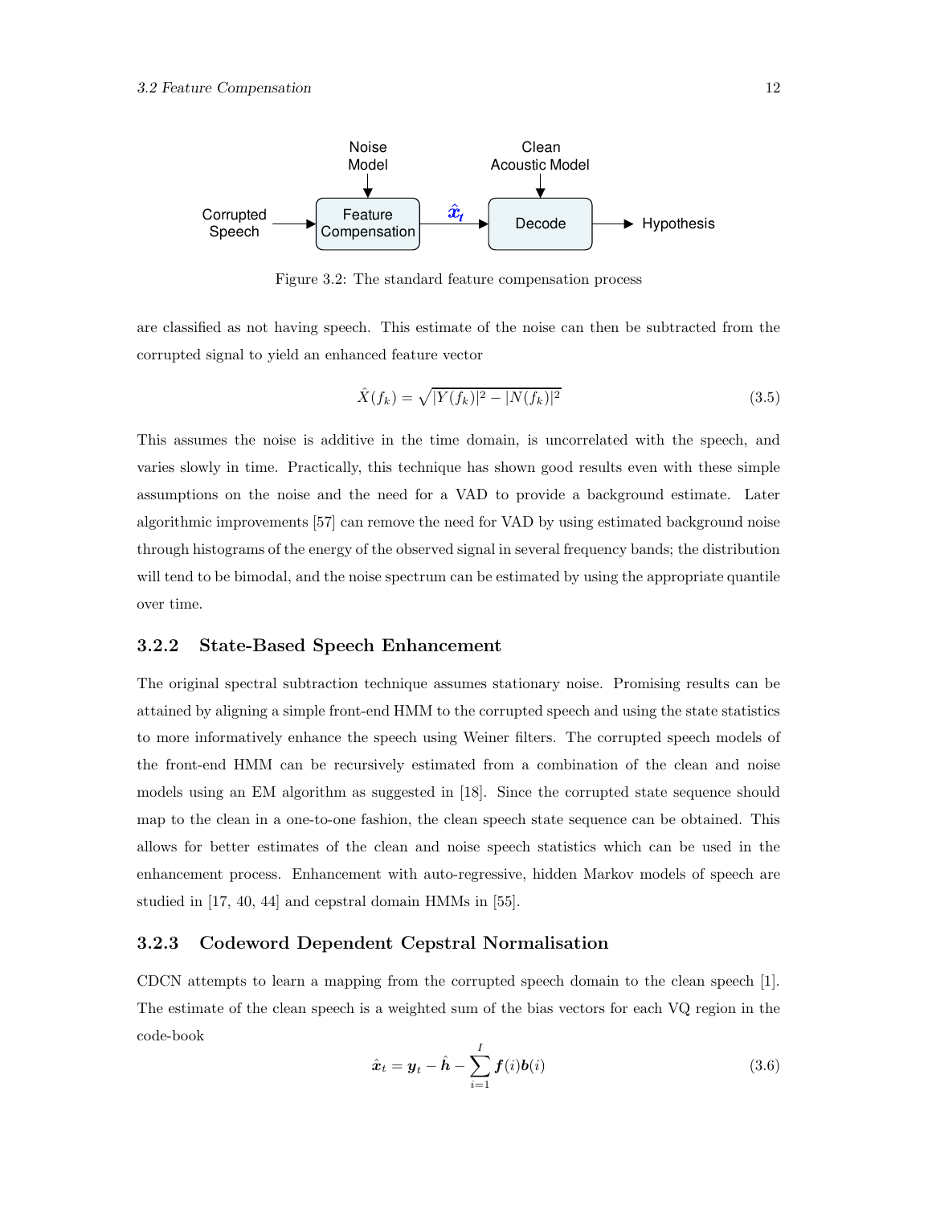Figure 3.2: The standard feature compensation process

are classified as not having speech. This estimate of the noise can then be subtracted from the corrupted signal to yield an enhanced feature vector

$$\hat{X}(f_k) = \sqrt{|Y(f_k)|^2 - |N(f_k)|^2} \tag{3.5}$$

This assumes the noise is additive in the time domain, is uncorrelated with the speech, and varies slowly in time. Practically, this technique has shown good results even with these simple assumptions on the noise and the need for a VAD to provide a background estimate. Later algorithmic improvements [57] can remove the need for VAD by using estimated background noise through histograms of the energy of the observed signal in several frequency bands; the distribution will tend to be bimodal, and the noise spectrum can be estimated by using the appropriate quantile over time.

### 3.2.2 State-Based Speech Enhancement

The original spectral subtraction technique assumes stationary noise. Promising results can be attained by aligning a simple front-end HMM to the corrupted speech and using the state statistics to more informatively enhance the speech using Weiner filters. The corrupted speech models of the front-end HMM can be recursively estimated from a combination of the clean and noise models using an EM algorithm as suggested in [18]. Since the corrupted state sequence should map to the clean in a one-to-one fashion, the clean speech state sequence can be obtained. This allows for better estimates of the clean and noise speech statistics which can be used in the enhancement process. Enhancement with auto-regressive, hidden Markov models of speech are studied in [17, 40, 44] and cepstral domain HMMs in [55].

### 3.2.3 Codeword Dependent Cepstral Normalisation

CDCN attempts to learn a mapping from the corrupted speech domain to the clean speech [1]. The estimate of the clean speech is a weighted sum of the bias vectors for each VQ region in the code-book

$$\hat{\boldsymbol{x}}_t = \boldsymbol{y}_t - \hat{\boldsymbol{h}} - \sum_{i=1}^{I} \boldsymbol{f}(i)\boldsymbol{b}(i) \tag{3.6}$$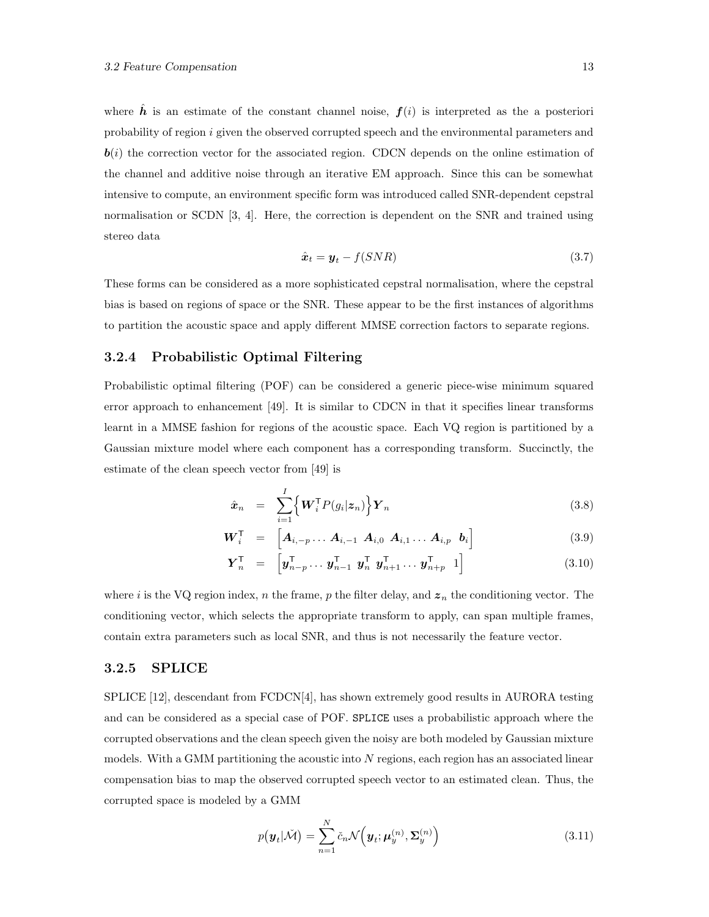where $\hat{\boldsymbol{h}}$ is an estimate of the constant channel noise, $\boldsymbol{f}(i)$ is interpreted as the a posteriori probability of region $i$ given the observed corrupted speech and the environmental parameters and $\boldsymbol{b}(i)$ the correction vector for the associated region. CDCN depends on the online estimation of the channel and additive noise through an iterative EM approach. Since this can be somewhat intensive to compute, an environment specific form was introduced called SNR-dependent cepstral normalisation or SCDN [3, 4]. Here, the correction is dependent on the SNR and trained using stereo data

$$\hat{\boldsymbol{x}}_t = \boldsymbol{y}_t - f(SNR) \tag{3.7}$$

These forms can be considered as a more sophisticated cepstral normalisation, where the cepstral bias is based on regions of space or the SNR. These appear to be the first instances of algorithms to partition the acoustic space and apply different MMSE correction factors to separate regions.

### 3.2.4 Probabilistic Optimal Filtering

Probabilistic optimal filtering (POF) can be considered a generic piece-wise minimum squared error approach to enhancement [49]. It is similar to CDCN in that it specifies linear transforms learnt in a MMSE fashion for regions of the acoustic space. Each VQ region is partitioned by a Gaussian mixture model where each component has a corresponding transform. Succinctly, the estimate of the clean speech vector from [49] is

$$\hat{\boldsymbol{x}}_n = \sum_{i=1}^{I} \Big\{ \boldsymbol{W}_i^{\mathsf{T}} P(g_i|\boldsymbol{z}_n) \Big\} \boldsymbol{Y}_n \tag{3.8}$$

$$\boldsymbol{W}_i^{\mathsf{T}} = \Big[ \boldsymbol{A}_{i,-p} \dots \boldsymbol{A}_{i,-1} \;\; \boldsymbol{A}_{i,0} \;\; \boldsymbol{A}_{i,1} \dots \boldsymbol{A}_{i,p} \;\; \boldsymbol{b}_i \Big] \tag{3.9}$$

$$\boldsymbol{Y}_n^{\mathsf{T}} = \Big[ \boldsymbol{y}_{n-p}^{\mathsf{T}} \dots \boldsymbol{y}_{n-1}^{\mathsf{T}} \;\; \boldsymbol{y}_n^{\mathsf{T}} \;\; \boldsymbol{y}_{n+1}^{\mathsf{T}} \dots \boldsymbol{y}_{n+p}^{\mathsf{T}} \;\; 1 \Big] \tag{3.10}$$

where $i$ is the VQ region index, $n$ the frame, $p$ the filter delay, and $\boldsymbol{z}_n$ the conditioning vector. The conditioning vector, which selects the appropriate transform to apply, can span multiple frames, contain extra parameters such as local SNR, and thus is not necessarily the feature vector.

### 3.2.5 SPLICE

SPLICE [12], descendant from FCDCN[4], has shown extremely good results in AURORA testing and can be considered as a special case of POF. `SPLICE` uses a probabilistic approach where the corrupted observations and the clean speech given the noisy are both modeled by Gaussian mixture models. With a GMM partitioning the acoustic into $N$ regions, each region has an associated linear compensation bias to map the observed corrupted speech vector to an estimated clean. Thus, the corrupted space is modeled by a GMM

$$p\big(\boldsymbol{y}_t|\check{\mathcal{M}}\big) = \sum_{n=1}^{N} \check{c}_n \mathcal{N}\Big(\boldsymbol{y}_t; \boldsymbol{\mu}_y^{(n)}, \boldsymbol{\Sigma}_y^{(n)}\Big) \tag{3.11}$$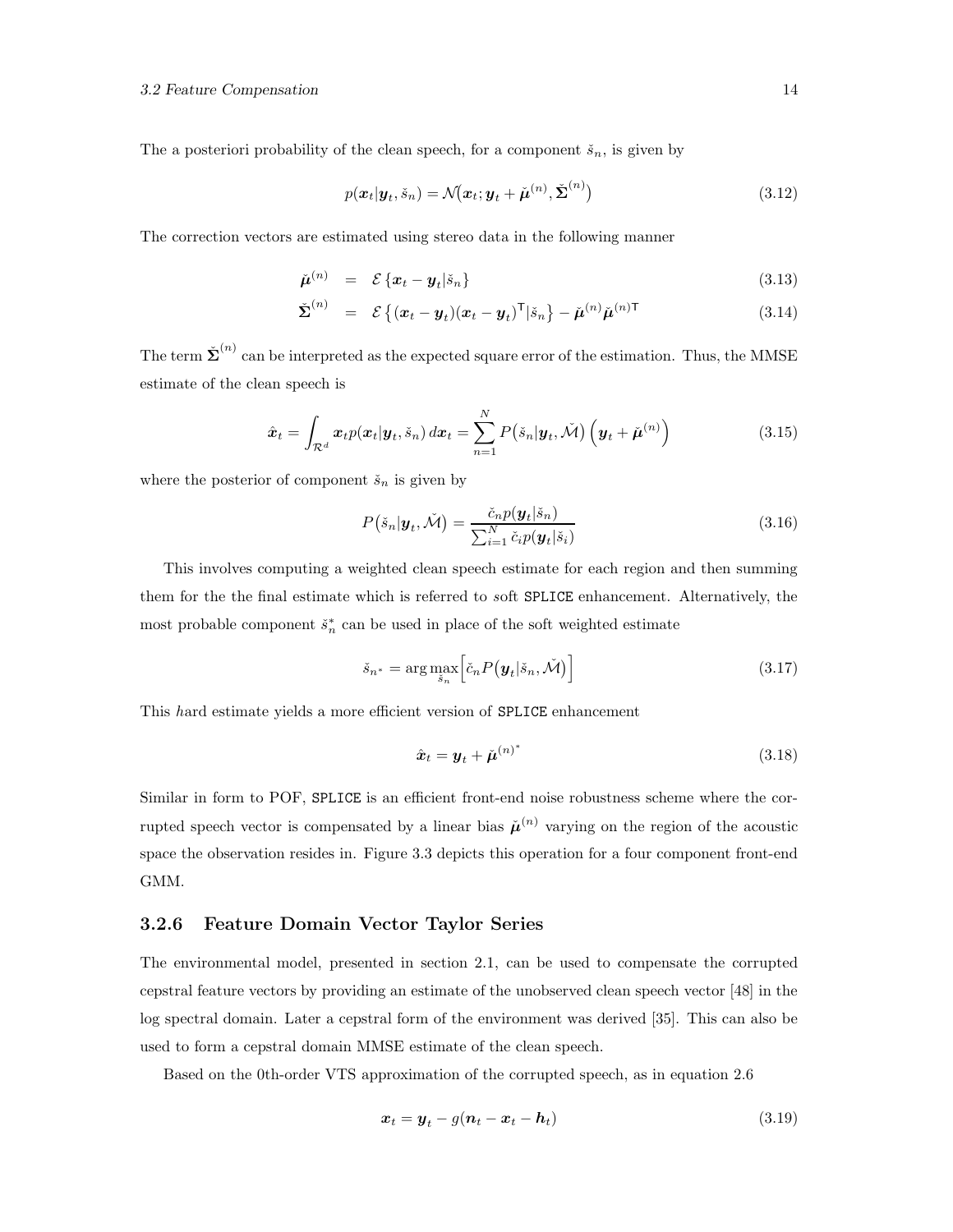The a posteriori probability of the clean speech, for a component $\check{s}_n$, is given by

$$p(\boldsymbol{x}_t|\boldsymbol{y}_t, \check{s}_n) = \mathcal{N}\big(\boldsymbol{x}_t; \boldsymbol{y}_t + \check{\boldsymbol{\mu}}^{(n)}, \check{\boldsymbol{\Sigma}}^{(n)}\big) \tag{3.12}$$

The correction vectors are estimated using stereo data in the following manner

$$\check{\boldsymbol{\mu}}^{(n)} = \mathcal{E}\left\{\boldsymbol{x}_t - \boldsymbol{y}_t|\check{s}_n\right\} \tag{3.13}$$

$$\check{\boldsymbol{\Sigma}}^{(n)} = \mathcal{E}\left\{(\boldsymbol{x}_t - \boldsymbol{y}_t)(\boldsymbol{x}_t - \boldsymbol{y}_t)^{\mathsf{T}}|\check{s}_n\right\} - \check{\boldsymbol{\mu}}^{(n)}\check{\boldsymbol{\mu}}^{(n)\mathsf{T}} \tag{3.14}$$

The term $\check{\boldsymbol{\Sigma}}^{(n)}$ can be interpreted as the expected square error of the estimation. Thus, the MMSE estimate of the clean speech is

$$\hat{\boldsymbol{x}}_t = \int_{\mathcal{R}^d} \boldsymbol{x}_t p(\boldsymbol{x}_t|\boldsymbol{y}_t, \check{s}_n)\, d\boldsymbol{x}_t = \sum_{n=1}^{N} P\big(\check{s}_n|\boldsymbol{y}_t, \check{\mathcal{M}}\big)\left(\boldsymbol{y}_t + \check{\boldsymbol{\mu}}^{(n)}\right) \tag{3.15}$$

where the posterior of component $\check{s}_n$ is given by

$$P\big(\check{s}_n|\boldsymbol{y}_t, \check{\mathcal{M}}\big) = \frac{\check{c}_n p(\boldsymbol{y}_t|\check{s}_n)}{\sum_{i=1}^{N} \check{c}_i p(\boldsymbol{y}_t|\check{s}_i)} \tag{3.16}$$

This involves computing a weighted clean speech estimate for each region and then summing them for the the final estimate which is referred to *s*oft SPLICE enhancement. Alternatively, the most probable component $\check{s}_n^*$ can be used in place of the soft weighted estimate

$$\check{s}_{n^*} = \arg\max_{\check{s}_n}\Big[\check{c}_n P\big(\boldsymbol{y}_t|\check{s}_n, \check{\mathcal{M}}\big)\Big] \tag{3.17}$$

This *h*ard estimate yields a more efficient version of SPLICE enhancement

$$\hat{\boldsymbol{x}}_t = \boldsymbol{y}_t + \check{\boldsymbol{\mu}}^{(n)^*} \tag{3.18}$$

Similar in form to POF, SPLICE is an efficient front-end noise robustness scheme where the corrupted speech vector is compensated by a linear bias $\check{\boldsymbol{\mu}}^{(n)}$ varying on the region of the acoustic space the observation resides in. Figure 3.3 depicts this operation for a four component front-end GMM.

### 3.2.6 Feature Domain Vector Taylor Series

The environmental model, presented in section 2.1, can be used to compensate the corrupted cepstral feature vectors by providing an estimate of the unobserved clean speech vector [48] in the log spectral domain. Later a cepstral form of the environment was derived [35]. This can also be used to form a cepstral domain MMSE estimate of the clean speech.

Based on the 0th-order VTS approximation of the corrupted speech, as in equation 2.6

$$\boldsymbol{x}_t = \boldsymbol{y}_t - g(\boldsymbol{n}_t - \boldsymbol{x}_t - \boldsymbol{h}_t) \tag{3.19}$$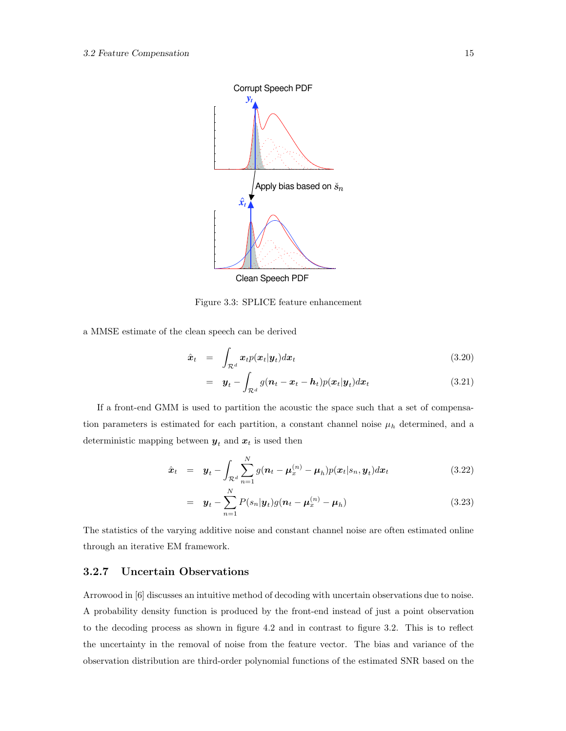Figure 3.3: SPLICE feature enhancement

a MMSE estimate of the clean speech can be derived

$$
\begin{aligned}
\hat{\boldsymbol{x}}_t &= \int_{\mathcal{R}^d} \boldsymbol{x}_t p(\boldsymbol{x}_t|\boldsymbol{y}_t) d\boldsymbol{x}_t & (3.20) \\
&= \boldsymbol{y}_t - \int_{\mathcal{R}^d} g(\boldsymbol{n}_t - \boldsymbol{x}_t - \boldsymbol{h}_t) p(\boldsymbol{x}_t|\boldsymbol{y}_t) d\boldsymbol{x}_t & (3.21)
\end{aligned}
$$

If a front-end GMM is used to partition the acoustic the space such that a set of compensation parameters is estimated for each partition, a constant channel noise $\mu_h$ determined, and a deterministic mapping between $\boldsymbol{y}_t$ and $\boldsymbol{x}_t$ is used then

$$
\begin{aligned}
\hat{\boldsymbol{x}}_t &= \boldsymbol{y}_t - \int_{\mathcal{R}^d} \sum_{n=1}^{N} g(\boldsymbol{n}_t - \boldsymbol{\mu}_x^{(n)} - \boldsymbol{\mu}_h) p(\boldsymbol{x}_t|s_n, \boldsymbol{y}_t) d\boldsymbol{x}_t & (3.22) \\
&= \boldsymbol{y}_t - \sum_{n=1}^{N} P(s_n|\boldsymbol{y}_t) g(\boldsymbol{n}_t - \boldsymbol{\mu}_x^{(n)} - \boldsymbol{\mu}_h) & (3.23)
\end{aligned}
$$

The statistics of the varying additive noise and constant channel noise are often estimated online through an iterative EM framework.

### 3.2.7 Uncertain Observations

Arrowood in [6] discusses an intuitive method of decoding with uncertain observations due to noise. A probability density function is produced by the front-end instead of just a point observation to the decoding process as shown in figure 4.2 and in contrast to figure 3.2. This is to reflect the uncertainty in the removal of noise from the feature vector. The bias and variance of the observation distribution are third-order polynomial functions of the estimated SNR based on the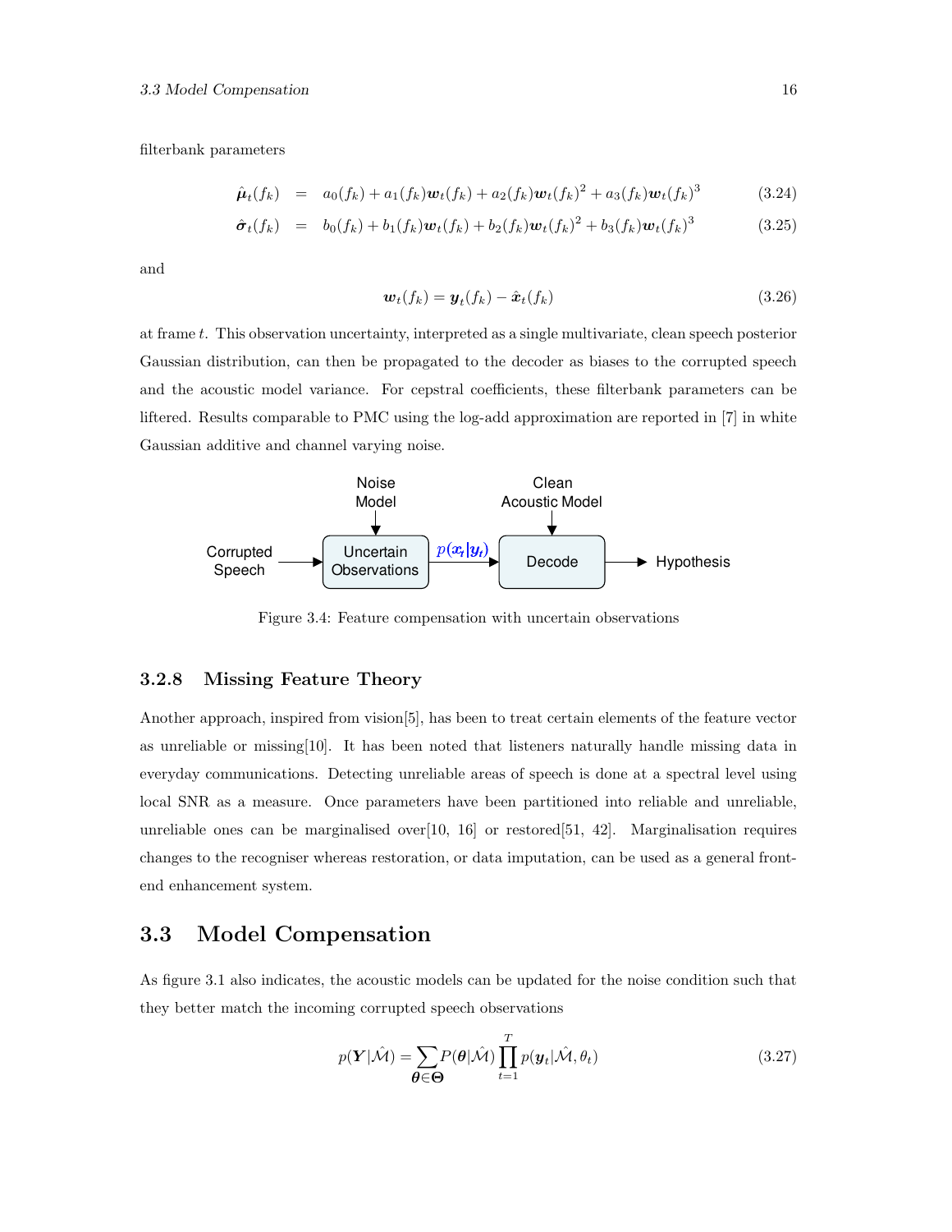filterbank parameters

$$\hat{\boldsymbol{\mu}}_t(f_k) = a_0(f_k) + a_1(f_k)\boldsymbol{w}_t(f_k) + a_2(f_k)\boldsymbol{w}_t(f_k)^2 + a_3(f_k)\boldsymbol{w}_t(f_k)^3 \tag{3.24}$$

$$\hat{\boldsymbol{\sigma}}_t(f_k) = b_0(f_k) + b_1(f_k)\boldsymbol{w}_t(f_k) + b_2(f_k)\boldsymbol{w}_t(f_k)^2 + b_3(f_k)\boldsymbol{w}_t(f_k)^3 \tag{3.25}$$

and

$$\boldsymbol{w}_t(f_k) = \boldsymbol{y}_t(f_k) - \hat{\boldsymbol{x}}_t(f_k) \tag{3.26}$$

at frame $t$. This observation uncertainty, interpreted as a single multivariate, clean speech posterior Gaussian distribution, can then be propagated to the decoder as biases to the corrupted speech and the acoustic model variance. For cepstral coefficients, these filterbank parameters can be liftered. Results comparable to PMC using the log-add approximation are reported in [7] in white Gaussian additive and channel varying noise.

Figure 3.4: Feature compensation with uncertain observations

### 3.2.8 Missing Feature Theory

Another approach, inspired from vision[5], has been to treat certain elements of the feature vector as unreliable or missing[10]. It has been noted that listeners naturally handle missing data in everyday communications. Detecting unreliable areas of speech is done at a spectral level using local SNR as a measure. Once parameters have been partitioned into reliable and unreliable, unreliable ones can be marginalised over[10, 16] or restored[51, 42]. Marginalisation requires changes to the recogniser whereas restoration, or data imputation, can be used as a general front-end enhancement system.

## 3.3 Model Compensation

As figure 3.1 also indicates, the acoustic models can be updated for the noise condition such that they better match the incoming corrupted speech observations

$$p(\boldsymbol{Y}|\hat{\mathcal{M}}) = \sum_{\boldsymbol{\theta}\in\boldsymbol{\Theta}} P(\boldsymbol{\theta}|\hat{\mathcal{M}}) \prod_{t=1}^{T} p(\boldsymbol{y}_t|\hat{\mathcal{M}}, \theta_t) \tag{3.27}$$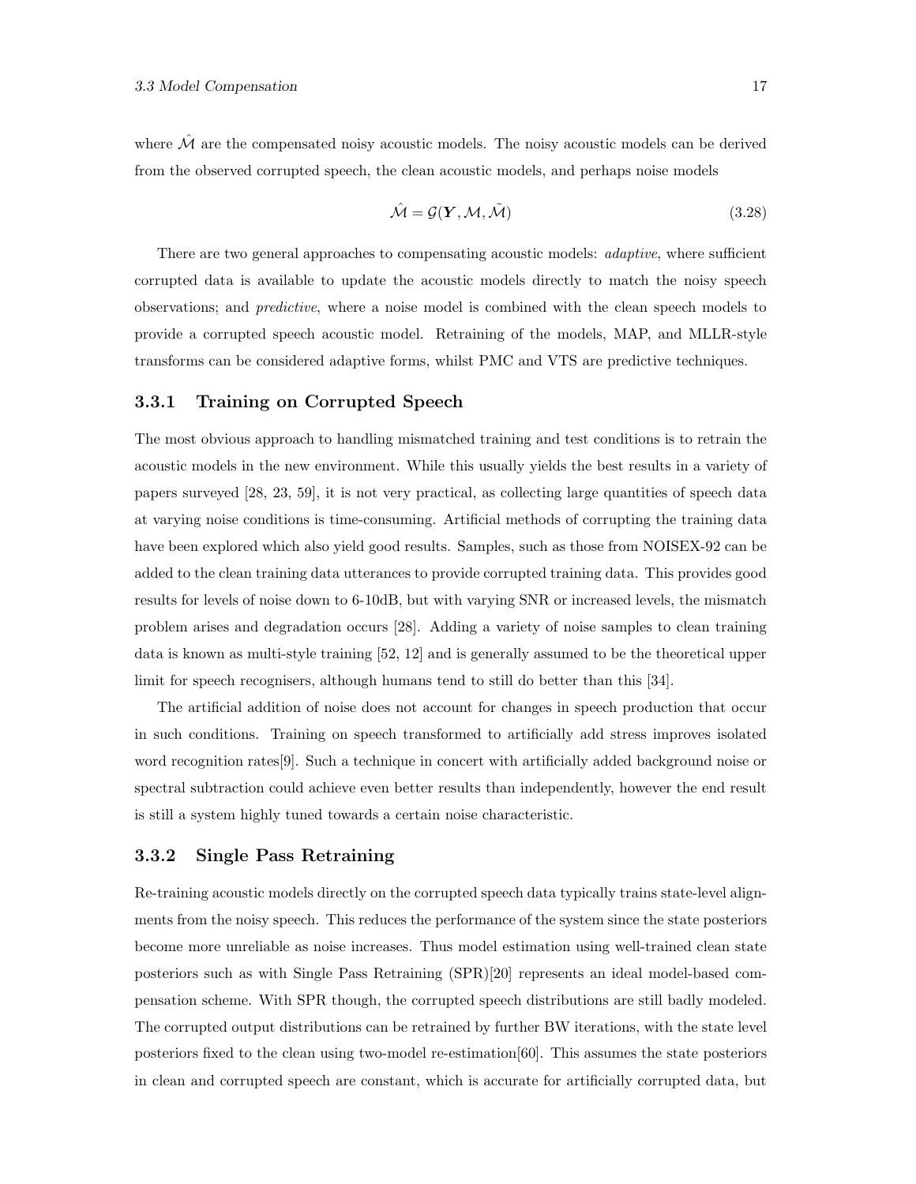where $\hat{\mathcal{M}}$ are the compensated noisy acoustic models. The noisy acoustic models can be derived from the observed corrupted speech, the clean acoustic models, and perhaps noise models

$$\hat{\mathcal{M}} = \mathcal{G}(\boldsymbol{Y}, \mathcal{M}, \tilde{\mathcal{M}}) \tag{3.28}$$

There are two general approaches to compensating acoustic models: *adaptive*, where sufficient corrupted data is available to update the acoustic models directly to match the noisy speech observations; and *predictive*, where a noise model is combined with the clean speech models to provide a corrupted speech acoustic model. Retraining of the models, MAP, and MLLR-style transforms can be considered adaptive forms, whilst PMC and VTS are predictive techniques.

### 3.3.1 Training on Corrupted Speech

The most obvious approach to handling mismatched training and test conditions is to retrain the acoustic models in the new environment. While this usually yields the best results in a variety of papers surveyed [28, 23, 59], it is not very practical, as collecting large quantities of speech data at varying noise conditions is time-consuming. Artificial methods of corrupting the training data have been explored which also yield good results. Samples, such as those from NOISEX-92 can be added to the clean training data utterances to provide corrupted training data. This provides good results for levels of noise down to 6-10dB, but with varying SNR or increased levels, the mismatch problem arises and degradation occurs [28]. Adding a variety of noise samples to clean training data is known as multi-style training [52, 12] and is generally assumed to be the theoretical upper limit for speech recognisers, although humans tend to still do better than this [34].

The artificial addition of noise does not account for changes in speech production that occur in such conditions. Training on speech transformed to artificially add stress improves isolated word recognition rates[9]. Such a technique in concert with artificially added background noise or spectral subtraction could achieve even better results than independently, however the end result is still a system highly tuned towards a certain noise characteristic.

### 3.3.2 Single Pass Retraining

Re-training acoustic models directly on the corrupted speech data typically trains state-level alignments from the noisy speech. This reduces the performance of the system since the state posteriors become more unreliable as noise increases. Thus model estimation using well-trained clean state posteriors such as with Single Pass Retraining (SPR)[20] represents an ideal model-based compensation scheme. With SPR though, the corrupted speech distributions are still badly modeled. The corrupted output distributions can be retrained by further BW iterations, with the state level posteriors fixed to the clean using two-model re-estimation[60]. This assumes the state posteriors in clean and corrupted speech are constant, which is accurate for artificially corrupted data, but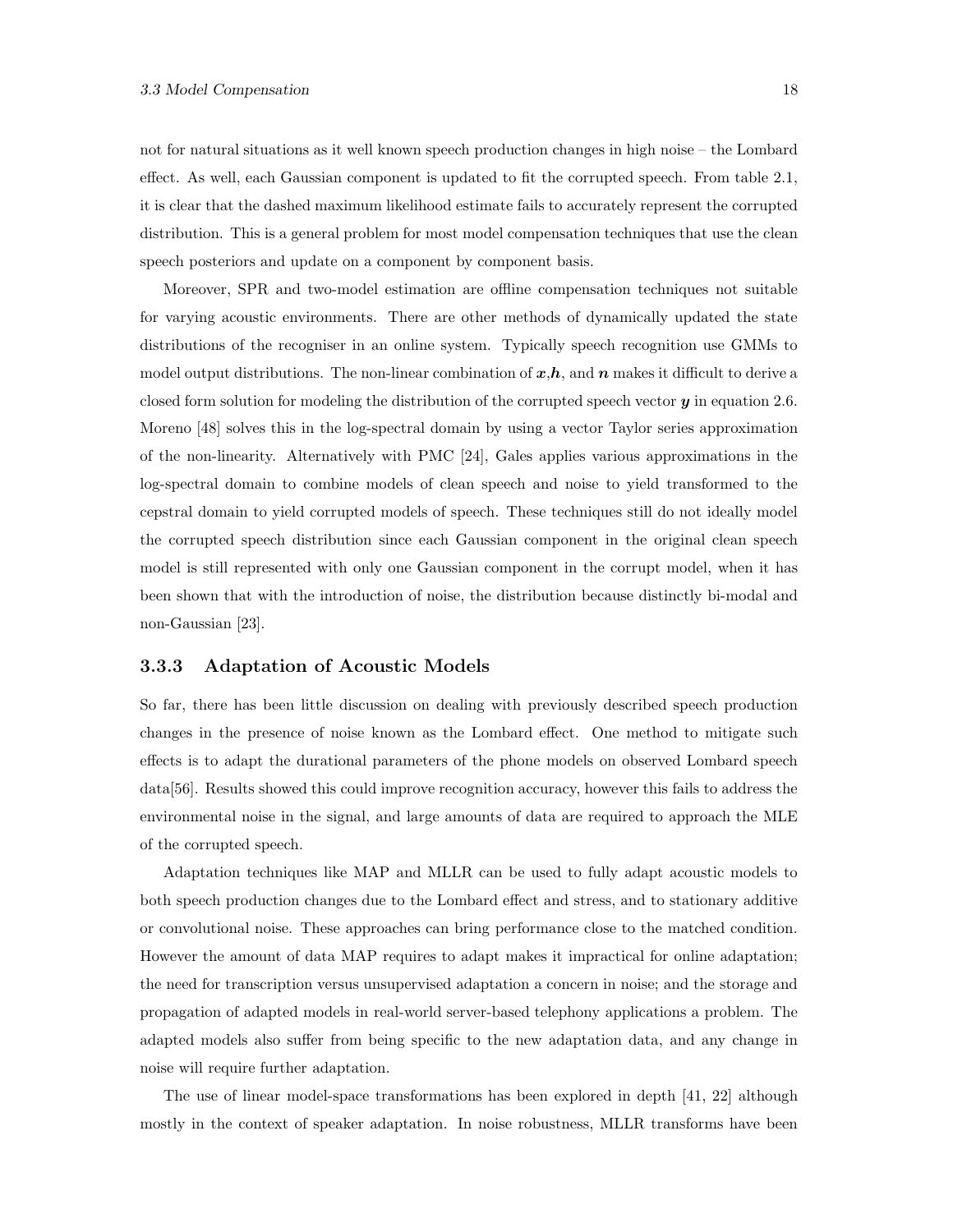not for natural situations as it well known speech production changes in high noise – the Lombard effect. As well, each Gaussian component is updated to fit the corrupted speech. From table 2.1, it is clear that the dashed maximum likelihood estimate fails to accurately represent the corrupted distribution. This is a general problem for most model compensation techniques that use the clean speech posteriors and update on a component by component basis.

Moreover, SPR and two-model estimation are offline compensation techniques not suitable for varying acoustic environments. There are other methods of dynamically updated the state distributions of the recogniser in an online system. Typically speech recognition use GMMs to model output distributions. The non-linear combination of $\boldsymbol{x}$,$\boldsymbol{h}$, and $\boldsymbol{n}$ makes it difficult to derive a closed form solution for modeling the distribution of the corrupted speech vector $\boldsymbol{y}$ in equation 2.6. Moreno [48] solves this in the log-spectral domain by using a vector Taylor series approximation of the non-linearity. Alternatively with PMC [24], Gales applies various approximations in the log-spectral domain to combine models of clean speech and noise to yield transformed to the cepstral domain to yield corrupted models of speech. These techniques still do not ideally model the corrupted speech distribution since each Gaussian component in the original clean speech model is still represented with only one Gaussian component in the corrupt model, when it has been shown that with the introduction of noise, the distribution because distinctly bi-modal and non-Gaussian [23].

### 3.3.3 Adaptation of Acoustic Models

So far, there has been little discussion on dealing with previously described speech production changes in the presence of noise known as the Lombard effect. One method to mitigate such effects is to adapt the durational parameters of the phone models on observed Lombard speech data[56]. Results showed this could improve recognition accuracy, however this fails to address the environmental noise in the signal, and large amounts of data are required to approach the MLE of the corrupted speech.

Adaptation techniques like MAP and MLLR can be used to fully adapt acoustic models to both speech production changes due to the Lombard effect and stress, and to stationary additive or convolutional noise. These approaches can bring performance close to the matched condition. However the amount of data MAP requires to adapt makes it impractical for online adaptation; the need for transcription versus unsupervised adaptation a concern in noise; and the storage and propagation of adapted models in real-world server-based telephony applications a problem. The adapted models also suffer from being specific to the new adaptation data, and any change in noise will require further adaptation.

The use of linear model-space transformations has been explored in depth [41, 22] although mostly in the context of speaker adaptation. In noise robustness, MLLR transforms have been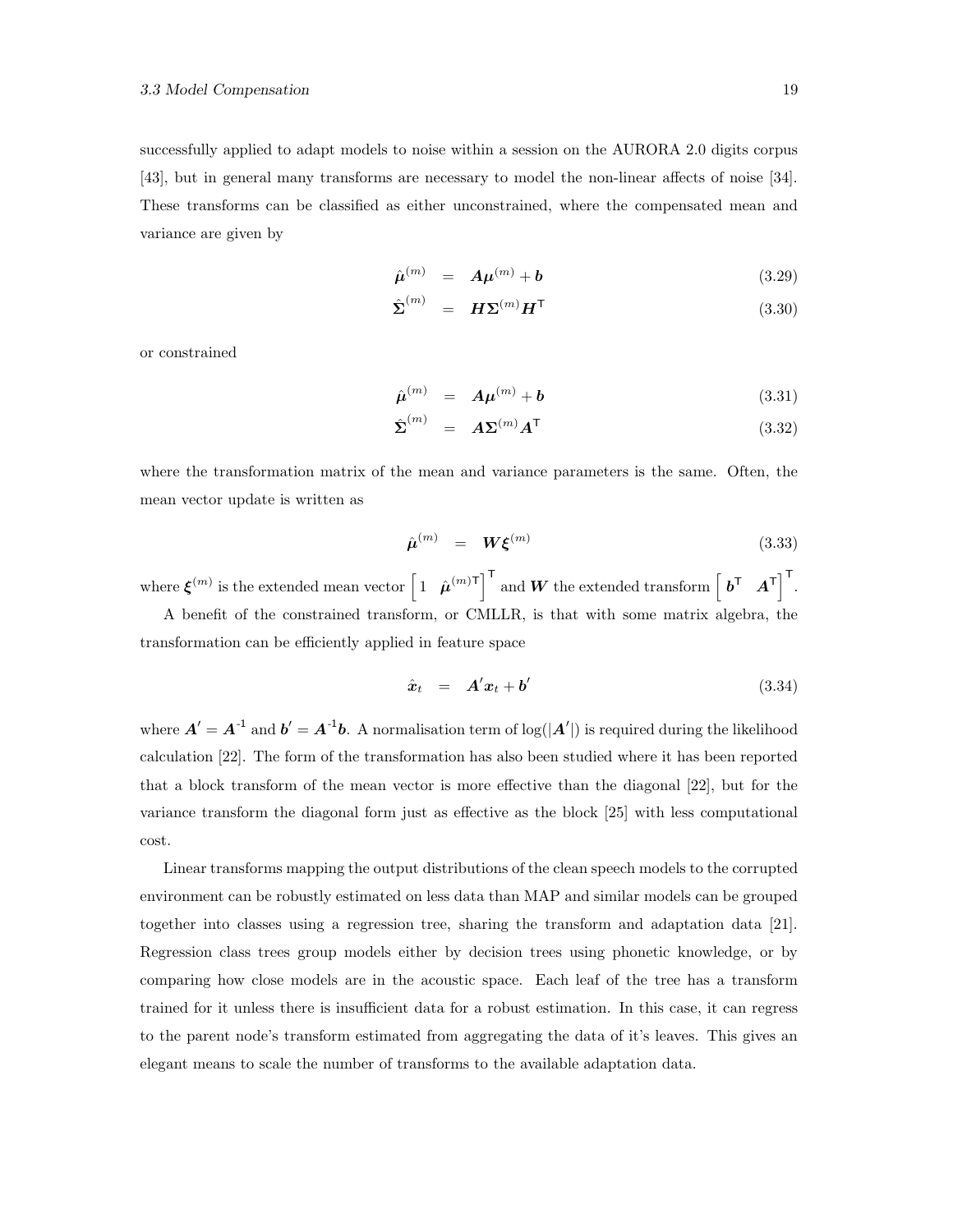successfully applied to adapt models to noise within a session on the AURORA 2.0 digits corpus [43], but in general many transforms are necessary to model the non-linear affects of noise [34]. These transforms can be classified as either unconstrained, where the compensated mean and variance are given by

$$\hat{\boldsymbol{\mu}}^{(m)} = \boldsymbol{A}\boldsymbol{\mu}^{(m)} + \boldsymbol{b} \tag{3.29}$$

$$\hat{\boldsymbol{\Sigma}}^{(m)} = \boldsymbol{H}\boldsymbol{\Sigma}^{(m)}\boldsymbol{H}^{\mathsf{T}} \tag{3.30}$$

or constrained

$$\hat{\boldsymbol{\mu}}^{(m)} = \boldsymbol{A}\boldsymbol{\mu}^{(m)} + \boldsymbol{b} \tag{3.31}$$

$$\hat{\boldsymbol{\Sigma}}^{(m)} = \boldsymbol{A}\boldsymbol{\Sigma}^{(m)}\boldsymbol{A}^{\mathsf{T}} \tag{3.32}$$

where the transformation matrix of the mean and variance parameters is the same. Often, the mean vector update is written as

$$\hat{\boldsymbol{\mu}}^{(m)} = \boldsymbol{W}\boldsymbol{\xi}^{(m)} \tag{3.33}$$

where $\boldsymbol{\xi}^{(m)}$ is the extended mean vector $\begin{bmatrix} 1 & \hat{\boldsymbol{\mu}}^{(m)\mathsf{T}} \end{bmatrix}^{\mathsf{T}}$ and $\boldsymbol{W}$ the extended transform $\begin{bmatrix} \boldsymbol{b}^{\mathsf{T}} & \boldsymbol{A}^{\mathsf{T}} \end{bmatrix}^{\mathsf{T}}$.

A benefit of the constrained transform, or CMLLR, is that with some matrix algebra, the transformation can be efficiently applied in feature space

$$\hat{\boldsymbol{x}}_t = \boldsymbol{A}'\boldsymbol{x}_t + \boldsymbol{b}' \tag{3.34}$$

where $\boldsymbol{A}' = \boldsymbol{A}^{-1}$ and $\boldsymbol{b}' = \boldsymbol{A}^{-1}\boldsymbol{b}$. A normalisation term of $\log(|\boldsymbol{A}'|)$ is required during the likelihood calculation [22]. The form of the transformation has also been studied where it has been reported that a block transform of the mean vector is more effective than the diagonal [22], but for the variance transform the diagonal form just as effective as the block [25] with less computational cost.

Linear transforms mapping the output distributions of the clean speech models to the corrupted environment can be robustly estimated on less data than MAP and similar models can be grouped together into classes using a regression tree, sharing the transform and adaptation data [21]. Regression class trees group models either by decision trees using phonetic knowledge, or by comparing how close models are in the acoustic space. Each leaf of the tree has a transform trained for it unless there is insufficient data for a robust estimation. In this case, it can regress to the parent node's transform estimated from aggregating the data of it's leaves. This gives an elegant means to scale the number of transforms to the available adaptation data.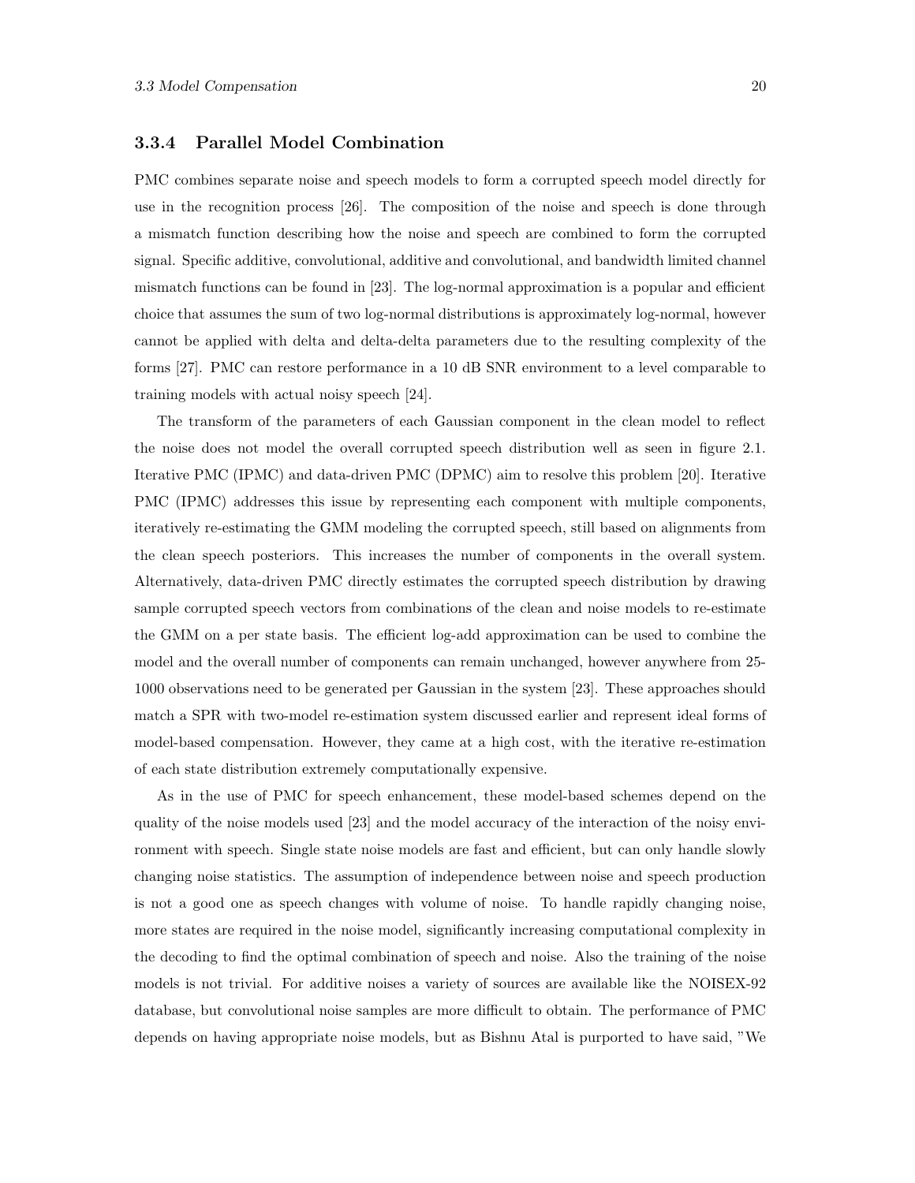### 3.3.4 Parallel Model Combination

PMC combines separate noise and speech models to form a corrupted speech model directly for use in the recognition process [26]. The composition of the noise and speech is done through a mismatch function describing how the noise and speech are combined to form the corrupted signal. Specific additive, convolutional, additive and convolutional, and bandwidth limited channel mismatch functions can be found in [23]. The log-normal approximation is a popular and efficient choice that assumes the sum of two log-normal distributions is approximately log-normal, however cannot be applied with delta and delta-delta parameters due to the resulting complexity of the forms [27]. PMC can restore performance in a 10 dB SNR environment to a level comparable to training models with actual noisy speech [24].

The transform of the parameters of each Gaussian component in the clean model to reflect the noise does not model the overall corrupted speech distribution well as seen in figure 2.1. Iterative PMC (IPMC) and data-driven PMC (DPMC) aim to resolve this problem [20]. Iterative PMC (IPMC) addresses this issue by representing each component with multiple components, iteratively re-estimating the GMM modeling the corrupted speech, still based on alignments from the clean speech posteriors. This increases the number of components in the overall system. Alternatively, data-driven PMC directly estimates the corrupted speech distribution by drawing sample corrupted speech vectors from combinations of the clean and noise models to re-estimate the GMM on a per state basis. The efficient log-add approximation can be used to combine the model and the overall number of components can remain unchanged, however anywhere from 25-1000 observations need to be generated per Gaussian in the system [23]. These approaches should match a SPR with two-model re-estimation system discussed earlier and represent ideal forms of model-based compensation. However, they came at a high cost, with the iterative re-estimation of each state distribution extremely computationally expensive.

As in the use of PMC for speech enhancement, these model-based schemes depend on the quality of the noise models used [23] and the model accuracy of the interaction of the noisy environment with speech. Single state noise models are fast and efficient, but can only handle slowly changing noise statistics. The assumption of independence between noise and speech production is not a good one as speech changes with volume of noise. To handle rapidly changing noise, more states are required in the noise model, significantly increasing computational complexity in the decoding to find the optimal combination of speech and noise. Also the training of the noise models is not trivial. For additive noises a variety of sources are available like the NOISEX-92 database, but convolutional noise samples are more difficult to obtain. The performance of PMC depends on having appropriate noise models, but as Bishnu Atal is purported to have said, "We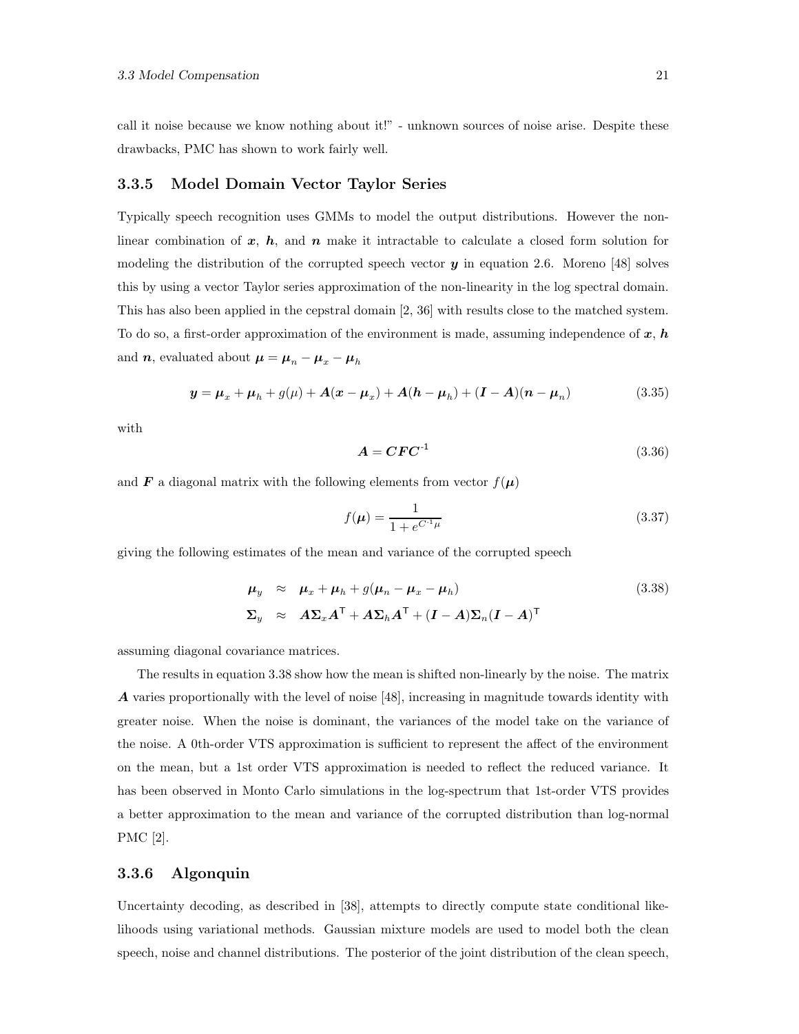call it noise because we know nothing about it!" - unknown sources of noise arise. Despite these drawbacks, PMC has shown to work fairly well.

### 3.3.5 Model Domain Vector Taylor Series

Typically speech recognition uses GMMs to model the output distributions. However the non-linear combination of $\boldsymbol{x}$, $\boldsymbol{h}$, and $\boldsymbol{n}$ make it intractable to calculate a closed form solution for modeling the distribution of the corrupted speech vector $\boldsymbol{y}$ in equation 2.6. Moreno [48] solves this by using a vector Taylor series approximation of the non-linearity in the log spectral domain. This has also been applied in the cepstral domain [2, 36] with results close to the matched system. To do so, a first-order approximation of the environment is made, assuming independence of $\boldsymbol{x}$, $\boldsymbol{h}$ and $\boldsymbol{n}$, evaluated about $\boldsymbol{\mu} = \boldsymbol{\mu}_n - \boldsymbol{\mu}_x - \boldsymbol{\mu}_h$

$$\boldsymbol{y} = \boldsymbol{\mu}_x + \boldsymbol{\mu}_h + g(\mu) + \boldsymbol{A}(\boldsymbol{x} - \boldsymbol{\mu}_x) + \boldsymbol{A}(\boldsymbol{h} - \boldsymbol{\mu}_h) + (\boldsymbol{I} - \boldsymbol{A})(\boldsymbol{n} - \boldsymbol{\mu}_n) \tag{3.35}$$

with

$$\boldsymbol{A} = \boldsymbol{C}\boldsymbol{F}\boldsymbol{C}^{-1} \tag{3.36}$$

and $\boldsymbol{F}$ a diagonal matrix with the following elements from vector $f(\boldsymbol{\mu})$

$$f(\boldsymbol{\mu}) = \frac{1}{1 + e^{C^{-1}\mu}} \tag{3.37}$$

giving the following estimates of the mean and variance of the corrupted speech

$$\begin{aligned}
\boldsymbol{\mu}_y &\approx \boldsymbol{\mu}_x + \boldsymbol{\mu}_h + g(\boldsymbol{\mu}_n - \boldsymbol{\mu}_x - \boldsymbol{\mu}_h) \\
\boldsymbol{\Sigma}_y &\approx \boldsymbol{A}\boldsymbol{\Sigma}_x\boldsymbol{A}^\mathsf{T} + \boldsymbol{A}\boldsymbol{\Sigma}_h\boldsymbol{A}^\mathsf{T} + (\boldsymbol{I} - \boldsymbol{A})\boldsymbol{\Sigma}_n(\boldsymbol{I} - \boldsymbol{A})^\mathsf{T}
\end{aligned} \tag{3.38}$$

assuming diagonal covariance matrices.

The results in equation 3.38 show how the mean is shifted non-linearly by the noise. The matrix $\boldsymbol{A}$ varies proportionally with the level of noise [48], increasing in magnitude towards identity with greater noise. When the noise is dominant, the variances of the model take on the variance of the noise. A 0th-order VTS approximation is sufficient to represent the affect of the environment on the mean, but a 1st order VTS approximation is needed to reflect the reduced variance. It has been observed in Monto Carlo simulations in the log-spectrum that 1st-order VTS provides a better approximation to the mean and variance of the corrupted distribution than log-normal PMC [2].

### 3.3.6 Algonquin

Uncertainty decoding, as described in [38], attempts to directly compute state conditional likelihoods using variational methods. Gaussian mixture models are used to model both the clean speech, noise and channel distributions. The posterior of the joint distribution of the clean speech,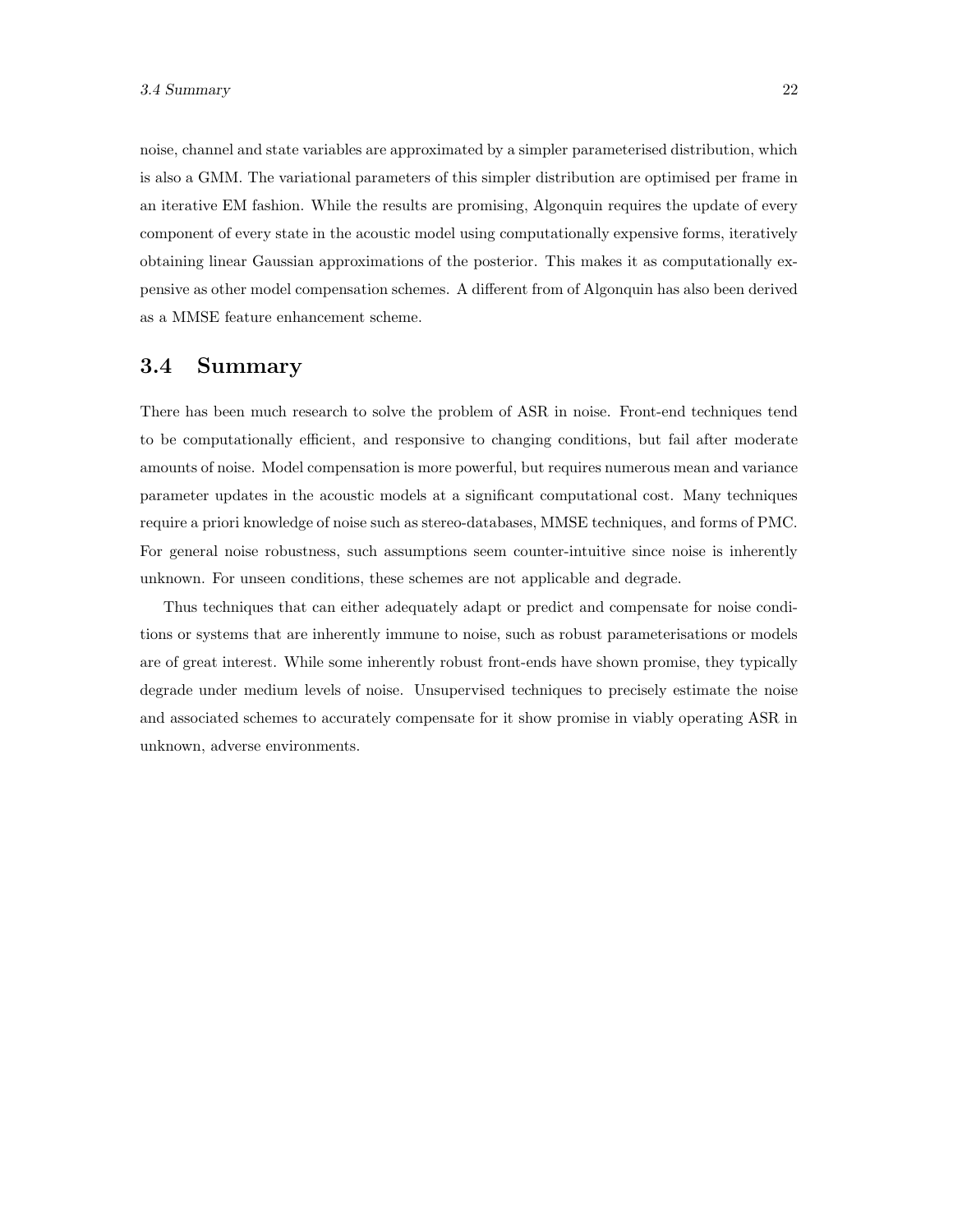noise, channel and state variables are approximated by a simpler parameterised distribution, which is also a GMM. The variational parameters of this simpler distribution are optimised per frame in an iterative EM fashion. While the results are promising, Algonquin requires the update of every component of every state in the acoustic model using computationally expensive forms, iteratively obtaining linear Gaussian approximations of the posterior. This makes it as computationally expensive as other model compensation schemes. A different from of Algonquin has also been derived as a MMSE feature enhancement scheme.

## 3.4 Summary

There has been much research to solve the problem of ASR in noise. Front-end techniques tend to be computationally efficient, and responsive to changing conditions, but fail after moderate amounts of noise. Model compensation is more powerful, but requires numerous mean and variance parameter updates in the acoustic models at a significant computational cost. Many techniques require a priori knowledge of noise such as stereo-databases, MMSE techniques, and forms of PMC. For general noise robustness, such assumptions seem counter-intuitive since noise is inherently unknown. For unseen conditions, these schemes are not applicable and degrade.

Thus techniques that can either adequately adapt or predict and compensate for noise conditions or systems that are inherently immune to noise, such as robust parameterisations or models are of great interest. While some inherently robust front-ends have shown promise, they typically degrade under medium levels of noise. Unsupervised techniques to precisely estimate the noise and associated schemes to accurately compensate for it show promise in viably operating ASR in unknown, adverse environments.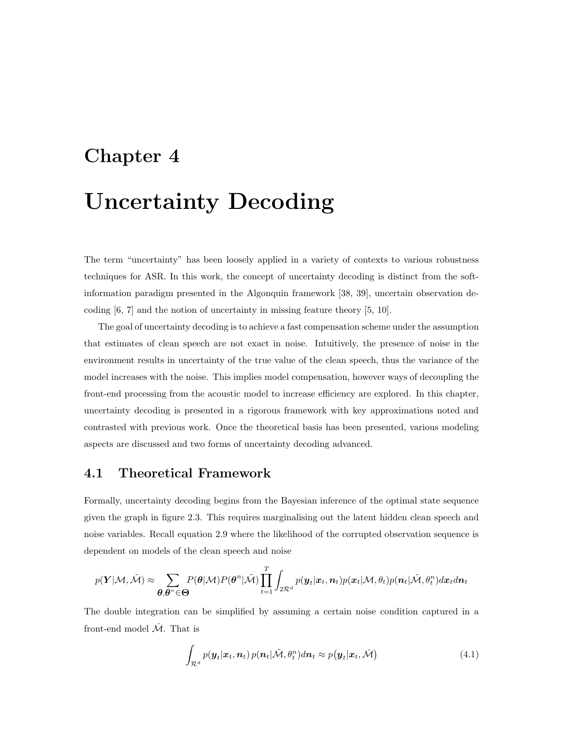# Chapter 4

# Uncertainty Decoding

The term "uncertainty" has been loosely applied in a variety of contexts to various robustness techniques for ASR. In this work, the concept of uncertainty decoding is distinct from the soft-information paradigm presented in the Algonquin framework [38, 39], uncertain observation decoding [6, 7] and the notion of uncertainty in missing feature theory [5, 10].

The goal of uncertainty decoding is to achieve a fast compensation scheme under the assumption that estimates of clean speech are not exact in noise. Intuitively, the presence of noise in the environment results in uncertainty of the true value of the clean speech, thus the variance of the model increases with the noise. This implies model compensation, however ways of decoupling the front-end processing from the acoustic model to increase efficiency are explored. In this chapter, uncertainty decoding is presented in a rigorous framework with key approximations noted and contrasted with previous work. Once the theoretical basis has been presented, various modeling aspects are discussed and two forms of uncertainty decoding advanced.

## 4.1 Theoretical Framework

Formally, uncertainty decoding begins from the Bayesian inference of the optimal state sequence given the graph in figure 2.3. This requires marginalising out the latent hidden clean speech and noise variables. Recall equation 2.9 where the likelihood of the corrupted observation sequence is dependent on models of the clean speech and noise

$$p(\boldsymbol{Y}|\mathcal{M},\tilde{\mathcal{M}}) \approx \sum_{\boldsymbol{\theta},\boldsymbol{\theta}^n \in \boldsymbol{\Theta}} P(\boldsymbol{\theta}|\mathcal{M})P(\boldsymbol{\theta}^n|\tilde{\mathcal{M}}) \prod_{t=1}^{T} \int_{2\mathcal{R}^d} p(\boldsymbol{y}_t|\boldsymbol{x}_t,\boldsymbol{n}_t)p(\boldsymbol{x}_t|\mathcal{M},\theta_t)p(\boldsymbol{n}_t|\tilde{\mathcal{M}},\theta_t^n)d\boldsymbol{x}_t d\boldsymbol{n}_t$$

The double integration can be simplified by assuming a certain noise condition captured in a front-end model $\check{\mathcal{M}}$. That is

$$\int_{\mathcal{R}^d} p(\boldsymbol{y}_t|\boldsymbol{x}_t,\boldsymbol{n}_t)\,p(\boldsymbol{n}_t|\tilde{\mathcal{M}},\theta_t^n)d\boldsymbol{n}_t \approx p\big(\boldsymbol{y}_t|\boldsymbol{x}_t,\check{\mathcal{M}}\big) \tag{4.1}$$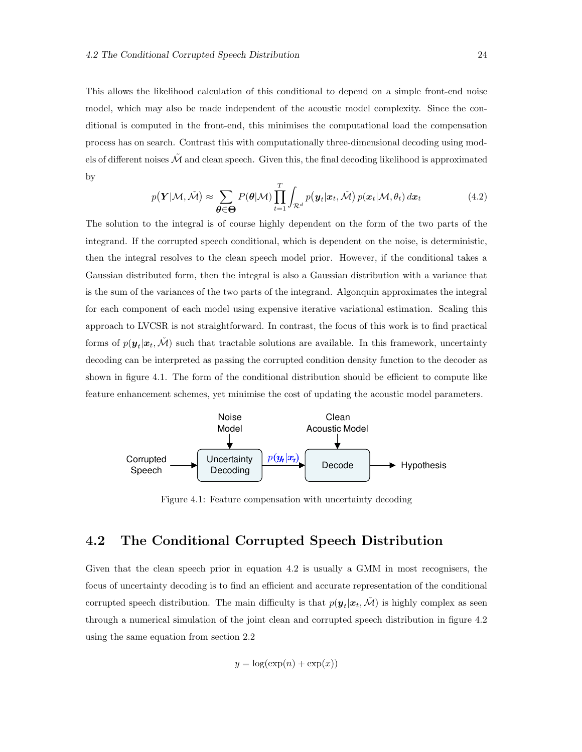This allows the likelihood calculation of this conditional to depend on a simple front-end noise model, which may also be made independent of the acoustic model complexity. Since the conditional is computed in the front-end, this minimises the computational load the compensation process has on search. Contrast this with computationally three-dimensional decoding using models of different noises $\tilde{\mathcal{M}}$ and clean speech. Given this, the final decoding likelihood is approximated by

$$p(\boldsymbol{Y}|\mathcal{M}, \check{\mathcal{M}}) \approx \sum_{\boldsymbol{\theta} \in \boldsymbol{\Theta}} P(\boldsymbol{\theta}|\mathcal{M}) \prod_{t=1}^{T} \int_{\mathcal{R}^d} p(\boldsymbol{y}_t|\boldsymbol{x}_t, \check{\mathcal{M}})\, p(\boldsymbol{x}_t|\mathcal{M}, \theta_t)\, d\boldsymbol{x}_t \tag{4.2}$$

The solution to the integral is of course highly dependent on the form of the two parts of the integrand. If the corrupted speech conditional, which is dependent on the noise, is deterministic, then the integral resolves to the clean speech model prior. However, if the conditional takes a Gaussian distributed form, then the integral is also a Gaussian distribution with a variance that is the sum of the variances of the two parts of the integrand. Algonquin approximates the integral for each component of each model using expensive iterative variational estimation. Scaling this approach to LVCSR is not straightforward. In contrast, the focus of this work is to find practical forms of $p(\boldsymbol{y}_t|\boldsymbol{x}_t, \check{\mathcal{M}})$ such that tractable solutions are available. In this framework, uncertainty decoding can be interpreted as passing the corrupted condition density function to the decoder as shown in figure 4.1. The form of the conditional distribution should be efficient to compute like feature enhancement schemes, yet minimise the cost of updating the acoustic model parameters.

Figure 4.1: Feature compensation with uncertainty decoding

## 4.2 The Conditional Corrupted Speech Distribution

Given that the clean speech prior in equation 4.2 is usually a GMM in most recognisers, the focus of uncertainty decoding is to find an efficient and accurate representation of the conditional corrupted speech distribution. The main difficulty is that $p(\boldsymbol{y}_t|\boldsymbol{x}_t, \check{\mathcal{M}})$ is highly complex as seen through a numerical simulation of the joint clean and corrupted speech distribution in figure 4.2 using the same equation from section 2.2

$$y = \log(\exp(n) + \exp(x))$$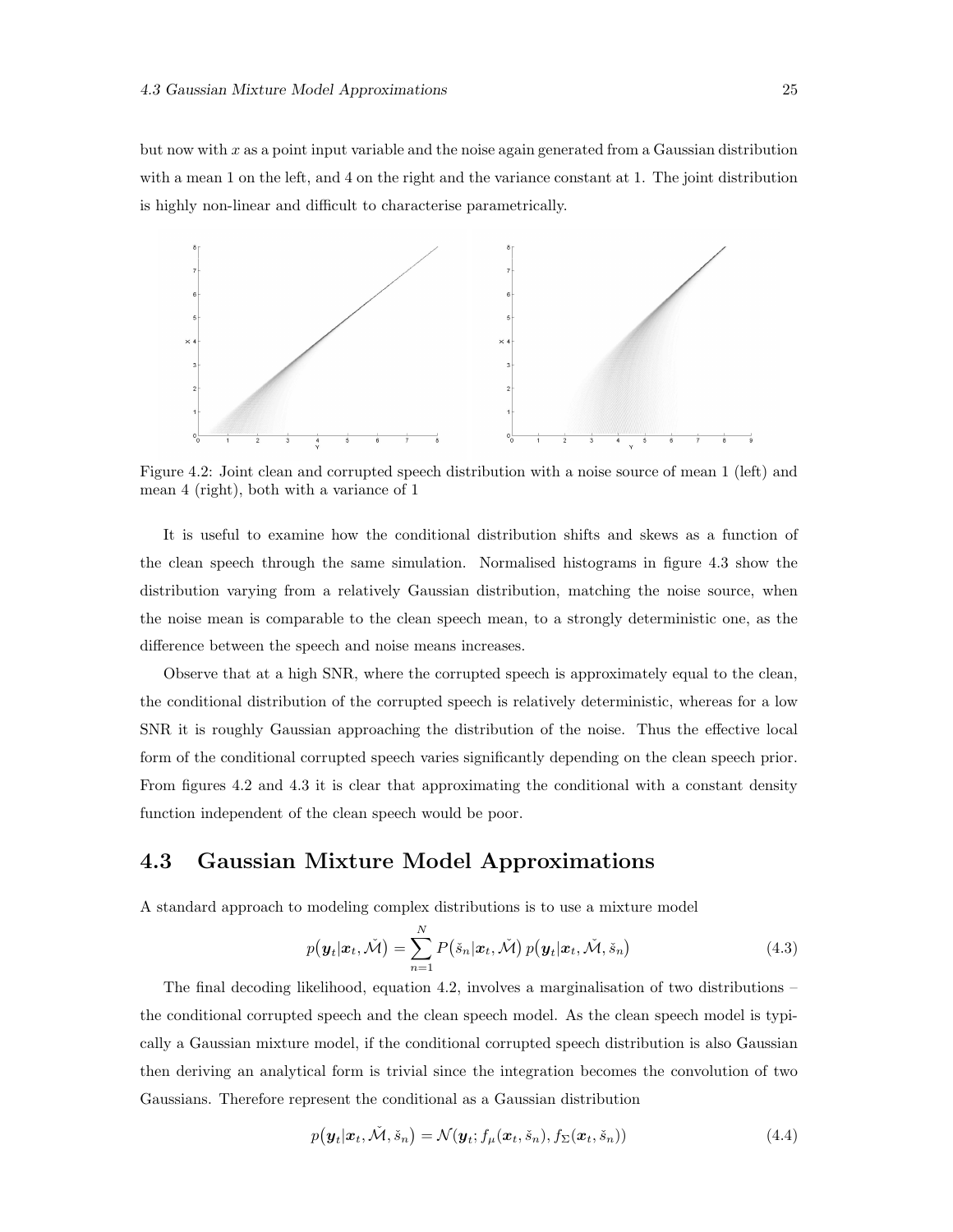but now with $x$ as a point input variable and the noise again generated from a Gaussian distribution with a mean 1 on the left, and 4 on the right and the variance constant at 1. The joint distribution is highly non-linear and difficult to characterise parametrically.

Figure 4.2: Joint clean and corrupted speech distribution with a noise source of mean 1 (left) and mean 4 (right), both with a variance of 1

It is useful to examine how the conditional distribution shifts and skews as a function of the clean speech through the same simulation. Normalised histograms in figure 4.3 show the distribution varying from a relatively Gaussian distribution, matching the noise source, when the noise mean is comparable to the clean speech mean, to a strongly deterministic one, as the difference between the speech and noise means increases.

Observe that at a high SNR, where the corrupted speech is approximately equal to the clean, the conditional distribution of the corrupted speech is relatively deterministic, whereas for a low SNR it is roughly Gaussian approaching the distribution of the noise. Thus the effective local form of the conditional corrupted speech varies significantly depending on the clean speech prior. From figures 4.2 and 4.3 it is clear that approximating the conditional with a constant density function independent of the clean speech would be poor.

## 4.3 Gaussian Mixture Model Approximations

A standard approach to modeling complex distributions is to use a mixture model

$$p\big(\boldsymbol{y}_t|\boldsymbol{x}_t, \check{\mathcal{M}}\big) = \sum_{n=1}^{N} P\big(\check{s}_n|\boldsymbol{x}_t, \check{\mathcal{M}}\big)\, p\big(\boldsymbol{y}_t|\boldsymbol{x}_t, \check{\mathcal{M}}, \check{s}_n\big) \tag{4.3}$$

The final decoding likelihood, equation 4.2, involves a marginalisation of two distributions – the conditional corrupted speech and the clean speech model. As the clean speech model is typically a Gaussian mixture model, if the conditional corrupted speech distribution is also Gaussian then deriving an analytical form is trivial since the integration becomes the convolution of two Gaussians. Therefore represent the conditional as a Gaussian distribution

$$p\big(\boldsymbol{y}_t|\boldsymbol{x}_t, \check{\mathcal{M}}, \check{s}_n\big) = \mathcal{N}(\boldsymbol{y}_t; f_\mu(\boldsymbol{x}_t, \check{s}_n), f_\Sigma(\boldsymbol{x}_t, \check{s}_n)) \tag{4.4}$$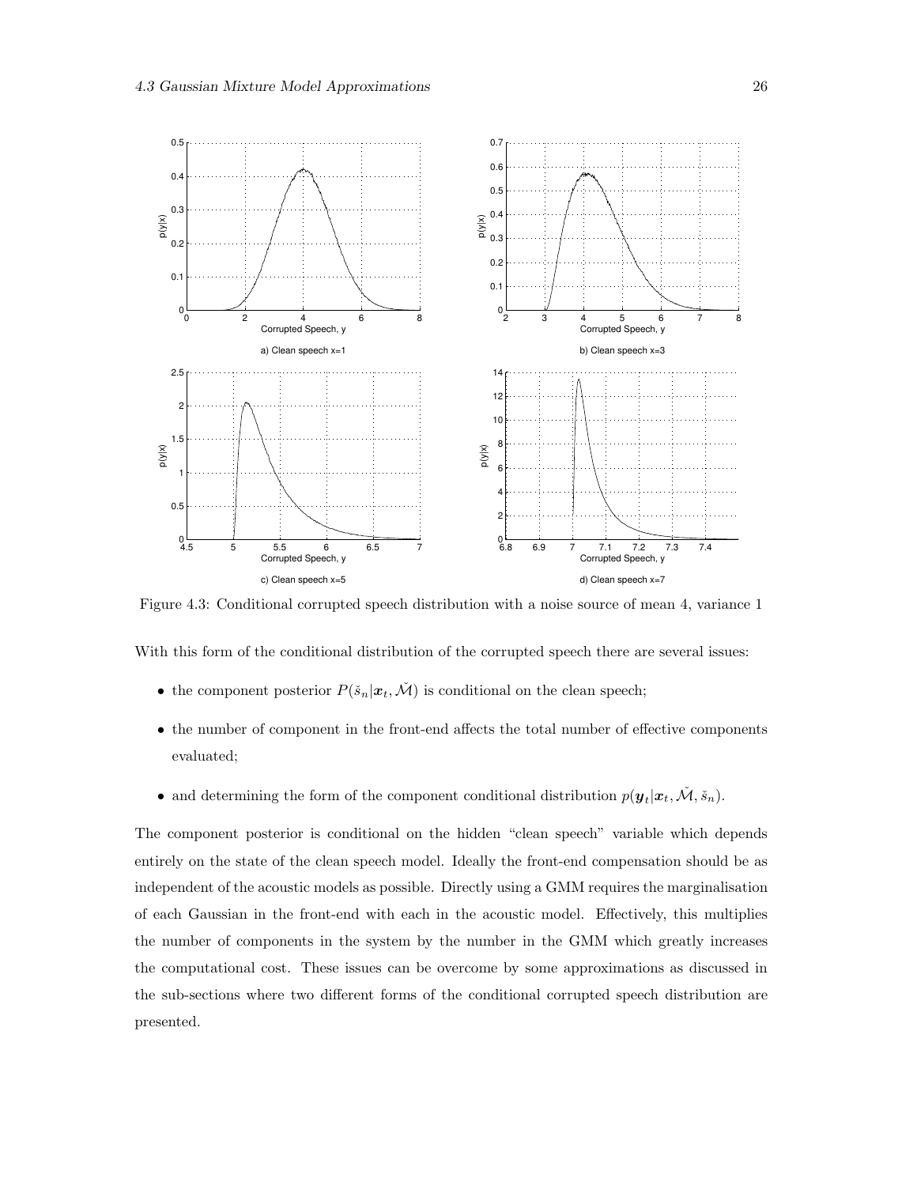Figure 4.3: Conditional corrupted speech distribution with a noise source of mean 4, variance 1

With this form of the conditional distribution of the corrupted speech there are several issues:

- the component posterior $P(\check{s}_n|\boldsymbol{x}_t, \check{\mathcal{M}})$ is conditional on the clean speech;
- the number of component in the front-end affects the total number of effective components evaluated;
- and determining the form of the component conditional distribution $p(\boldsymbol{y}_t|\boldsymbol{x}_t, \check{\mathcal{M}}, \check{s}_n)$.

The component posterior is conditional on the hidden "clean speech" variable which depends entirely on the state of the clean speech model. Ideally the front-end compensation should be as independent of the acoustic models as possible. Directly using a GMM requires the marginalisation of each Gaussian in the front-end with each in the acoustic model. Effectively, this multiplies the number of components in the system by the number in the GMM which greatly increases the computational cost. These issues can be overcome by some approximations as discussed in the sub-sections where two different forms of the conditional corrupted speech distribution are presented.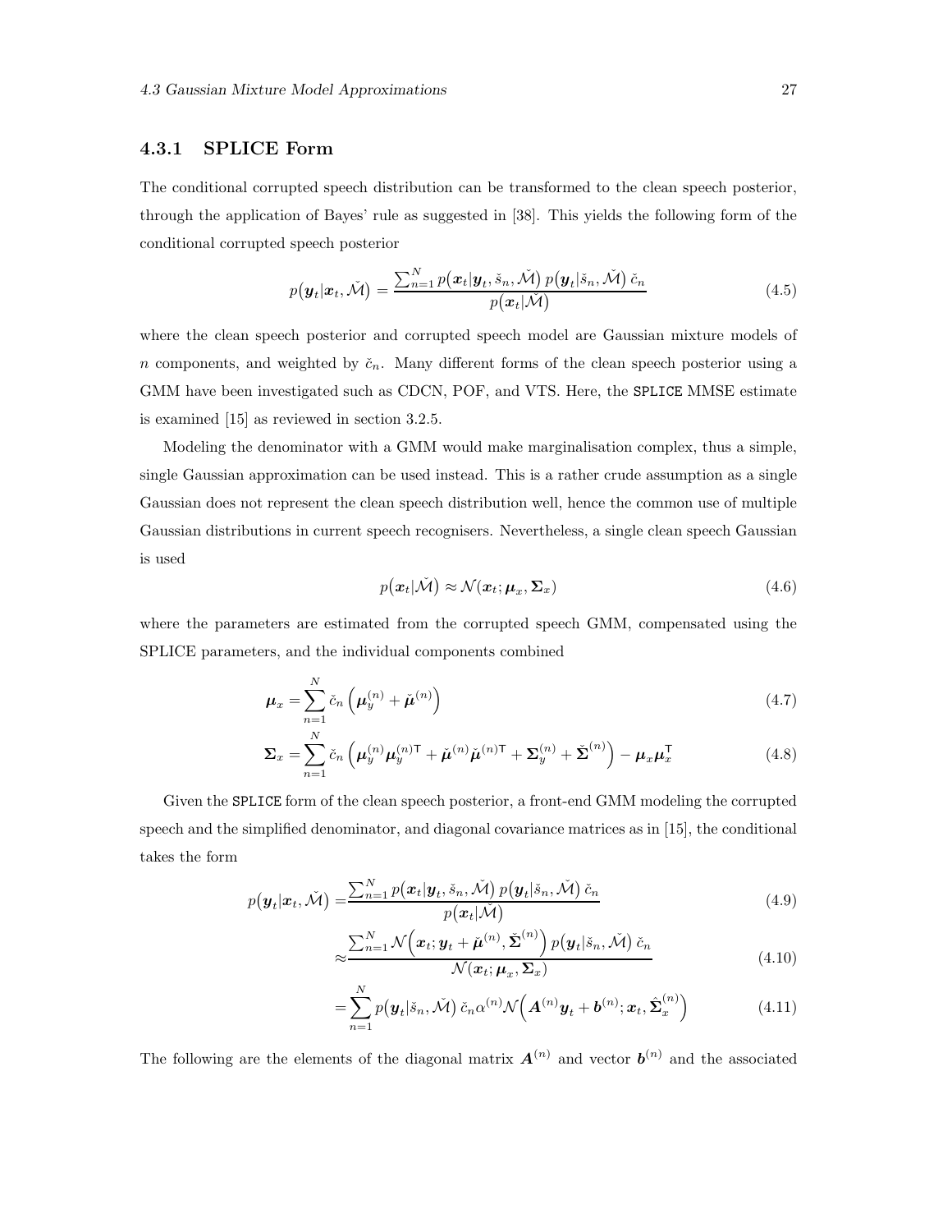### 4.3.1 SPLICE Form

The conditional corrupted speech distribution can be transformed to the clean speech posterior, through the application of Bayes' rule as suggested in [38]. This yields the following form of the conditional corrupted speech posterior

$$p\big(\boldsymbol{y}_t|\boldsymbol{x}_t, \check{\mathcal{M}}\big) = \frac{\sum_{n=1}^{N} p\big(\boldsymbol{x}_t|\boldsymbol{y}_t, \check{s}_n, \check{\mathcal{M}}\big)\, p\big(\boldsymbol{y}_t|\check{s}_n, \check{\mathcal{M}}\big)\, \check{c}_n}{p\big(\boldsymbol{x}_t|\check{\mathcal{M}}\big)} \tag{4.5}$$

where the clean speech posterior and corrupted speech model are Gaussian mixture models of $n$ components, and weighted by $\check{c}_n$. Many different forms of the clean speech posterior using a GMM have been investigated such as CDCN, POF, and VTS. Here, the SPLICE MMSE estimate is examined [15] as reviewed in section 3.2.5.

Modeling the denominator with a GMM would make marginalisation complex, thus a simple, single Gaussian approximation can be used instead. This is a rather crude assumption as a single Gaussian does not represent the clean speech distribution well, hence the common use of multiple Gaussian distributions in current speech recognisers. Nevertheless, a single clean speech Gaussian is used

$$p\big(\boldsymbol{x}_t|\check{\mathcal{M}}\big) \approx \mathcal{N}(\boldsymbol{x}_t; \boldsymbol{\mu}_x, \boldsymbol{\Sigma}_x) \tag{4.6}$$

where the parameters are estimated from the corrupted speech GMM, compensated using the SPLICE parameters, and the individual components combined

$$\boldsymbol{\mu}_x = \sum_{n=1}^{N} \check{c}_n \left(\boldsymbol{\mu}_y^{(n)} + \check{\boldsymbol{\mu}}^{(n)}\right) \tag{4.7}$$

$$\boldsymbol{\Sigma}_x = \sum_{n=1}^{N} \check{c}_n \left(\boldsymbol{\mu}_y^{(n)}\boldsymbol{\mu}_y^{(n)\mathsf{T}} + \check{\boldsymbol{\mu}}^{(n)}\check{\boldsymbol{\mu}}^{(n)\mathsf{T}} + \boldsymbol{\Sigma}_y^{(n)} + \check{\boldsymbol{\Sigma}}^{(n)}\right) - \boldsymbol{\mu}_x\boldsymbol{\mu}_x^{\mathsf{T}} \tag{4.8}$$

Given the SPLICE form of the clean speech posterior, a front-end GMM modeling the corrupted speech and the simplified denominator, and diagonal covariance matrices as in [15], the conditional takes the form

$$\begin{aligned}
p\big(\boldsymbol{y}_t|\boldsymbol{x}_t, \check{\mathcal{M}}\big) &= \frac{\sum_{n=1}^{N} p\big(\boldsymbol{x}_t|\boldsymbol{y}_t, \check{s}_n, \check{\mathcal{M}}\big)\, p\big(\boldsymbol{y}_t|\check{s}_n, \check{\mathcal{M}}\big)\, \check{c}_n}{p\big(\boldsymbol{x}_t|\check{\mathcal{M}}\big)} && (4.9)\\
&\approx \frac{\sum_{n=1}^{N} \mathcal{N}\Big(\boldsymbol{x}_t; \boldsymbol{y}_t + \check{\boldsymbol{\mu}}^{(n)}, \check{\boldsymbol{\Sigma}}^{(n)}\Big)\, p\big(\boldsymbol{y}_t|\check{s}_n, \check{\mathcal{M}}\big)\, \check{c}_n}{\mathcal{N}(\boldsymbol{x}_t; \boldsymbol{\mu}_x, \boldsymbol{\Sigma}_x)} && (4.10)\\
&= \sum_{n=1}^{N} p\big(\boldsymbol{y}_t|\check{s}_n, \check{\mathcal{M}}\big)\, \check{c}_n \alpha^{(n)} \mathcal{N}\Big(\boldsymbol{A}^{(n)}\boldsymbol{y}_t + \boldsymbol{b}^{(n)}; \boldsymbol{x}_t, \hat{\boldsymbol{\Sigma}}_x^{(n)}\Big) && (4.11)
\end{aligned}$$

The following are the elements of the diagonal matrix $\boldsymbol{A}^{(n)}$ and vector $\boldsymbol{b}^{(n)}$ and the associated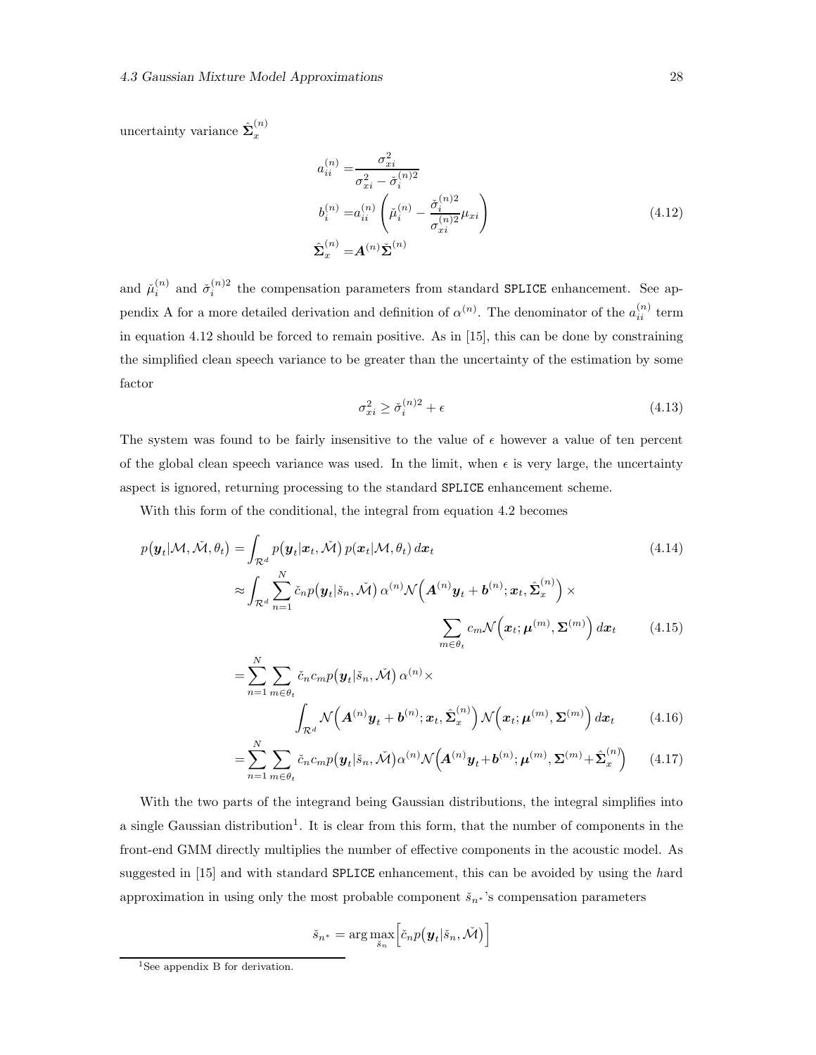uncertainty variance $\hat{\boldsymbol{\Sigma}}_x^{(n)}$

$$
\begin{aligned}
a_{ii}^{(n)} =& \frac{\sigma_{xi}^2}{\sigma_{xi}^2 - \check{\sigma}_i^{(n)2}} \\
b_i^{(n)} =& a_{ii}^{(n)} \left( \check{\mu}_i^{(n)} - \frac{\check{\sigma}_i^{(n)2}}{\sigma_{xi}^{(n)2}} \mu_{xi} \right) \\
\hat{\boldsymbol{\Sigma}}_x^{(n)} =& \boldsymbol{A}^{(n)} \check{\boldsymbol{\Sigma}}^{(n)}
\end{aligned}
\tag{4.12}
$$

and $\check{\mu}_i^{(n)}$ and $\check{\sigma}_i^{(n)2}$ the compensation parameters from standard SPLICE enhancement. See appendix A for a more detailed derivation and definition of $\alpha^{(n)}$. The denominator of the $a_{ii}^{(n)}$ term in equation 4.12 should be forced to remain positive. As in [15], this can be done by constraining the simplified clean speech variance to be greater than the uncertainty of the estimation by some factor

$$
\sigma_{xi}^2 \geq \check{\sigma}_i^{(n)2} + \epsilon \tag{4.13}
$$

The system was found to be fairly insensitive to the value of $\epsilon$ however a value of ten percent of the global clean speech variance was used. In the limit, when $\epsilon$ is very large, the uncertainty aspect is ignored, returning processing to the standard SPLICE enhancement scheme.

With this form of the conditional, the integral from equation 4.2 becomes

$$
p(\boldsymbol{y}_t|\mathcal{M}, \check{\mathcal{M}}, \theta_t) = \int_{\mathcal{R}^d} p(\boldsymbol{y}_t|\boldsymbol{x}_t, \check{\mathcal{M}})\, p(\boldsymbol{x}_t|\mathcal{M}, \theta_t)\, d\boldsymbol{x}_t \tag{4.14}
$$

$$
\approx \int_{\mathcal{R}^d} \sum_{n=1}^{N} \check{c}_n p(\boldsymbol{y}_t|\check{s}_n, \check{\mathcal{M}})\, \alpha^{(n)} \mathcal{N}\Big(\boldsymbol{A}^{(n)}\boldsymbol{y}_t + \boldsymbol{b}^{(n)}; \boldsymbol{x}_t, \hat{\boldsymbol{\Sigma}}_x^{(n)}\Big) \times \sum_{m \in \theta_t} c_m \mathcal{N}\Big(\boldsymbol{x}_t; \boldsymbol{\mu}^{(m)}, \boldsymbol{\Sigma}^{(m)}\Big)\, d\boldsymbol{x}_t \tag{4.15}
$$

$$
= \sum_{n=1}^{N} \sum_{m \in \theta_t} \check{c}_n c_m p(\boldsymbol{y}_t|\check{s}_n, \check{\mathcal{M}})\, \alpha^{(n)} \times \int_{\mathcal{R}^d} \mathcal{N}\Big(\boldsymbol{A}^{(n)}\boldsymbol{y}_t + \boldsymbol{b}^{(n)}; \boldsymbol{x}_t, \hat{\boldsymbol{\Sigma}}_x^{(n)}\Big) \mathcal{N}\Big(\boldsymbol{x}_t; \boldsymbol{\mu}^{(m)}, \boldsymbol{\Sigma}^{(m)}\Big)\, d\boldsymbol{x}_t \tag{4.16}
$$

$$
= \sum_{n=1}^{N} \sum_{m \in \theta_t} \check{c}_n c_m p(\boldsymbol{y}_t|\check{s}_n, \check{\mathcal{M}}) \alpha^{(n)} \mathcal{N}\Big(\boldsymbol{A}^{(n)}\boldsymbol{y}_t + \boldsymbol{b}^{(n)}; \boldsymbol{\mu}^{(m)}, \boldsymbol{\Sigma}^{(m)} + \hat{\boldsymbol{\Sigma}}_x^{(n)}\Big) \tag{4.17}
$$

With the two parts of the integrand being Gaussian distributions, the integral simplifies into a single Gaussian distribution[1]. It is clear from this form, that the number of components in the front-end GMM directly multiplies the number of effective components in the acoustic model. As suggested in [15] and with standard SPLICE enhancement, this can be avoided by using the *h*ard approximation in using only the most probable component $\check{s}_{n^*}$'s compensation parameters

$$
\check{s}_{n^*} = \arg\max_{\check{s}_n} \Big[\check{c}_n p(\boldsymbol{y}_t|\check{s}_n, \check{\mathcal{M}})\Big]
$$

[1] See appendix B for derivation.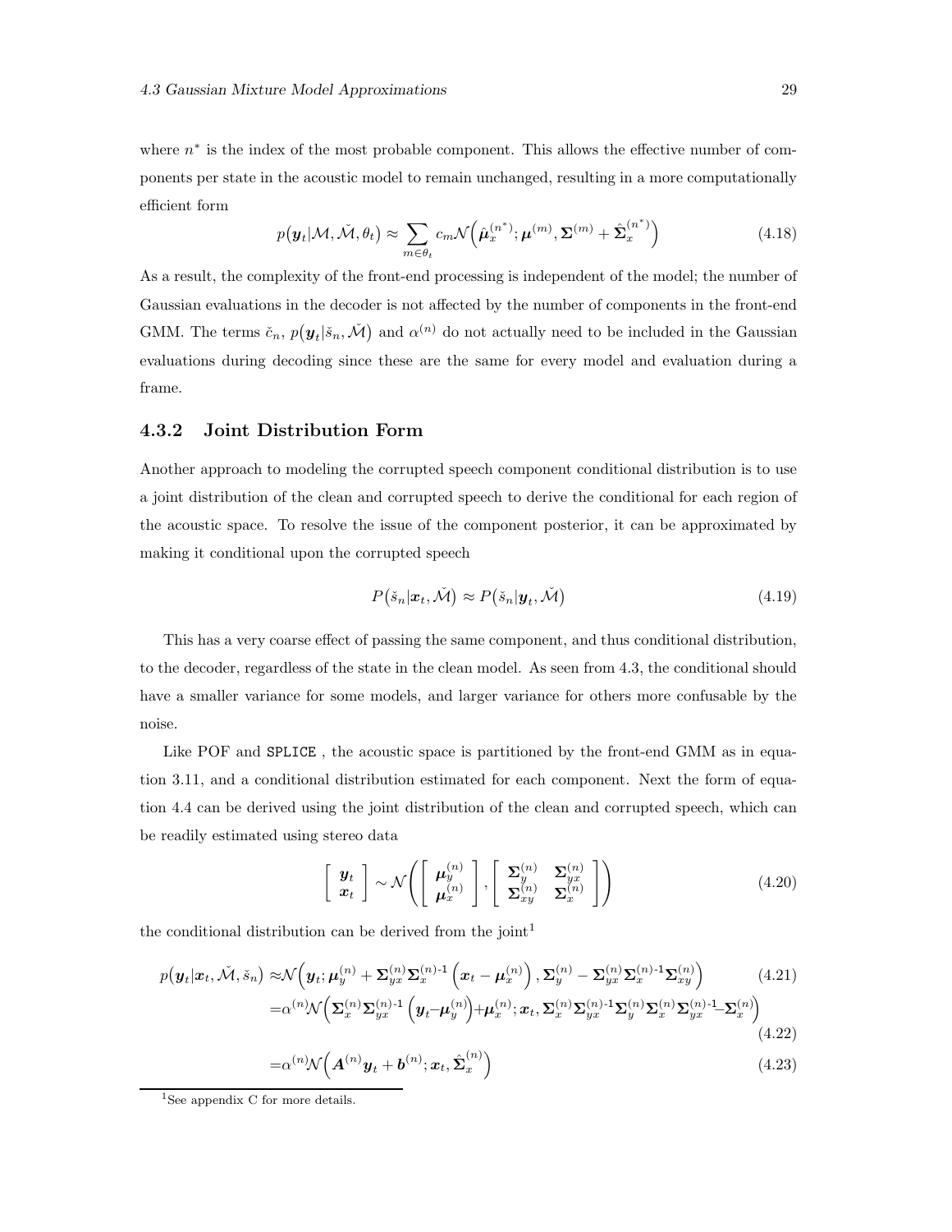where $n^*$ is the index of the most probable component. This allows the effective number of components per state in the acoustic model to remain unchanged, resulting in a more computationally efficient form

$$p(\boldsymbol{y}_t|\mathcal{M}, \check{\mathcal{M}}, \theta_t) \approx \sum_{m \in \theta_t} c_m \mathcal{N}\Big(\hat{\boldsymbol{\mu}}_x^{(n^*)}; \boldsymbol{\mu}^{(m)}, \boldsymbol{\Sigma}^{(m)} + \hat{\boldsymbol{\Sigma}}_x^{(n^*)}\Big) \tag{4.18}$$

As a result, the complexity of the front-end processing is independent of the model; the number of Gaussian evaluations in the decoder is not affected by the number of components in the front-end GMM. The terms $\check{c}_n$, $p(\boldsymbol{y}_t|\check{s}_n, \check{\mathcal{M}})$ and $\alpha^{(n)}$ do not actually need to be included in the Gaussian evaluations during decoding since these are the same for every model and evaluation during a frame.

### 4.3.2 Joint Distribution Form

Another approach to modeling the corrupted speech component conditional distribution is to use a joint distribution of the clean and corrupted speech to derive the conditional for each region of the acoustic space. To resolve the issue of the component posterior, it can be approximated by making it conditional upon the corrupted speech

$$P(\check{s}_n|\boldsymbol{x}_t, \check{\mathcal{M}}) \approx P(\check{s}_n|\boldsymbol{y}_t, \check{\mathcal{M}}) \tag{4.19}$$

This has a very coarse effect of passing the same component, and thus conditional distribution, to the decoder, regardless of the state in the clean model. As seen from 4.3, the conditional should have a smaller variance for some models, and larger variance for others more confusable by the noise.

Like POF and SPLICE , the acoustic space is partitioned by the front-end GMM as in equation 3.11, and a conditional distribution estimated for each component. Next the form of equation 4.4 can be derived using the joint distribution of the clean and corrupted speech, which can be readily estimated using stereo data

$$\begin{bmatrix} \boldsymbol{y}_t \\ \boldsymbol{x}_t \end{bmatrix} \sim \mathcal{N}\left( \begin{bmatrix} \boldsymbol{\mu}_y^{(n)} \\ \boldsymbol{\mu}_x^{(n)} \end{bmatrix}, \begin{bmatrix} \boldsymbol{\Sigma}_y^{(n)} & \boldsymbol{\Sigma}_{yx}^{(n)} \\ \boldsymbol{\Sigma}_{xy}^{(n)} & \boldsymbol{\Sigma}_x^{(n)} \end{bmatrix} \right) \tag{4.20}$$

the conditional distribution can be derived from the joint[1]

$$\begin{aligned}
p(\boldsymbol{y}_t|\boldsymbol{x}_t, \check{\mathcal{M}}, \check{s}_n) &\approx \mathcal{N}\Big(\boldsymbol{y}_t; \boldsymbol{\mu}_y^{(n)} + \boldsymbol{\Sigma}_{yx}^{(n)}\boldsymbol{\Sigma}_x^{(n)\text{-}1}\Big(\boldsymbol{x}_t - \boldsymbol{\mu}_x^{(n)}\Big), \boldsymbol{\Sigma}_y^{(n)} - \boldsymbol{\Sigma}_{yx}^{(n)}\boldsymbol{\Sigma}_x^{(n)\text{-}1}\boldsymbol{\Sigma}_{xy}^{(n)}\Big) && (4.21) \\
&= \alpha^{(n)}\mathcal{N}\Big(\boldsymbol{\Sigma}_x^{(n)}\boldsymbol{\Sigma}_{yx}^{(n)\text{-}1}\Big(\boldsymbol{y}_t - \boldsymbol{\mu}_y^{(n)}\Big) + \boldsymbol{\mu}_x^{(n)}; \boldsymbol{x}_t, \boldsymbol{\Sigma}_x^{(n)}\boldsymbol{\Sigma}_{yx}^{(n)\text{-}1}\boldsymbol{\Sigma}_y^{(n)}\boldsymbol{\Sigma}_x^{(n)}\boldsymbol{\Sigma}_{yx}^{(n)\text{-}1} - \boldsymbol{\Sigma}_x^{(n)}\Big) && (4.22) \\
&= \alpha^{(n)}\mathcal{N}\Big(\boldsymbol{A}^{(n)}\boldsymbol{y}_t + \boldsymbol{b}^{(n)}; \boldsymbol{x}_t, \hat{\boldsymbol{\Sigma}}_x^{(n)}\Big) && (4.23)
\end{aligned}$$

[1] See appendix C for more details.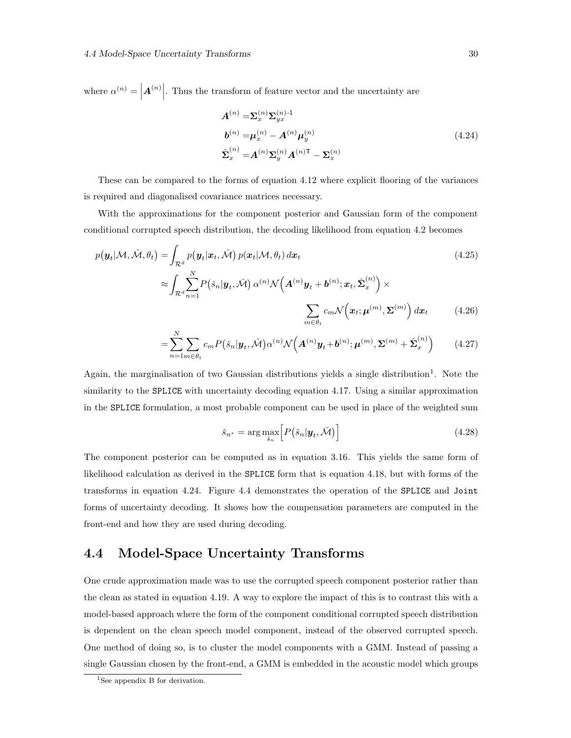where $\alpha^{(n)} = \left|\boldsymbol{A}^{(n)}\right|$. Thus the transform of feature vector and the uncertainty are

$$
\begin{aligned}
\boldsymbol{A}^{(n)} &= \boldsymbol{\Sigma}_x^{(n)} \boldsymbol{\Sigma}_{yx}^{(n)\text{-}1} \\
\boldsymbol{b}^{(n)} &= \boldsymbol{\mu}_x^{(n)} - \boldsymbol{A}^{(n)} \boldsymbol{\mu}_y^{(n)} \\
\hat{\boldsymbol{\Sigma}}_x^{(n)} &= \boldsymbol{A}^{(n)} \boldsymbol{\Sigma}_y^{(n)} \boldsymbol{A}^{(n)\mathsf{T}} - \boldsymbol{\Sigma}_x^{(n)}
\end{aligned}
\tag{4.24}
$$

These can be compared to the forms of equation 4.12 where explicit flooring of the variances is required and diagonalised covariance matrices necessary.

With the approximations for the component posterior and Gaussian form of the component conditional corrupted speech distribution, the decoding likelihood from equation 4.2 becomes

$$
p(\boldsymbol{y}_t|\mathcal{M}, \check{\mathcal{M}}, \theta_t) = \int_{\mathcal{R}^d} p(\boldsymbol{y}_t|\boldsymbol{x}_t, \check{\mathcal{M}})\, p(\boldsymbol{x}_t|\mathcal{M}, \theta_t)\, d\boldsymbol{x}_t \tag{4.25}
$$

$$
\approx \int_{\mathcal{R}^d} \sum_{n=1}^{N} P(\check{s}_n|\boldsymbol{y}_t, \check{\mathcal{M}})\, \alpha^{(n)} \mathcal{N}\Big(\boldsymbol{A}^{(n)}\boldsymbol{y}_t + \boldsymbol{b}^{(n)}; \boldsymbol{x}_t, \hat{\boldsymbol{\Sigma}}_x^{(n)}\Big) \times \sum_{m \in \theta_t} c_m \mathcal{N}\Big(\boldsymbol{x}_t; \boldsymbol{\mu}^{(m)}, \boldsymbol{\Sigma}^{(m)}\Big)\, d\boldsymbol{x}_t \tag{4.26}
$$

$$
= \sum_{n=1}^{N} \sum_{m \in \theta_t} c_m P(\check{s}_n|\boldsymbol{y}_t, \check{\mathcal{M}}) \alpha^{(n)} \mathcal{N}\Big(\boldsymbol{A}^{(n)}\boldsymbol{y}_t + \boldsymbol{b}^{(n)}; \boldsymbol{\mu}^{(m)}, \boldsymbol{\Sigma}^{(m)} + \hat{\boldsymbol{\Sigma}}_x^{(n)}\Big) \tag{4.27}
$$

Again, the marginalisation of two Gaussian distributions yields a single distribution[1]. Note the similarity to the `SPLICE` with uncertainty decoding equation 4.17. Using a similar approximation in the `SPLICE` formulation, a most probable component can be used in place of the weighted sum

$$
\check{s}_{n^*} = \arg\max_{\check{s}_n} \Big[P(\check{s}_n|\boldsymbol{y}_t, \check{\mathcal{M}})\Big] \tag{4.28}
$$

The component posterior can be computed as in equation 3.16. This yields the same form of likelihood calculation as derived in the `SPLICE` form that is equation 4.18, but with forms of the transforms in equation 4.24. Figure 4.4 demonstrates the operation of the `SPLICE` and `Joint` forms of uncertainty decoding. It shows how the compensation parameters are computed in the front-end and how they are used during decoding.

## 4.4 Model-Space Uncertainty Transforms

One crude approximation made was to use the corrupted speech component posterior rather than the clean as stated in equation 4.19. A way to explore the impact of this is to contrast this with a model-based approach where the form of the component conditional corrupted speech distribution is dependent on the clean speech model component, instead of the observed corrupted speech. One method of doing so, is to cluster the model components with a GMM. Instead of passing a single Gaussian chosen by the front-end, a GMM is embedded in the acoustic model which groups

[1] See appendix B for derivation.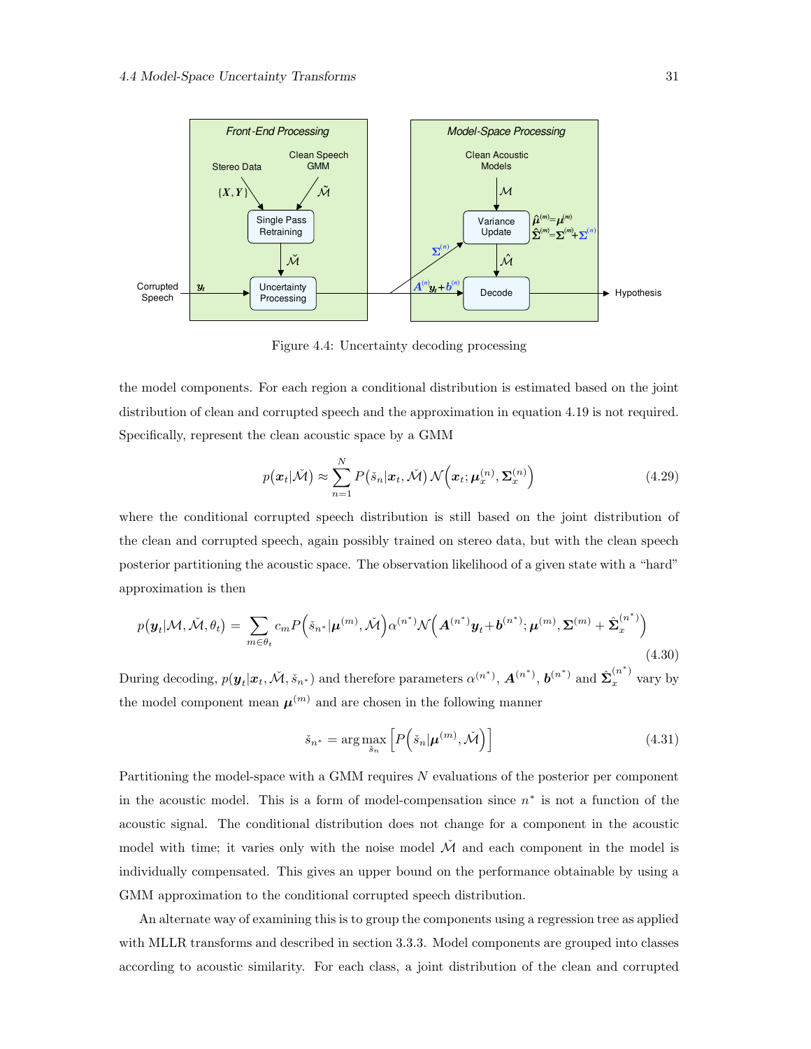Figure 4.4: Uncertainty decoding processing

the model components. For each region a conditional distribution is estimated based on the joint distribution of clean and corrupted speech and the approximation in equation 4.19 is not required. Specifically, represent the clean acoustic space by a GMM

$$p(\boldsymbol{x}_t|\check{\mathcal{M}}) \approx \sum_{n=1}^{N} P\big(\check{s}_n|\boldsymbol{x}_t, \check{\mathcal{M}}\big)\, \mathcal{N}\Big(\boldsymbol{x}_t; \boldsymbol{\mu}_x^{(n)}, \boldsymbol{\Sigma}_x^{(n)}\Big) \tag{4.29}$$

where the conditional corrupted speech distribution is still based on the joint distribution of the clean and corrupted speech, again possibly trained on stereo data, but with the clean speech posterior partitioning the acoustic space. The observation likelihood of a given state with a "hard" approximation is then

$$p\big(\boldsymbol{y}_t|\mathcal{M}, \check{\mathcal{M}}, \theta_t\big) = \sum_{m \in \theta_t} c_m P\Big(\check{s}_{n^*}|\boldsymbol{\mu}^{(m)}, \check{\mathcal{M}}\Big)\alpha^{(n^*)}\mathcal{N}\Big(\boldsymbol{A}^{(n^*)}\boldsymbol{y}_t + \boldsymbol{b}^{(n^*)}; \boldsymbol{\mu}^{(m)}, \boldsymbol{\Sigma}^{(m)} + \hat{\boldsymbol{\Sigma}}_x^{(n^*)}\Big) \tag{4.30}$$

During decoding, $p(\boldsymbol{y}_t|\boldsymbol{x}_t, \check{\mathcal{M}}, \check{s}_{n^*})$ and therefore parameters $\alpha^{(n^*)}$, $\boldsymbol{A}^{(n^*)}$, $\boldsymbol{b}^{(n^*)}$ and $\hat{\boldsymbol{\Sigma}}_x^{(n^*)}$ vary by the model component mean $\boldsymbol{\mu}^{(m)}$ and are chosen in the following manner

$$\check{s}_{n^*} = \arg\max_{\check{s}_n} \Big[P\Big(\check{s}_n|\boldsymbol{\mu}^{(m)}, \check{\mathcal{M}}\Big)\Big] \tag{4.31}$$

Partitioning the model-space with a GMM requires $N$ evaluations of the posterior per component in the acoustic model. This is a form of model-compensation since $n^*$ is not a function of the acoustic signal. The conditional distribution does not change for a component in the acoustic model with time; it varies only with the noise model $\check{\mathcal{M}}$ and each component in the model is individually compensated. This gives an upper bound on the performance obtainable by using a GMM approximation to the conditional corrupted speech distribution.

An alternate way of examining this is to group the components using a regression tree as applied with MLLR transforms and described in section 3.3.3. Model components are grouped into classes according to acoustic similarity. For each class, a joint distribution of the clean and corrupted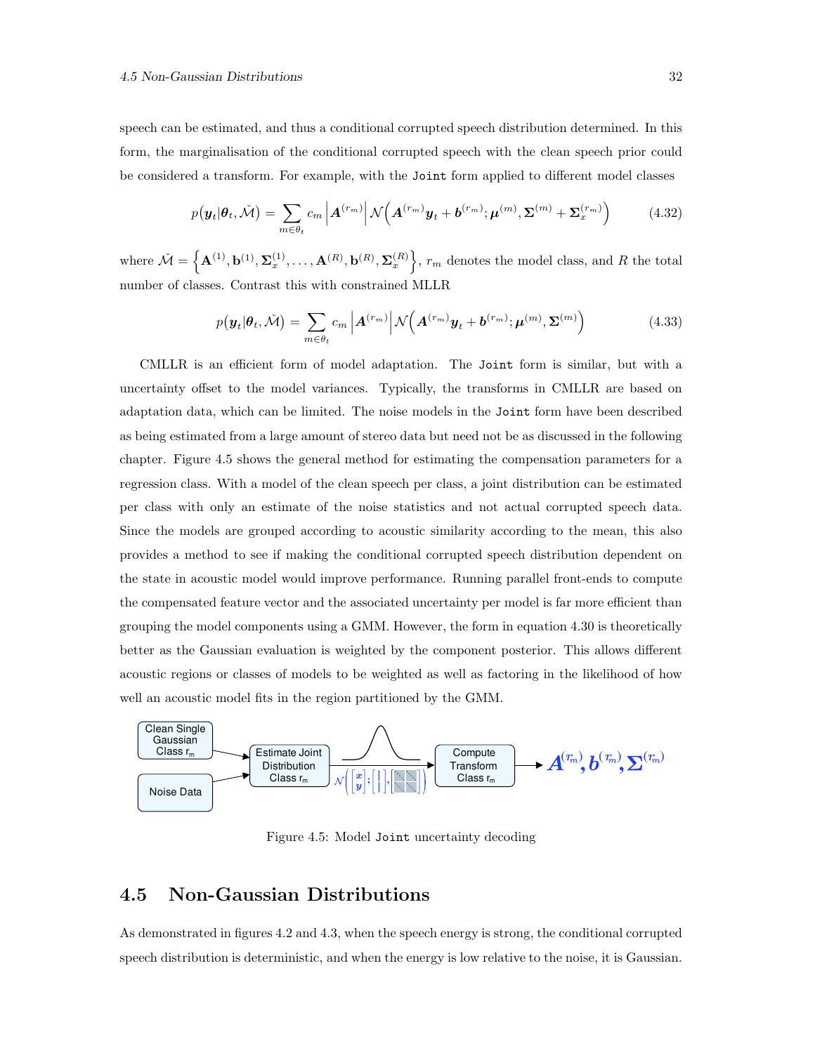speech can be estimated, and thus a conditional corrupted speech distribution determined. In this form, the marginalisation of the conditional corrupted speech with the clean speech prior could be considered a transform. For example, with the `Joint` form applied to different model classes

$$p(\boldsymbol{y}_t|\boldsymbol{\theta}_t, \check{\mathcal{M}}) = \sum_{m \in \theta_t} c_m \left|\boldsymbol{A}^{(r_m)}\right| \mathcal{N}\Big(\boldsymbol{A}^{(r_m)}\boldsymbol{y}_t + \boldsymbol{b}^{(r_m)}; \boldsymbol{\mu}^{(m)}, \boldsymbol{\Sigma}^{(m)} + \boldsymbol{\Sigma}_x^{(r_m)}\Big) \tag{4.32}$$

where $\check{\mathcal{M}} = \Big\{\mathbf{A}^{(1)}, \mathbf{b}^{(1)}, \boldsymbol{\Sigma}_x^{(1)}, \ldots, \mathbf{A}^{(R)}, \mathbf{b}^{(R)}, \boldsymbol{\Sigma}_x^{(R)}\Big\}$, $r_m$ denotes the model class, and $R$ the total number of classes. Contrast this with constrained MLLR

$$p(\boldsymbol{y}_t|\boldsymbol{\theta}_t, \check{\mathcal{M}}) = \sum_{m \in \theta_t} c_m \left|\boldsymbol{A}^{(r_m)}\right| \mathcal{N}\Big(\boldsymbol{A}^{(r_m)}\boldsymbol{y}_t + \boldsymbol{b}^{(r_m)}; \boldsymbol{\mu}^{(m)}, \boldsymbol{\Sigma}^{(m)}\Big) \tag{4.33}$$

CMLLR is an efficient form of model adaptation. The `Joint` form is similar, but with a uncertainty offset to the model variances. Typically, the transforms in CMLLR are based on adaptation data, which can be limited. The noise models in the `Joint` form have been described as being estimated from a large amount of stereo data but need not be as discussed in the following chapter. Figure 4.5 shows the general method for estimating the compensation parameters for a regression class. With a model of the clean speech per class, a joint distribution can be estimated per class with only an estimate of the noise statistics and not actual corrupted speech data. Since the models are grouped according to acoustic similarity according to the mean, this also provides a method to see if making the conditional corrupted speech distribution dependent on the state in acoustic model would improve performance. Running parallel front-ends to compute the compensated feature vector and the associated uncertainty per model is far more efficient than grouping the model components using a GMM. However, the form in equation 4.30 is theoretically better as the Gaussian evaluation is weighted by the component posterior. This allows different acoustic regions or classes of models to be weighted as well as factoring in the likelihood of how well an acoustic model fits in the region partitioned by the GMM.

Figure 4.5: Model `Joint` uncertainty decoding

## 4.5 Non-Gaussian Distributions

As demonstrated in figures 4.2 and 4.3, when the speech energy is strong, the conditional corrupted speech distribution is deterministic, and when the energy is low relative to the noise, it is Gaussian.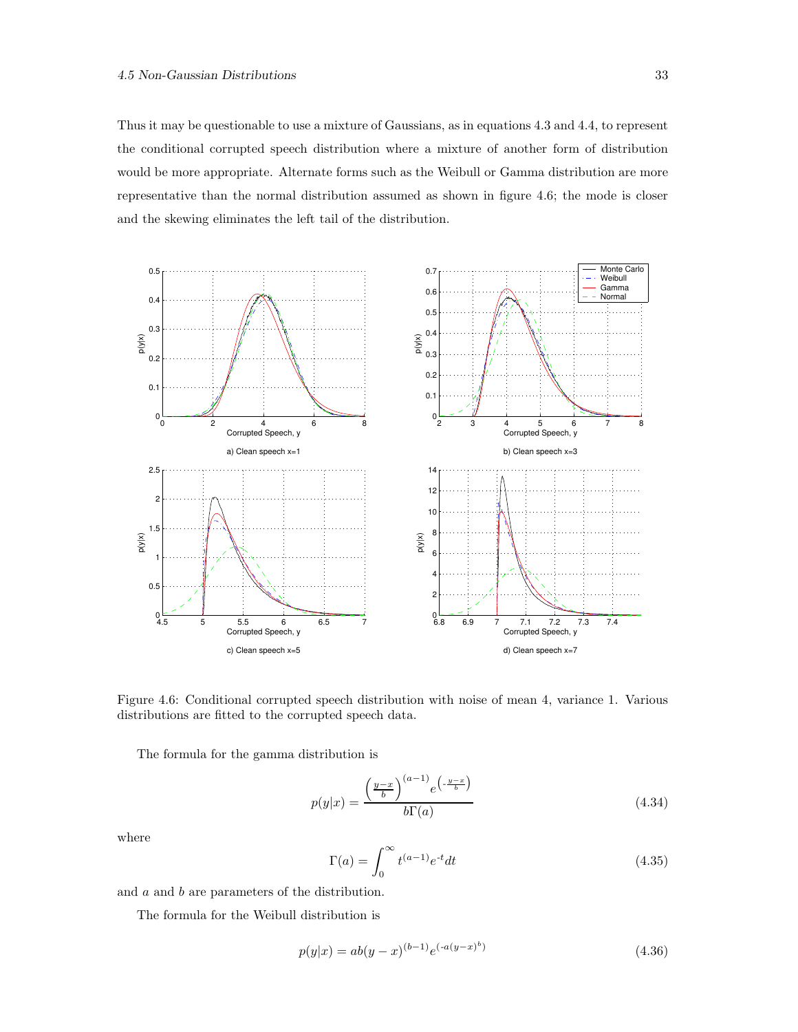Thus it may be questionable to use a mixture of Gaussians, as in equations 4.3 and 4.4, to represent the conditional corrupted speech distribution where a mixture of another form of distribution would be more appropriate. Alternate forms such as the Weibull or Gamma distribution are more representative than the normal distribution assumed as shown in figure 4.6; the mode is closer and the skewing eliminates the left tail of the distribution.

Figure 4.6: Conditional corrupted speech distribution with noise of mean 4, variance 1. Various distributions are fitted to the corrupted speech data.

The formula for the gamma distribution is

$$p(y|x) = \frac{\left(\frac{y-x}{b}\right)^{(a-1)} e^{\left(-\frac{y-x}{b}\right)}}{b\Gamma(a)} \tag{4.34}$$

where

$$\Gamma(a) = \int_0^\infty t^{(a-1)} e^{-t} dt \tag{4.35}$$

and $a$ and $b$ are parameters of the distribution.

The formula for the Weibull distribution is

$$p(y|x) = ab(y-x)^{(b-1)} e^{(-a(y-x)^b)} \tag{4.36}$$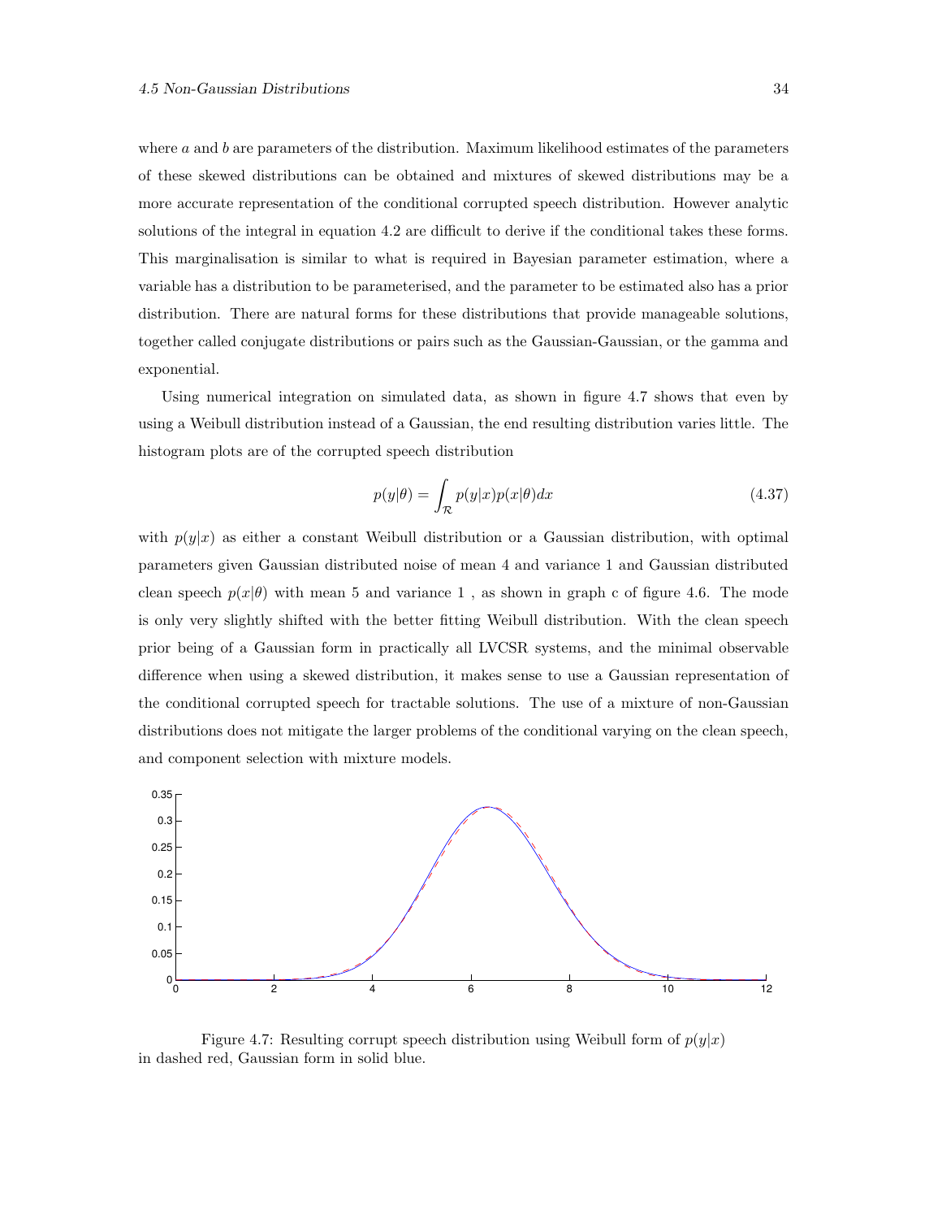where $a$ and $b$ are parameters of the distribution. Maximum likelihood estimates of the parameters of these skewed distributions can be obtained and mixtures of skewed distributions may be a more accurate representation of the conditional corrupted speech distribution. However analytic solutions of the integral in equation 4.2 are difficult to derive if the conditional takes these forms. This marginalisation is similar to what is required in Bayesian parameter estimation, where a variable has a distribution to be parameterised, and the parameter to be estimated also has a prior distribution. There are natural forms for these distributions that provide manageable solutions, together called conjugate distributions or pairs such as the Gaussian-Gaussian, or the gamma and exponential.

Using numerical integration on simulated data, as shown in figure 4.7 shows that even by using a Weibull distribution instead of a Gaussian, the end resulting distribution varies little. The histogram plots are of the corrupted speech distribution

$$p(y|\theta) = \int_{\mathcal{R}} p(y|x)p(x|\theta)dx \tag{4.37}$$

with $p(y|x)$ as either a constant Weibull distribution or a Gaussian distribution, with optimal parameters given Gaussian distributed noise of mean 4 and variance 1 and Gaussian distributed clean speech $p(x|\theta)$ with mean 5 and variance 1 , as shown in graph c of figure 4.6. The mode is only very slightly shifted with the better fitting Weibull distribution. With the clean speech prior being of a Gaussian form in practically all LVCSR systems, and the minimal observable difference when using a skewed distribution, it makes sense to use a Gaussian representation of the conditional corrupted speech for tractable solutions. The use of a mixture of non-Gaussian distributions does not mitigate the larger problems of the conditional varying on the clean speech, and component selection with mixture models.

Figure 4.7: Resulting corrupt speech distribution using Weibull form of $p(y|x)$ in dashed red, Gaussian form in solid blue.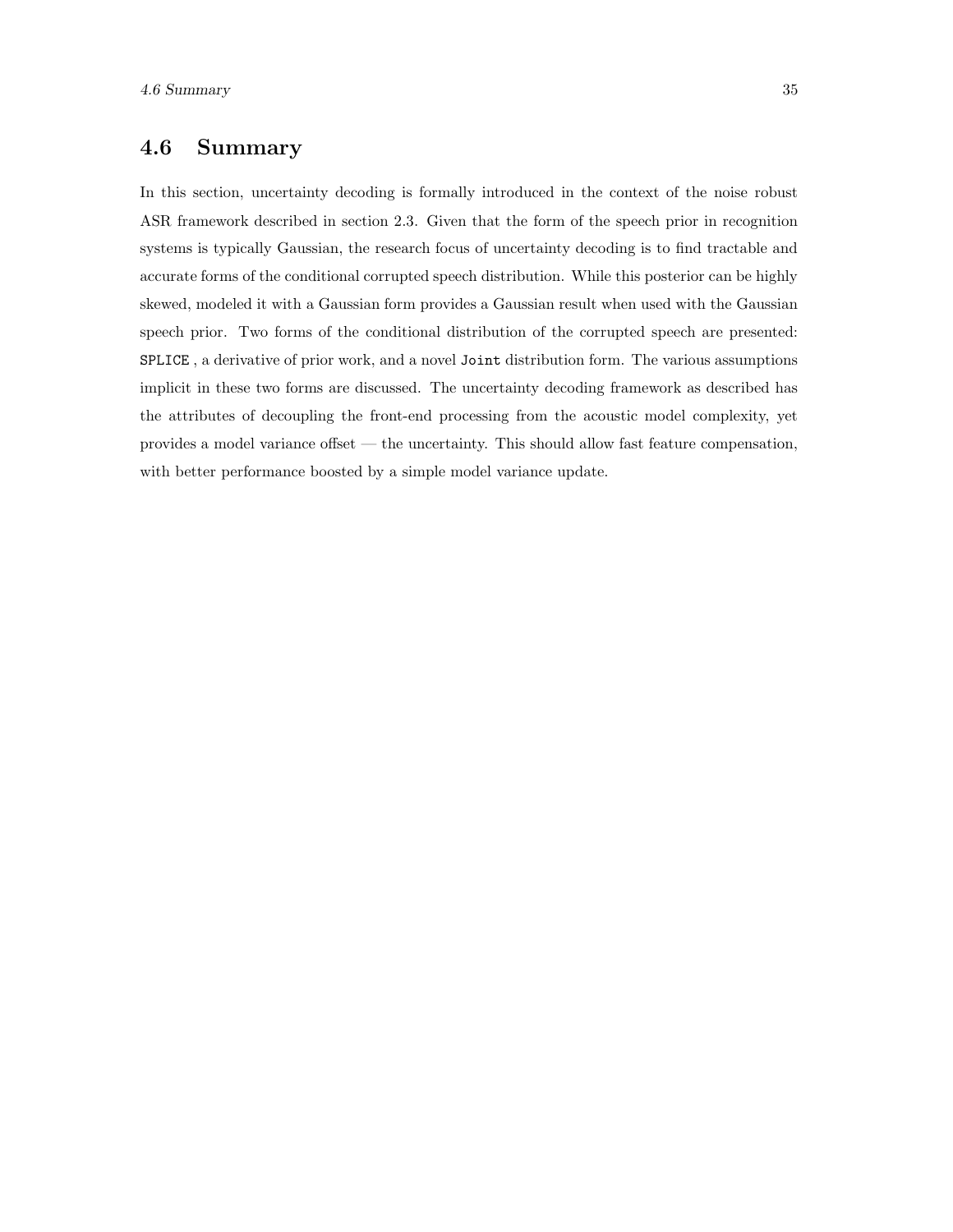## 4.6 Summary

In this section, uncertainty decoding is formally introduced in the context of the noise robust ASR framework described in section 2.3. Given that the form of the speech prior in recognition systems is typically Gaussian, the research focus of uncertainty decoding is to find tractable and accurate forms of the conditional corrupted speech distribution. While this posterior can be highly skewed, modeled it with a Gaussian form provides a Gaussian result when used with the Gaussian speech prior. Two forms of the conditional distribution of the corrupted speech are presented: `SPLICE` , a derivative of prior work, and a novel `Joint` distribution form. The various assumptions implicit in these two forms are discussed. The uncertainty decoding framework as described has the attributes of decoupling the front-end processing from the acoustic model complexity, yet provides a model variance offset — the uncertainty. This should allow fast feature compensation, with better performance boosted by a simple model variance update.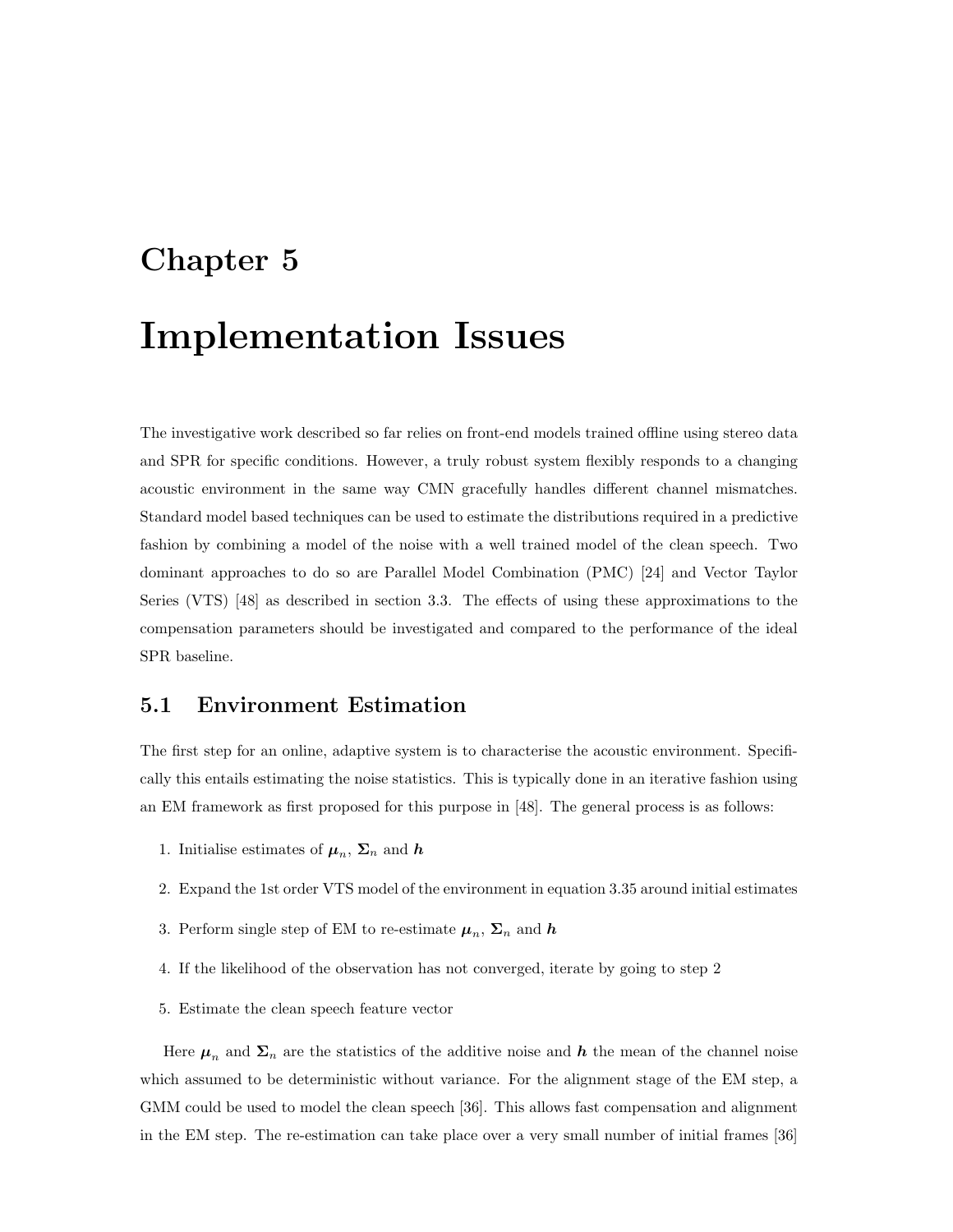# Chapter 5

# Implementation Issues

The investigative work described so far relies on front-end models trained offline using stereo data and SPR for specific conditions. However, a truly robust system flexibly responds to a changing acoustic environment in the same way CMN gracefully handles different channel mismatches. Standard model based techniques can be used to estimate the distributions required in a predictive fashion by combining a model of the noise with a well trained model of the clean speech. Two dominant approaches to do so are Parallel Model Combination (PMC) [24] and Vector Taylor Series (VTS) [48] as described in section 3.3. The effects of using these approximations to the compensation parameters should be investigated and compared to the performance of the ideal SPR baseline.

## 5.1 Environment Estimation

The first step for an online, adaptive system is to characterise the acoustic environment. Specifically this entails estimating the noise statistics. This is typically done in an iterative fashion using an EM framework as first proposed for this purpose in [48]. The general process is as follows:

1. Initialise estimates of $\boldsymbol{\mu}_n$, $\boldsymbol{\Sigma}_n$ and $\boldsymbol{h}$
2. Expand the 1st order VTS model of the environment in equation 3.35 around initial estimates
3. Perform single step of EM to re-estimate $\boldsymbol{\mu}_n$, $\boldsymbol{\Sigma}_n$ and $\boldsymbol{h}$
4. If the likelihood of the observation has not converged, iterate by going to step 2
5. Estimate the clean speech feature vector

Here $\boldsymbol{\mu}_n$ and $\boldsymbol{\Sigma}_n$ are the statistics of the additive noise and $\boldsymbol{h}$ the mean of the channel noise which assumed to be deterministic without variance. For the alignment stage of the EM step, a GMM could be used to model the clean speech [36]. This allows fast compensation and alignment in the EM step. The re-estimation can take place over a very small number of initial frames [36]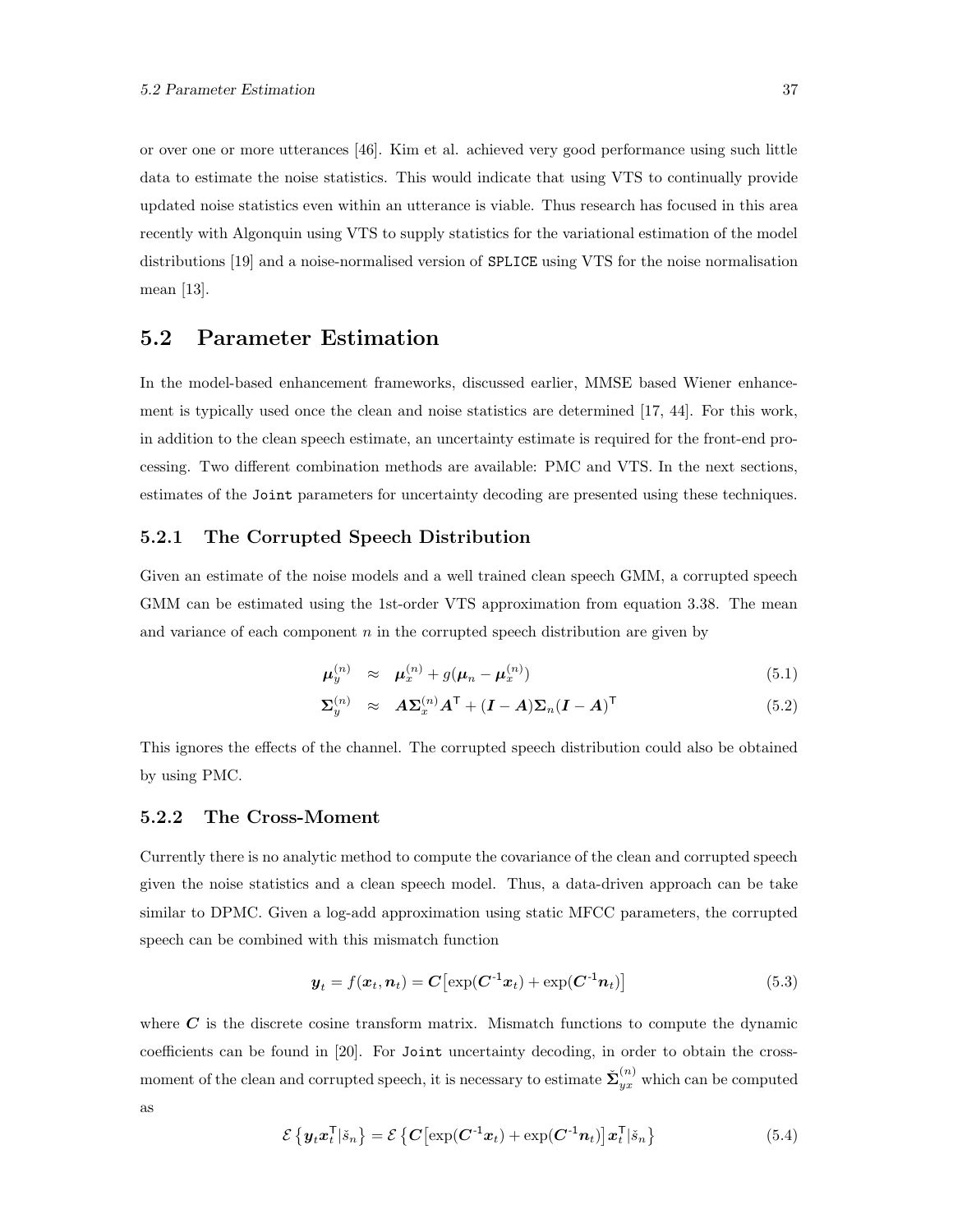or over one or more utterances [46]. Kim et al. achieved very good performance using such little data to estimate the noise statistics. This would indicate that using VTS to continually provide updated noise statistics even within an utterance is viable. Thus research has focused in this area recently with Algonquin using VTS to supply statistics for the variational estimation of the model distributions [19] and a noise-normalised version of `SPLICE` using VTS for the noise normalisation mean [13].

## 5.2 Parameter Estimation

In the model-based enhancement frameworks, discussed earlier, MMSE based Wiener enhancement is typically used once the clean and noise statistics are determined [17, 44]. For this work, in addition to the clean speech estimate, an uncertainty estimate is required for the front-end processing. Two different combination methods are available: PMC and VTS. In the next sections, estimates of the `Joint` parameters for uncertainty decoding are presented using these techniques.

### 5.2.1 The Corrupted Speech Distribution

Given an estimate of the noise models and a well trained clean speech GMM, a corrupted speech GMM can be estimated using the 1st-order VTS approximation from equation 3.38. The mean and variance of each component $n$ in the corrupted speech distribution are given by

$$\boldsymbol{\mu}_y^{(n)} \approx \boldsymbol{\mu}_x^{(n)} + g(\boldsymbol{\mu}_n - \boldsymbol{\mu}_x^{(n)}) \tag{5.1}$$

$$\boldsymbol{\Sigma}_y^{(n)} \approx \boldsymbol{A}\boldsymbol{\Sigma}_x^{(n)}\boldsymbol{A}^{\mathsf{T}} + (\boldsymbol{I} - \boldsymbol{A})\boldsymbol{\Sigma}_n(\boldsymbol{I} - \boldsymbol{A})^{\mathsf{T}} \tag{5.2}$$

This ignores the effects of the channel. The corrupted speech distribution could also be obtained by using PMC.

### 5.2.2 The Cross-Moment

Currently there is no analytic method to compute the covariance of the clean and corrupted speech given the noise statistics and a clean speech model. Thus, a data-driven approach can be take similar to DPMC. Given a log-add approximation using static MFCC parameters, the corrupted speech can be combined with this mismatch function

$$\boldsymbol{y}_t = f(\boldsymbol{x}_t, \boldsymbol{n}_t) = \boldsymbol{C}\left[\exp(\boldsymbol{C}^{-1}\boldsymbol{x}_t) + \exp(\boldsymbol{C}^{-1}\boldsymbol{n}_t)\right] \tag{5.3}$$

where $\boldsymbol{C}$ is the discrete cosine transform matrix. Mismatch functions to compute the dynamic coefficients can be found in [20]. For `Joint` uncertainty decoding, in order to obtain the cross-moment of the clean and corrupted speech, it is necessary to estimate $\check{\boldsymbol{\Sigma}}_{yx}^{(n)}$ which can be computed as

$$\mathcal{E}\left\{\boldsymbol{y}_t\boldsymbol{x}_t^{\mathsf{T}}|\check{s}_n\right\} = \mathcal{E}\left\{\boldsymbol{C}\left[\exp(\boldsymbol{C}^{-1}\boldsymbol{x}_t) + \exp(\boldsymbol{C}^{-1}\boldsymbol{n}_t)\right]\boldsymbol{x}_t^{\mathsf{T}}|\check{s}_n\right\} \tag{5.4}$$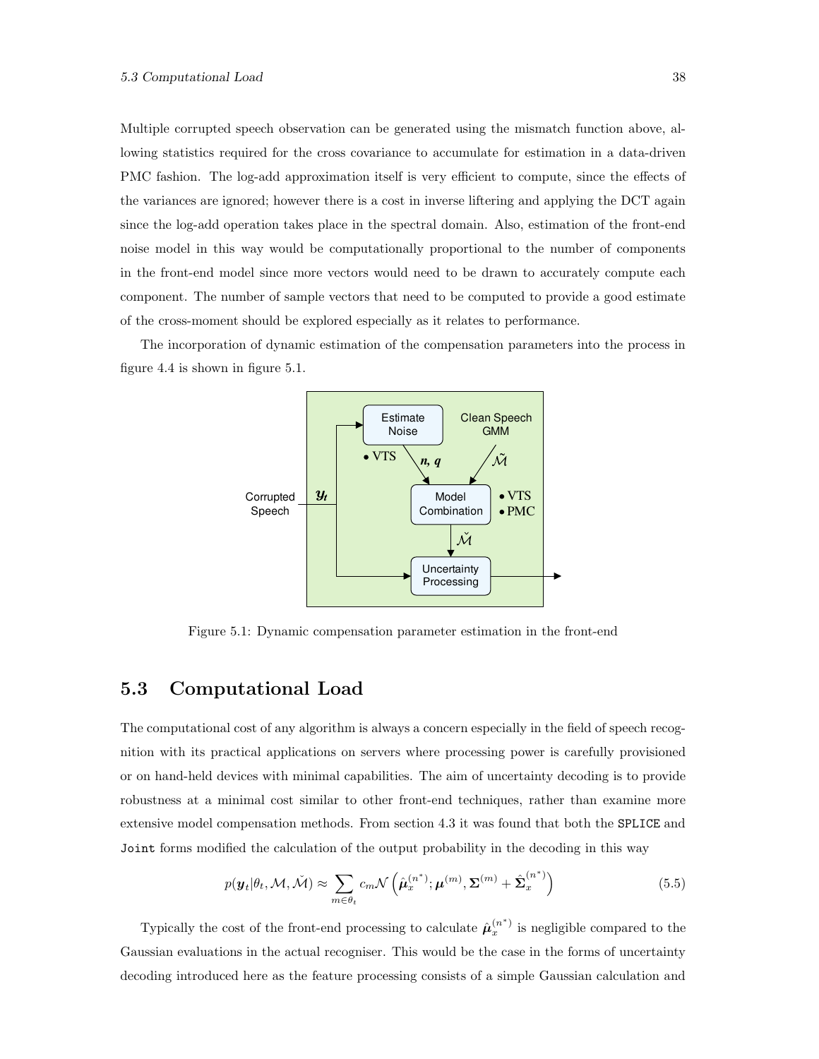Multiple corrupted speech observation can be generated using the mismatch function above, allowing statistics required for the cross covariance to accumulate for estimation in a data-driven PMC fashion. The log-add approximation itself is very efficient to compute, since the effects of the variances are ignored; however there is a cost in inverse liftering and applying the DCT again since the log-add operation takes place in the spectral domain. Also, estimation of the front-end noise model in this way would be computationally proportional to the number of components in the front-end model since more vectors would need to be drawn to accurately compute each component. The number of sample vectors that need to be computed to provide a good estimate of the cross-moment should be explored especially as it relates to performance.

The incorporation of dynamic estimation of the compensation parameters into the process in figure 4.4 is shown in figure 5.1.

Figure 5.1: Dynamic compensation parameter estimation in the front-end

## 5.3 Computational Load

The computational cost of any algorithm is always a concern especially in the field of speech recognition with its practical applications on servers where processing power is carefully provisioned or on hand-held devices with minimal capabilities. The aim of uncertainty decoding is to provide robustness at a minimal cost similar to other front-end techniques, rather than examine more extensive model compensation methods. From section 4.3 it was found that both the `SPLICE` and `Joint` forms modified the calculation of the output probability in the decoding in this way

$$p(\boldsymbol{y}_t|\theta_t, \mathcal{M}, \check{\mathcal{M}}) \approx \sum_{m \in \theta_t} c_m \mathcal{N}\left(\hat{\boldsymbol{\mu}}_x^{(n^*)}; \boldsymbol{\mu}^{(m)}, \boldsymbol{\Sigma}^{(m)} + \hat{\boldsymbol{\Sigma}}_x^{(n^*)}\right) \tag{5.5}$$

Typically the cost of the front-end processing to calculate $\hat{\boldsymbol{\mu}}_x^{(n^*)}$ is negligible compared to the Gaussian evaluations in the actual recogniser. This would be the case in the forms of uncertainty decoding introduced here as the feature processing consists of a simple Gaussian calculation and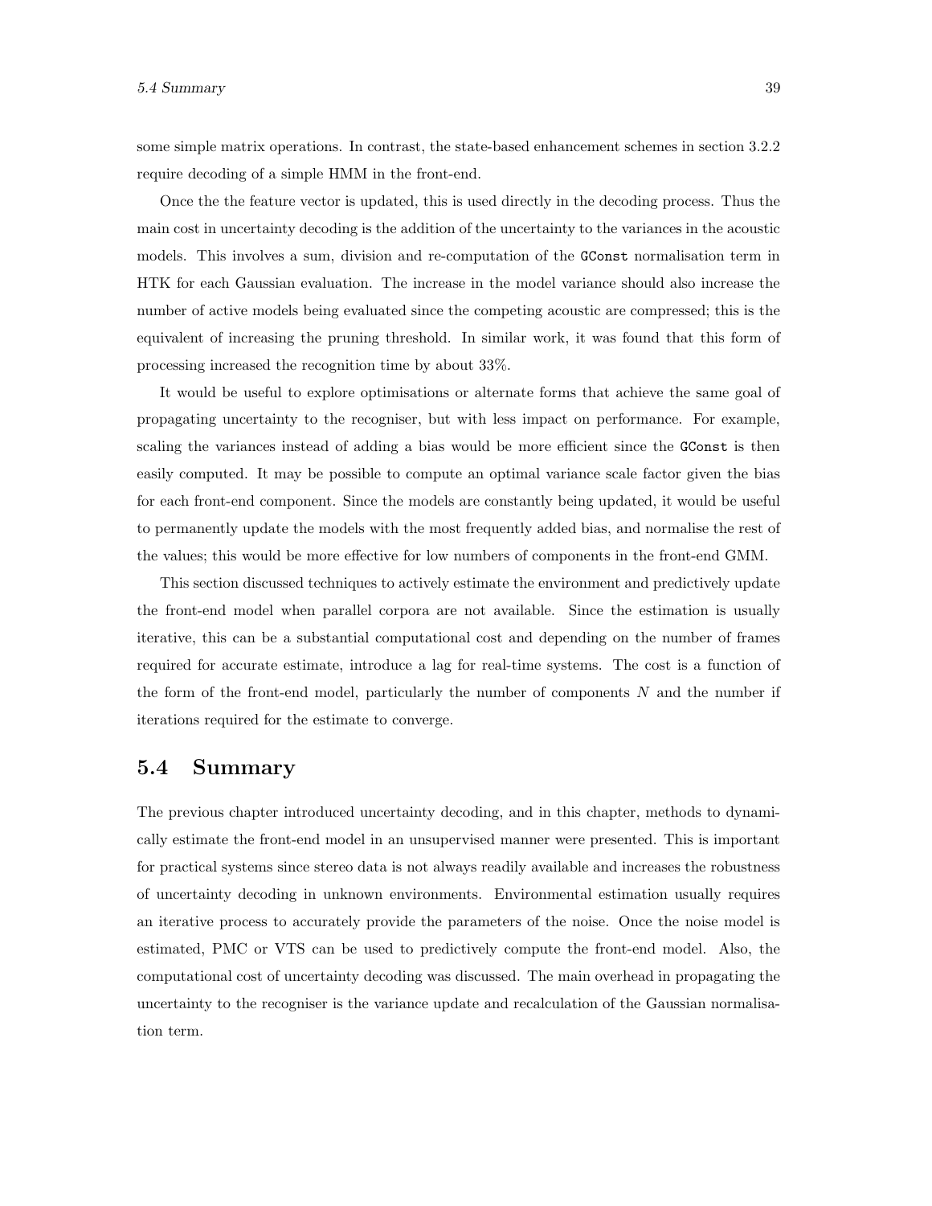some simple matrix operations. In contrast, the state-based enhancement schemes in section 3.2.2 require decoding of a simple HMM in the front-end.

Once the the feature vector is updated, this is used directly in the decoding process. Thus the main cost in uncertainty decoding is the addition of the uncertainty to the variances in the acoustic models. This involves a sum, division and re-computation of the `GConst` normalisation term in HTK for each Gaussian evaluation. The increase in the model variance should also increase the number of active models being evaluated since the competing acoustic are compressed; this is the equivalent of increasing the pruning threshold. In similar work, it was found that this form of processing increased the recognition time by about 33%.

It would be useful to explore optimisations or alternate forms that achieve the same goal of propagating uncertainty to the recogniser, but with less impact on performance. For example, scaling the variances instead of adding a bias would be more efficient since the `GConst` is then easily computed. It may be possible to compute an optimal variance scale factor given the bias for each front-end component. Since the models are constantly being updated, it would be useful to permanently update the models with the most frequently added bias, and normalise the rest of the values; this would be more effective for low numbers of components in the front-end GMM.

This section discussed techniques to actively estimate the environment and predictively update the front-end model when parallel corpora are not available. Since the estimation is usually iterative, this can be a substantial computational cost and depending on the number of frames required for accurate estimate, introduce a lag for real-time systems. The cost is a function of the form of the front-end model, particularly the number of components $N$ and the number if iterations required for the estimate to converge.

## 5.4 Summary

The previous chapter introduced uncertainty decoding, and in this chapter, methods to dynamically estimate the front-end model in an unsupervised manner were presented. This is important for practical systems since stereo data is not always readily available and increases the robustness of uncertainty decoding in unknown environments. Environmental estimation usually requires an iterative process to accurately provide the parameters of the noise. Once the noise model is estimated, PMC or VTS can be used to predictively compute the front-end model. Also, the computational cost of uncertainty decoding was discussed. The main overhead in propagating the uncertainty to the recogniser is the variance update and recalculation of the Gaussian normalisation term.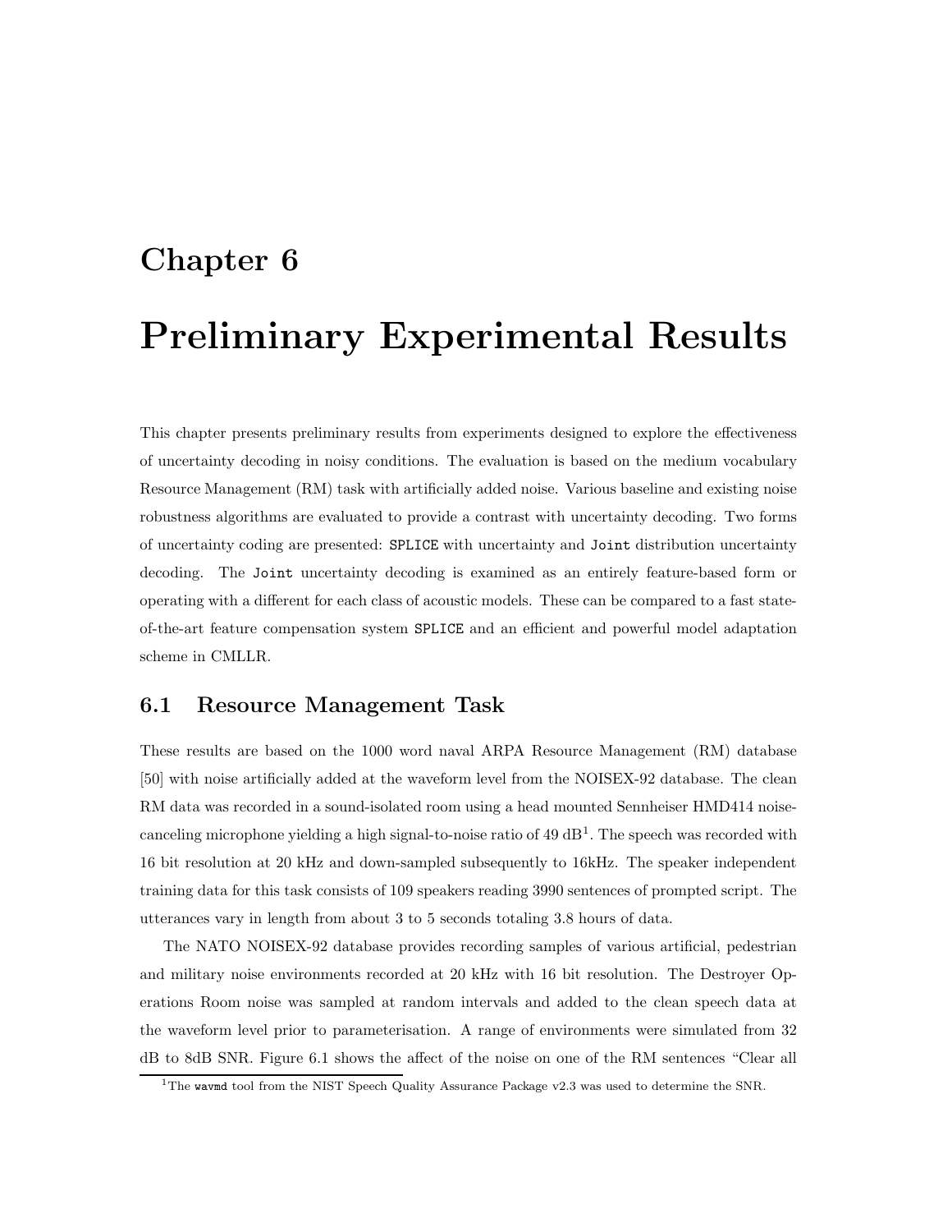# Chapter 6

# Preliminary Experimental Results

This chapter presents preliminary results from experiments designed to explore the effectiveness of uncertainty decoding in noisy conditions. The evaluation is based on the medium vocabulary Resource Management (RM) task with artificially added noise. Various baseline and existing noise robustness algorithms are evaluated to provide a contrast with uncertainty decoding. Two forms of uncertainty coding are presented: `SPLICE` with uncertainty and `Joint` distribution uncertainty decoding. The `Joint` uncertainty decoding is examined as an entirely feature-based form or operating with a different for each class of acoustic models. These can be compared to a fast state-of-the-art feature compensation system `SPLICE` and an efficient and powerful model adaptation scheme in CMLLR.

## 6.1 Resource Management Task

These results are based on the 1000 word naval ARPA Resource Management (RM) database [50] with noise artificially added at the waveform level from the NOISEX-92 database. The clean RM data was recorded in a sound-isolated room using a head mounted Sennheiser HMD414 noise-canceling microphone yielding a high signal-to-noise ratio of 49 dB[1]. The speech was recorded with 16 bit resolution at 20 kHz and down-sampled subsequently to 16kHz. The speaker independent training data for this task consists of 109 speakers reading 3990 sentences of prompted script. The utterances vary in length from about 3 to 5 seconds totaling 3.8 hours of data.

The NATO NOISEX-92 database provides recording samples of various artificial, pedestrian and military noise environments recorded at 20 kHz with 16 bit resolution. The Destroyer Operations Room noise was sampled at random intervals and added to the clean speech data at the waveform level prior to parameterisation. A range of environments were simulated from 32 dB to 8dB SNR. Figure 6.1 shows the affect of the noise on one of the RM sentences "Clear all

[1] The `wavmd` tool from the NIST Speech Quality Assurance Package v2.3 was used to determine the SNR.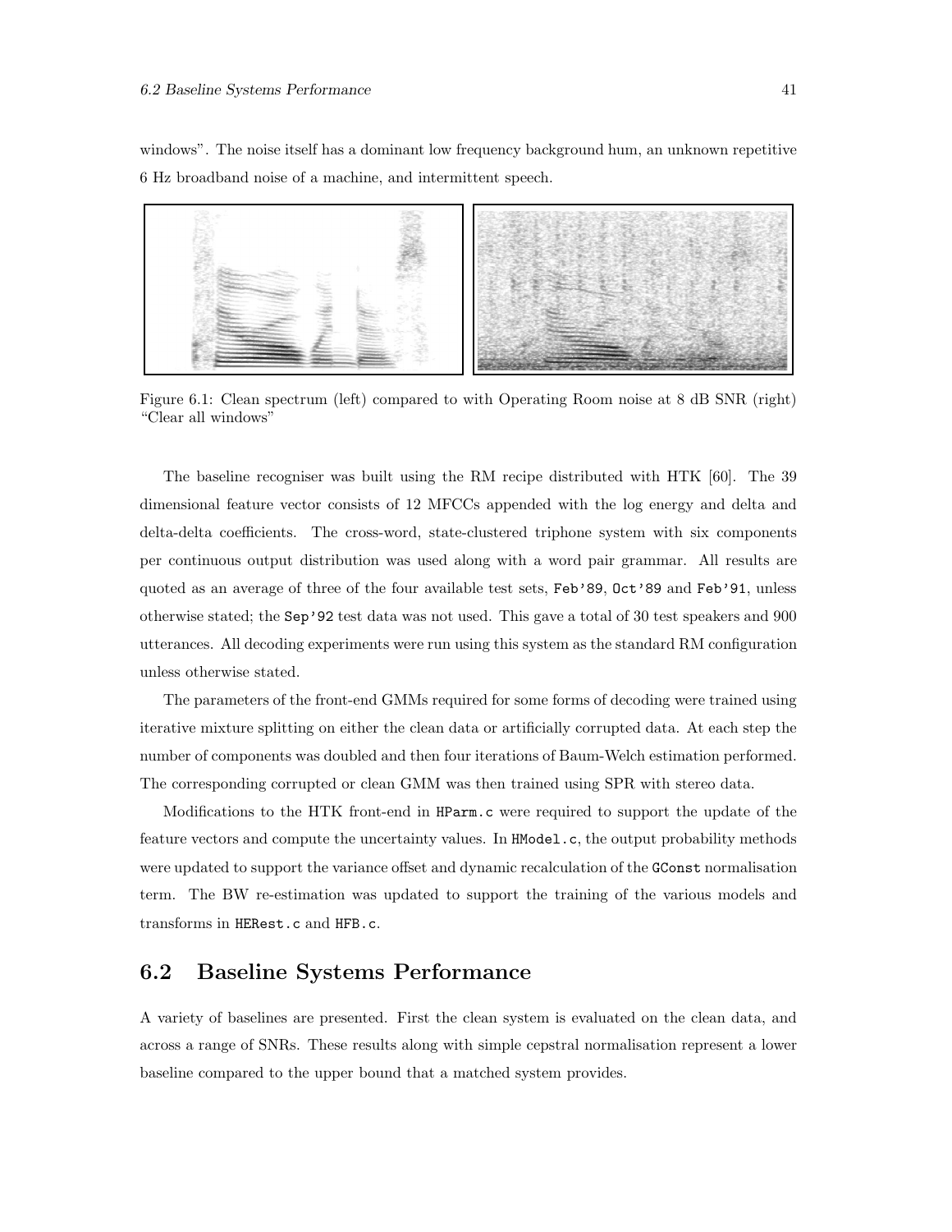windows". The noise itself has a dominant low frequency background hum, an unknown repetitive 6 Hz broadband noise of a machine, and intermittent speech.

Figure 6.1: Clean spectrum (left) compared to with Operating Room noise at 8 dB SNR (right) "Clear all windows"

The baseline recogniser was built using the RM recipe distributed with HTK [60]. The 39 dimensional feature vector consists of 12 MFCCs appended with the log energy and delta and delta-delta coefficients. The cross-word, state-clustered triphone system with six components per continuous output distribution was used along with a word pair grammar. All results are quoted as an average of three of the four available test sets, `Feb'89`, `Oct'89` and `Feb'91`, unless otherwise stated; the `Sep'92` test data was not used. This gave a total of 30 test speakers and 900 utterances. All decoding experiments were run using this system as the standard RM configuration unless otherwise stated.

The parameters of the front-end GMMs required for some forms of decoding were trained using iterative mixture splitting on either the clean data or artificially corrupted data. At each step the number of components was doubled and then four iterations of Baum-Welch estimation performed. The corresponding corrupted or clean GMM was then trained using SPR with stereo data.

Modifications to the HTK front-end in `HParm.c` were required to support the update of the feature vectors and compute the uncertainty values. In `HModel.c`, the output probability methods were updated to support the variance offset and dynamic recalculation of the `GConst` normalisation term. The BW re-estimation was updated to support the training of the various models and transforms in `HERest.c` and `HFB.c`.

## 6.2 Baseline Systems Performance

A variety of baselines are presented. First the clean system is evaluated on the clean data, and across a range of SNRs. These results along with simple cepstral normalisation represent a lower baseline compared to the upper bound that a matched system provides.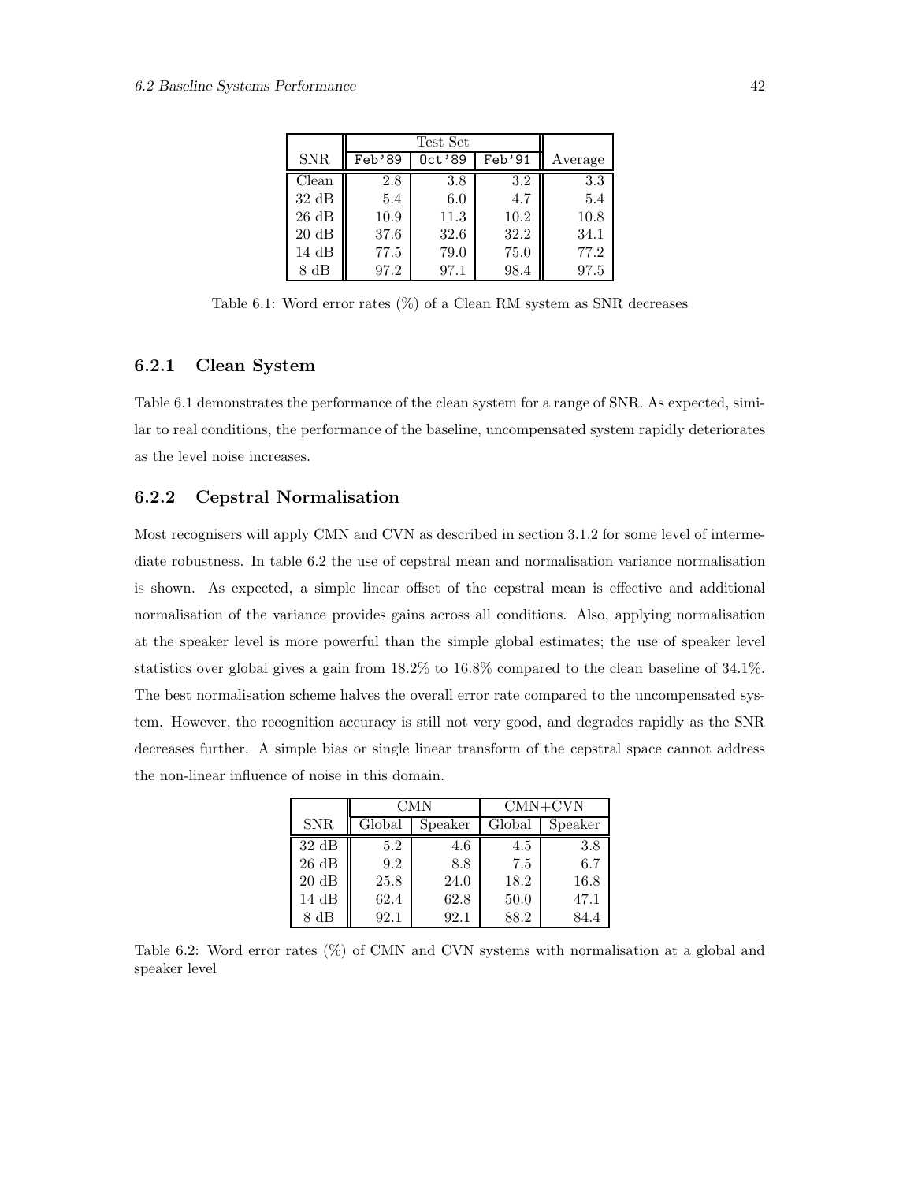| SNR | Test Set | | | Average |
|---|---|---|---|---|
| | `Feb'89` | `Oct'89` | `Feb'91` | |
| Clean | 2.8 | 3.8 | 3.2 | 3.3 |
| 32 dB | 5.4 | 6.0 | 4.7 | 5.4 |
| 26 dB | 10.9 | 11.3 | 10.2 | 10.8 |
| 20 dB | 37.6 | 32.6 | 32.2 | 34.1 |
| 14 dB | 77.5 | 79.0 | 75.0 | 77.2 |
| 8 dB | 97.2 | 97.1 | 98.4 | 97.5 |

Table 6.1: Word error rates (%) of a Clean RM system as SNR decreases

### 6.2.1 Clean System

Table 6.1 demonstrates the performance of the clean system for a range of SNR. As expected, similar to real conditions, the performance of the baseline, uncompensated system rapidly deteriorates as the level noise increases.

### 6.2.2 Cepstral Normalisation

Most recognisers will apply CMN and CVN as described in section 3.1.2 for some level of intermediate robustness. In table 6.2 the use of cepstral mean and normalisation variance normalisation is shown. As expected, a simple linear offset of the cepstral mean is effective and additional normalisation of the variance provides gains across all conditions. Also, applying normalisation at the speaker level is more powerful than the simple global estimates; the use of speaker level statistics over global gives a gain from 18.2% to 16.8% compared to the clean baseline of 34.1%. The best normalisation scheme halves the overall error rate compared to the uncompensated system. However, the recognition accuracy is still not very good, and degrades rapidly as the SNR decreases further. A simple bias or single linear transform of the cepstral space cannot address the non-linear influence of noise in this domain.

| SNR | CMN | | CMN+CVN | |
|---|---|---|---|---|
| | Global | Speaker | Global | Speaker |
| 32 dB | 5.2 | 4.6 | 4.5 | 3.8 |
| 26 dB | 9.2 | 8.8 | 7.5 | 6.7 |
| 20 dB | 25.8 | 24.0 | 18.2 | 16.8 |
| 14 dB | 62.4 | 62.8 | 50.0 | 47.1 |
| 8 dB | 92.1 | 92.1 | 88.2 | 84.4 |

Table 6.2: Word error rates (%) of CMN and CVN systems with normalisation at a global and speaker level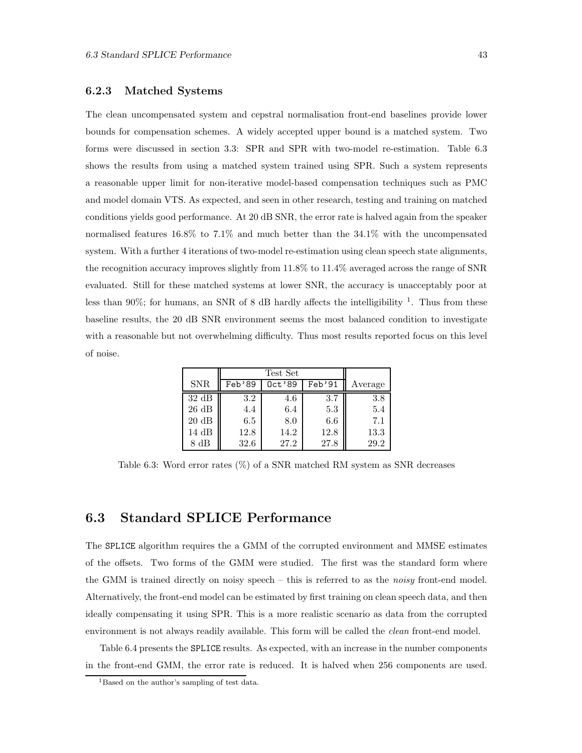### 6.2.3 Matched Systems

The clean uncompensated system and cepstral normalisation front-end baselines provide lower bounds for compensation schemes. A widely accepted upper bound is a matched system. Two forms were discussed in section 3.3: SPR and SPR with two-model re-estimation. Table 6.3 shows the results from using a matched system trained using SPR. Such a system represents a reasonable upper limit for non-iterative model-based compensation techniques such as PMC and model domain VTS. As expected, and seen in other research, testing and training on matched conditions yields good performance. At 20 dB SNR, the error rate is halved again from the speaker normalised features 16.8% to 7.1% and much better than the 34.1% with the uncompensated system. With a further 4 iterations of two-model re-estimation using clean speech state alignments, the recognition accuracy improves slightly from 11.8% to 11.4% averaged across the range of SNR evaluated. Still for these matched systems at lower SNR, the accuracy is unacceptably poor at less than 90%; for humans, an SNR of 8 dB hardly affects the intelligibility [1]. Thus from these baseline results, the 20 dB SNR environment seems the most balanced condition to investigate with a reasonable but not overwhelming difficulty. Thus most results reported focus on this level of noise.

| | Test Set | | | |
|---|---|---|---|---|
| SNR | `Feb'89` | `Oct'89` | `Feb'91` | Average |
| 32 dB | 3.2 | 4.6 | 3.7 | 3.8 |
| 26 dB | 4.4 | 6.4 | 5.3 | 5.4 |
| 20 dB | 6.5 | 8.0 | 6.6 | 7.1 |
| 14 dB | 12.8 | 14.2 | 12.8 | 13.3 |
| 8 dB | 32.6 | 27.2 | 27.8 | 29.2 |

Table 6.3: Word error rates (%) of a SNR matched RM system as SNR decreases

## 6.3 Standard SPLICE Performance

The `SPLICE` algorithm requires the a GMM of the corrupted environment and MMSE estimates of the offsets. Two forms of the GMM were studied. The first was the standard form where the GMM is trained directly on noisy speech – this is referred to as the *noisy* front-end model. Alternatively, the front-end model can be estimated by first training on clean speech data, and then ideally compensating it using SPR. This is a more realistic scenario as data from the corrupted environment is not always readily available. This form will be called the *clean* front-end model.

Table 6.4 presents the `SPLICE` results. As expected, with an increase in the number components in the front-end GMM, the error rate is reduced. It is halved when 256 components are used.

[1] Based on the author's sampling of test data.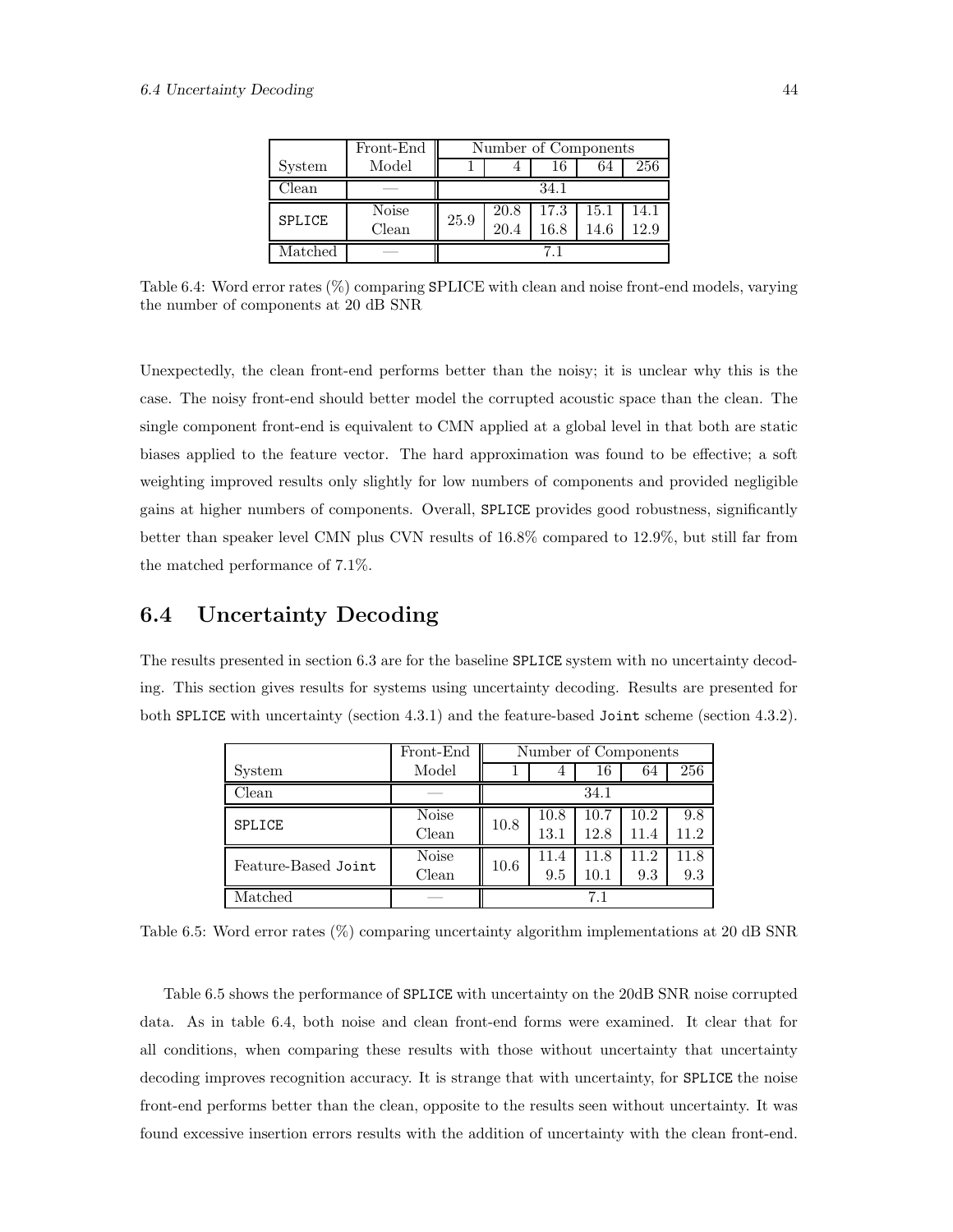| System | Front-End Model | Number of Components | | | | |
|---|---|---|---|---|---|---|
| | | 1 | 4 | 16 | 64 | 256 |
| Clean | — | 34.1 | | | | |
| SPLICE | Noise | 25.9 | 20.8 | 17.3 | 15.1 | 14.1 |
| | Clean | | 20.4 | 16.8 | 14.6 | 12.9 |
| Matched | — | 7.1 | | | | |

Table 6.4: Word error rates (%) comparing SPLICE with clean and noise front-end models, varying the number of components at 20 dB SNR

Unexpectedly, the clean front-end performs better than the noisy; it is unclear why this is the case. The noisy front-end should better model the corrupted acoustic space than the clean. The single component front-end is equivalent to CMN applied at a global level in that both are static biases applied to the feature vector. The hard approximation was found to be effective; a soft weighting improved results only slightly for low numbers of components and provided negligible gains at higher numbers of components. Overall, SPLICE provides good robustness, significantly better than speaker level CMN plus CVN results of 16.8% compared to 12.9%, but still far from the matched performance of 7.1%.

## 6.4 Uncertainty Decoding

The results presented in section 6.3 are for the baseline SPLICE system with no uncertainty decoding. This section gives results for systems using uncertainty decoding. Results are presented for both SPLICE with uncertainty (section 4.3.1) and the feature-based Joint scheme (section 4.3.2).

| System | Front-End Model | Number of Components | | | | |
|---|---|---|---|---|---|---|
| | | 1 | 4 | 16 | 64 | 256 |
| Clean | — | 34.1 | | | | |
| SPLICE | Noise | 10.8 | 10.8 | 10.7 | 10.2 | 9.8 |
| | Clean | | 13.1 | 12.8 | 11.4 | 11.2 |
| Feature-Based Joint | Noise | 10.6 | 11.4 | 11.8 | 11.2 | 11.8 |
| | Clean | | 9.5 | 10.1 | 9.3 | 9.3 |
| Matched | — | 7.1 | | | | |

Table 6.5: Word error rates (%) comparing uncertainty algorithm implementations at 20 dB SNR

Table 6.5 shows the performance of SPLICE with uncertainty on the 20dB SNR noise corrupted data. As in table 6.4, both noise and clean front-end forms were examined. It clear that for all conditions, when comparing these results with those without uncertainty that uncertainty decoding improves recognition accuracy. It is strange that with uncertainty, for SPLICE the noise front-end performs better than the clean, opposite to the results seen without uncertainty. It was found excessive insertion errors results with the addition of uncertainty with the clean front-end.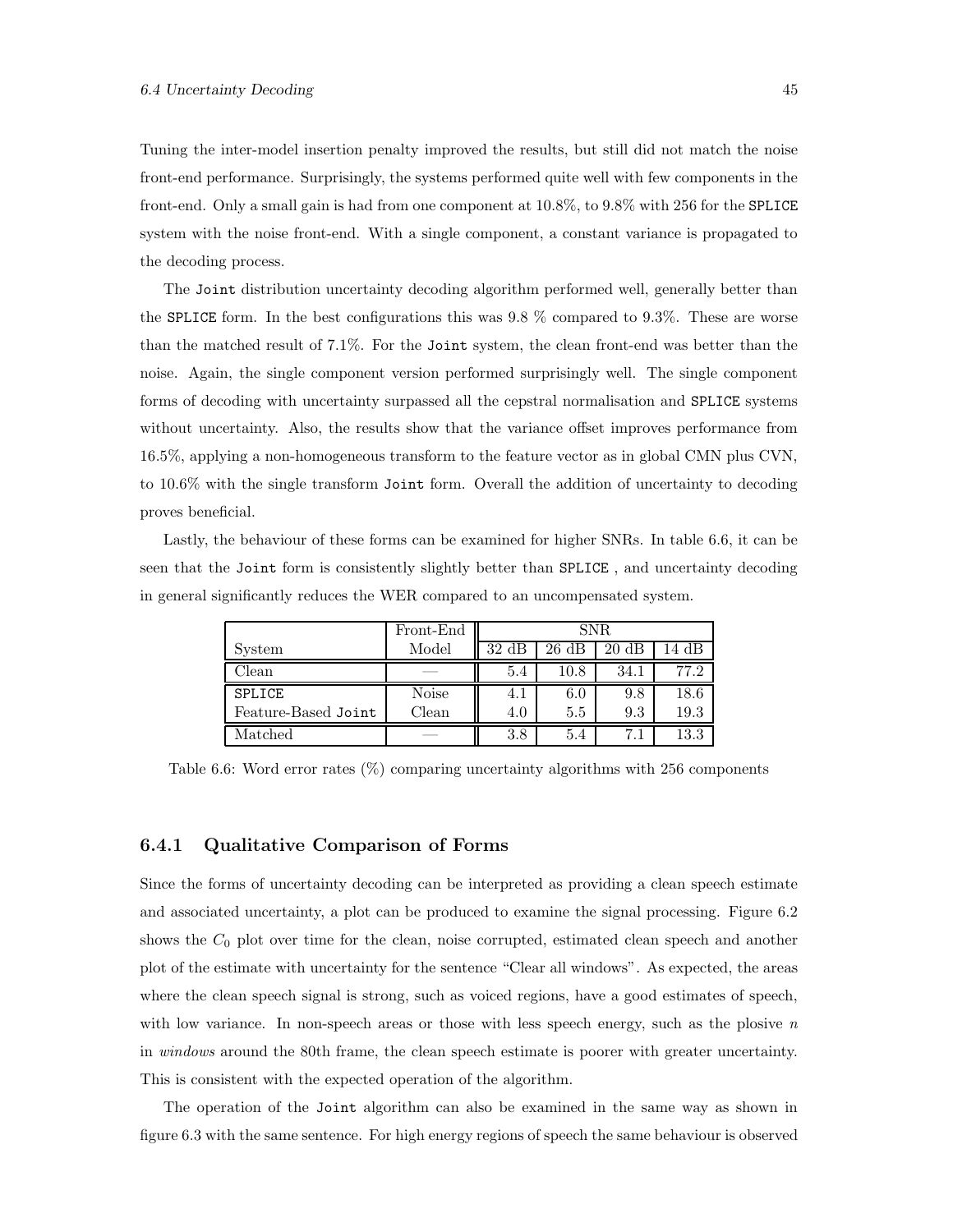Tuning the inter-model insertion penalty improved the results, but still did not match the noise front-end performance. Surprisingly, the systems performed quite well with few components in the front-end. Only a small gain is had from one component at 10.8%, to 9.8% with 256 for the SPLICE system with the noise front-end. With a single component, a constant variance is propagated to the decoding process.

The Joint distribution uncertainty decoding algorithm performed well, generally better than the SPLICE form. In the best configurations this was 9.8 % compared to 9.3%. These are worse than the matched result of 7.1%. For the Joint system, the clean front-end was better than the noise. Again, the single component version performed surprisingly well. The single component forms of decoding with uncertainty surpassed all the cepstral normalisation and SPLICE systems without uncertainty. Also, the results show that the variance offset improves performance from 16.5%, applying a non-homogeneous transform to the feature vector as in global CMN plus CVN, to 10.6% with the single transform Joint form. Overall the addition of uncertainty to decoding proves beneficial.

Lastly, the behaviour of these forms can be examined for higher SNRs. In table 6.6, it can be seen that the Joint form is consistently slightly better than SPLICE , and uncertainty decoding in general significantly reduces the WER compared to an uncompensated system.

| | Front-End | SNR | | | |
|---|---|---|---|---|---|
| System | Model | 32 dB | 26 dB | 20 dB | 14 dB |
| Clean | — | 5.4 | 10.8 | 34.1 | 77.2 |
| SPLICE | Noise | 4.1 | 6.0 | 9.8 | 18.6 |
| Feature-Based Joint | Clean | 4.0 | 5.5 | 9.3 | 19.3 |
| Matched | — | 3.8 | 5.4 | 7.1 | 13.3 |

Table 6.6: Word error rates (%) comparing uncertainty algorithms with 256 components

### 6.4.1 Qualitative Comparison of Forms

Since the forms of uncertainty decoding can be interpreted as providing a clean speech estimate and associated uncertainty, a plot can be produced to examine the signal processing. Figure 6.2 shows the $C_0$ plot over time for the clean, noise corrupted, estimated clean speech and another plot of the estimate with uncertainty for the sentence "Clear all windows". As expected, the areas where the clean speech signal is strong, such as voiced regions, have a good estimates of speech, with low variance. In non-speech areas or those with less speech energy, such as the plosive *n* in *windows* around the 80th frame, the clean speech estimate is poorer with greater uncertainty. This is consistent with the expected operation of the algorithm.

The operation of the Joint algorithm can also be examined in the same way as shown in figure 6.3 with the same sentence. For high energy regions of speech the same behaviour is observed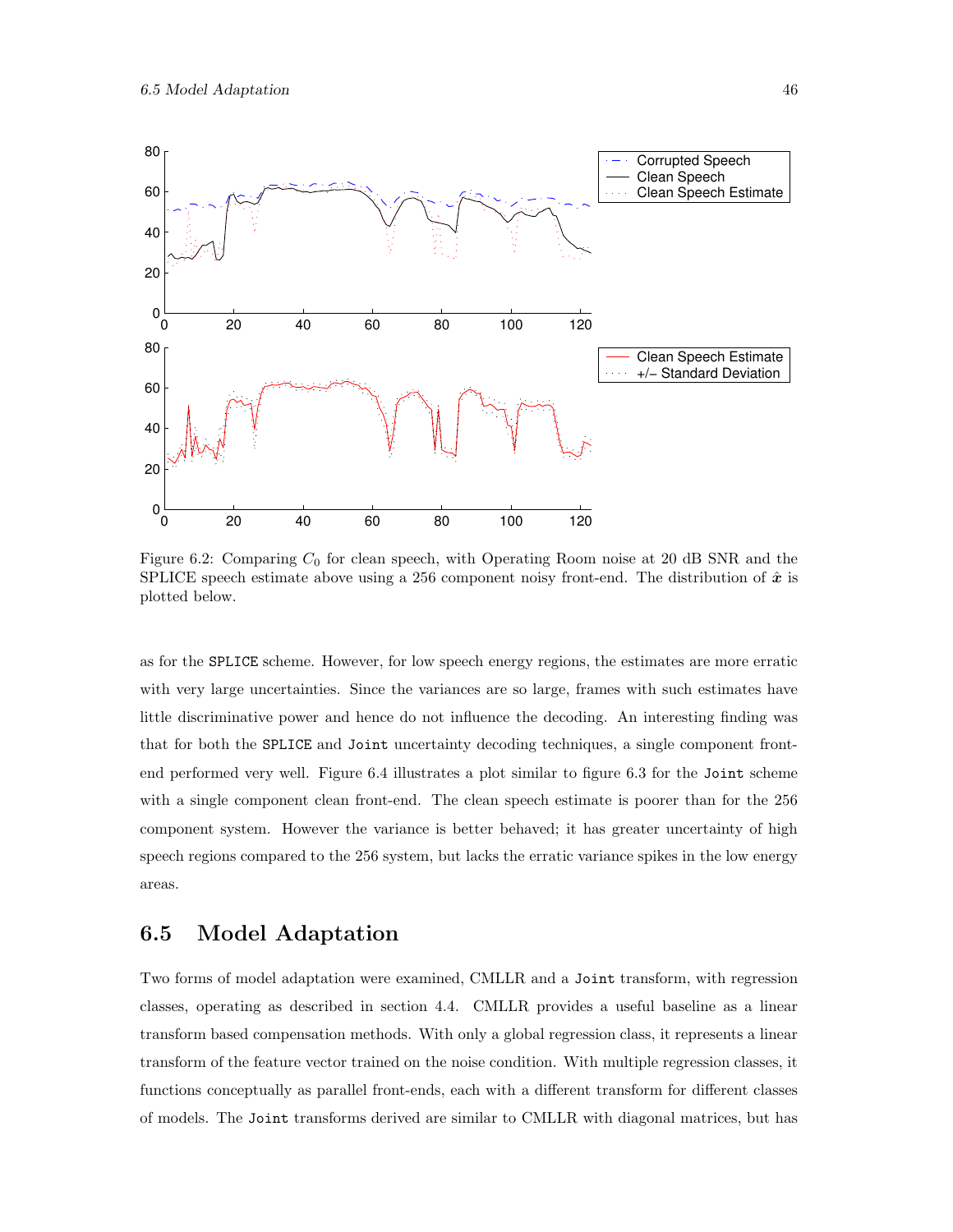Figure 6.2: Comparing $C_0$ for clean speech, with Operating Room noise at 20 dB SNR and the SPLICE speech estimate above using a 256 component noisy front-end. The distribution of $\hat{\boldsymbol{x}}$ is plotted below.

as for the SPLICE scheme. However, for low speech energy regions, the estimates are more erratic with very large uncertainties. Since the variances are so large, frames with such estimates have little discriminative power and hence do not influence the decoding. An interesting finding was that for both the SPLICE and Joint uncertainty decoding techniques, a single component front-end performed very well. Figure 6.4 illustrates a plot similar to figure 6.3 for the Joint scheme with a single component clean front-end. The clean speech estimate is poorer than for the 256 component system. However the variance is better behaved; it has greater uncertainty of high speech regions compared to the 256 system, but lacks the erratic variance spikes in the low energy areas.

## 6.5 Model Adaptation

Two forms of model adaptation were examined, CMLLR and a Joint transform, with regression classes, operating as described in section 4.4. CMLLR provides a useful baseline as a linear transform based compensation methods. With only a global regression class, it represents a linear transform of the feature vector trained on the noise condition. With multiple regression classes, it functions conceptually as parallel front-ends, each with a different transform for different classes of models. The Joint transforms derived are similar to CMLLR with diagonal matrices, but has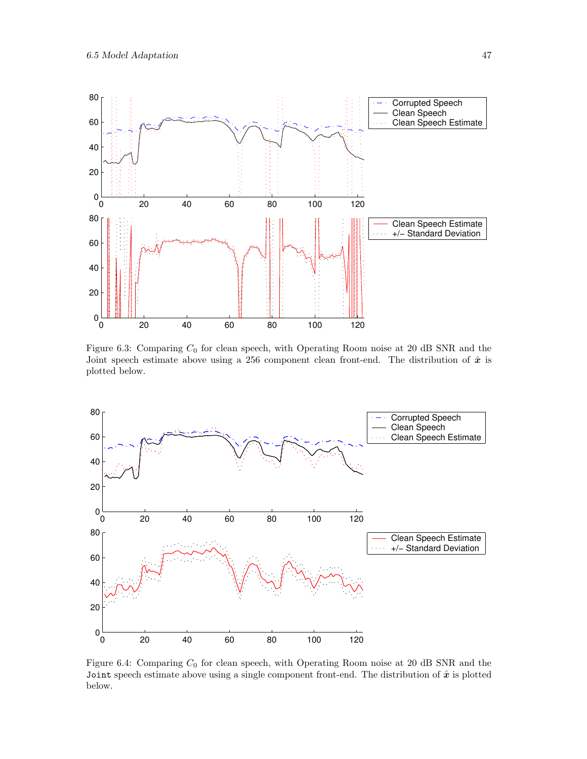Figure 6.3: Comparing $C_0$ for clean speech, with Operating Room noise at 20 dB SNR and the Joint speech estimate above using a 256 component clean front-end. The distribution of $\hat{\boldsymbol{x}}$ is plotted below.

Figure 6.4: Comparing $C_0$ for clean speech, with Operating Room noise at 20 dB SNR and the `Joint` speech estimate above using a single component front-end. The distribution of $\hat{\boldsymbol{x}}$ is plotted below.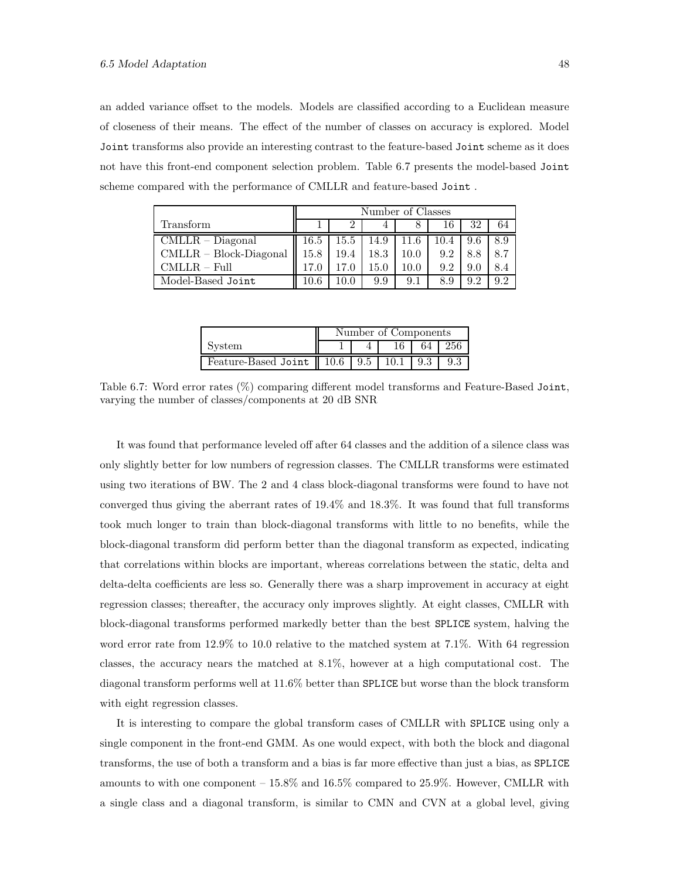an added variance offset to the models. Models are classified according to a Euclidean measure of closeness of their means. The effect of the number of classes on accuracy is explored. Model `Joint` transforms also provide an interesting contrast to the feature-based `Joint` scheme as it does not have this front-end component selection problem. Table 6.7 presents the model-based `Joint` scheme compared with the performance of CMLLR and feature-based `Joint` .

| | Number of Classes | | | | | | |
|---|---|---|---|---|---|---|---|
| Transform | 1 | 2 | 4 | 8 | 16 | 32 | 64 |
| CMLLR – Diagonal | 16.5 | 15.5 | 14.9 | 11.6 | 10.4 | 9.6 | 8.9 |
| CMLLR – Block-Diagonal | 15.8 | 19.4 | 18.3 | 10.0 | 9.2 | 8.8 | 8.7 |
| CMLLR – Full | 17.0 | 17.0 | 15.0 | 10.0 | 9.2 | 9.0 | 8.4 |
| Model-Based `Joint` | 10.6 | 10.0 | 9.9 | 9.1 | 8.9 | 9.2 | 9.2 |

| | Number of Components | | | | |
|---|---|---|---|---|---|
| System | 1 | 4 | 16 | 64 | 256 |
| Feature-Based `Joint` | 10.6 | 9.5 | 10.1 | 9.3 | 9.3 |

Table 6.7: Word error rates (%) comparing different model transforms and Feature-Based `Joint`, varying the number of classes/components at 20 dB SNR

It was found that performance leveled off after 64 classes and the addition of a silence class was only slightly better for low numbers of regression classes. The CMLLR transforms were estimated using two iterations of BW. The 2 and 4 class block-diagonal transforms were found to have not converged thus giving the aberrant rates of 19.4% and 18.3%. It was found that full transforms took much longer to train than block-diagonal transforms with little to no benefits, while the block-diagonal transform did perform better than the diagonal transform as expected, indicating that correlations within blocks are important, whereas correlations between the static, delta and delta-delta coefficients are less so. Generally there was a sharp improvement in accuracy at eight regression classes; thereafter, the accuracy only improves slightly. At eight classes, CMLLR with block-diagonal transforms performed markedly better than the best `SPLICE` system, halving the word error rate from 12.9% to 10.0 relative to the matched system at 7.1%. With 64 regression classes, the accuracy nears the matched at 8.1%, however at a high computational cost. The diagonal transform performs well at 11.6% better than `SPLICE` but worse than the block transform with eight regression classes.

It is interesting to compare the global transform cases of CMLLR with `SPLICE` using only a single component in the front-end GMM. As one would expect, with both the block and diagonal transforms, the use of both a transform and a bias is far more effective than just a bias, as `SPLICE` amounts to with one component – 15.8% and 16.5% compared to 25.9%. However, CMLLR with a single class and a diagonal transform, is similar to CMN and CVN at a global level, giving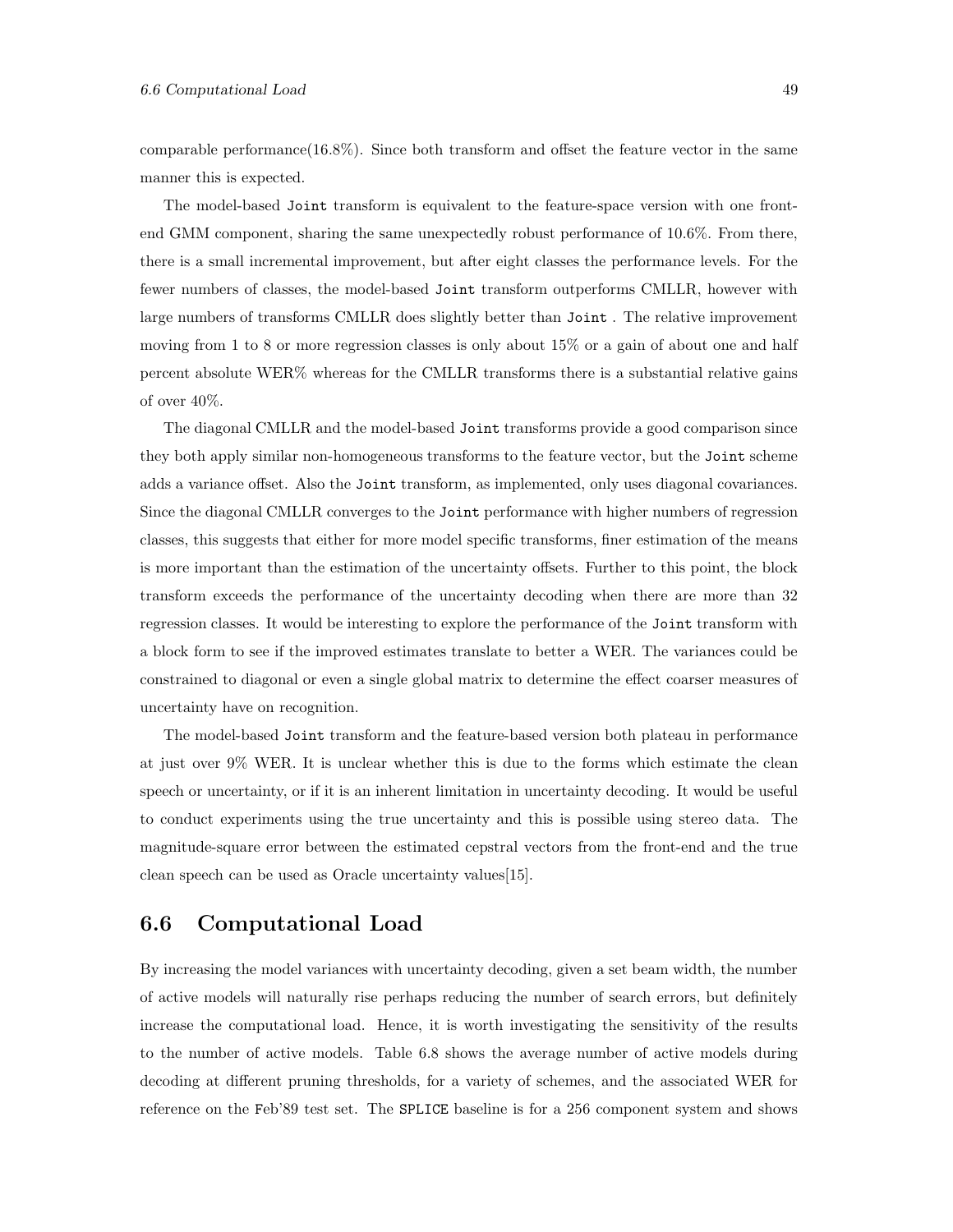comparable performance(16.8%). Since both transform and offset the feature vector in the same manner this is expected.

The model-based `Joint` transform is equivalent to the feature-space version with one front-end GMM component, sharing the same unexpectedly robust performance of 10.6%. From there, there is a small incremental improvement, but after eight classes the performance levels. For the fewer numbers of classes, the model-based `Joint` transform outperforms CMLLR, however with large numbers of transforms CMLLR does slightly better than `Joint` . The relative improvement moving from 1 to 8 or more regression classes is only about 15% or a gain of about one and half percent absolute WER% whereas for the CMLLR transforms there is a substantial relative gains of over 40%.

The diagonal CMLLR and the model-based `Joint` transforms provide a good comparison since they both apply similar non-homogeneous transforms to the feature vector, but the `Joint` scheme adds a variance offset. Also the `Joint` transform, as implemented, only uses diagonal covariances. Since the diagonal CMLLR converges to the `Joint` performance with higher numbers of regression classes, this suggests that either for more model specific transforms, finer estimation of the means is more important than the estimation of the uncertainty offsets. Further to this point, the block transform exceeds the performance of the uncertainty decoding when there are more than 32 regression classes. It would be interesting to explore the performance of the `Joint` transform with a block form to see if the improved estimates translate to better a WER. The variances could be constrained to diagonal or even a single global matrix to determine the effect coarser measures of uncertainty have on recognition.

The model-based `Joint` transform and the feature-based version both plateau in performance at just over 9% WER. It is unclear whether this is due to the forms which estimate the clean speech or uncertainty, or if it is an inherent limitation in uncertainty decoding. It would be useful to conduct experiments using the true uncertainty and this is possible using stereo data. The magnitude-square error between the estimated cepstral vectors from the front-end and the true clean speech can be used as Oracle uncertainty values[15].

## 6.6 Computational Load

By increasing the model variances with uncertainty decoding, given a set beam width, the number of active models will naturally rise perhaps reducing the number of search errors, but definitely increase the computational load. Hence, it is worth investigating the sensitivity of the results to the number of active models. Table 6.8 shows the average number of active models during decoding at different pruning thresholds, for a variety of schemes, and the associated WER for reference on the `Feb'89` test set. The `SPLICE` baseline is for a 256 component system and shows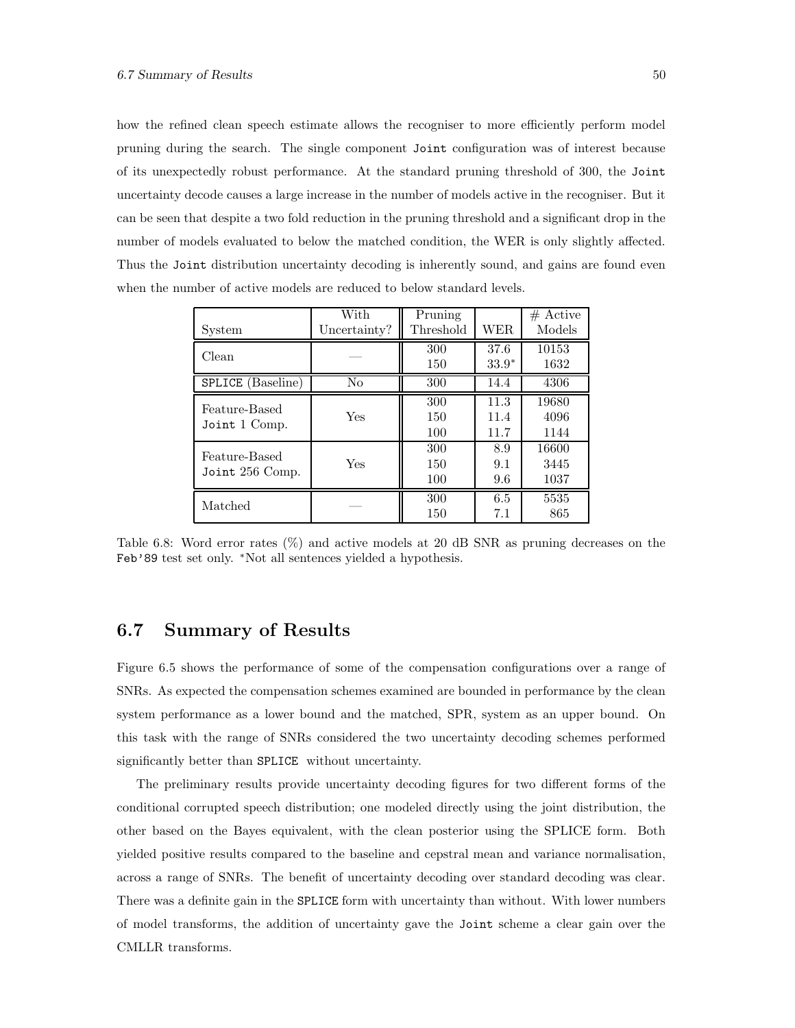how the refined clean speech estimate allows the recogniser to more efficiently perform model pruning during the search. The single component Joint configuration was of interest because of its unexpectedly robust performance. At the standard pruning threshold of 300, the Joint uncertainty decode causes a large increase in the number of models active in the recogniser. But it can be seen that despite a two fold reduction in the pruning threshold and a significant drop in the number of models evaluated to below the matched condition, the WER is only slightly affected. Thus the Joint distribution uncertainty decoding is inherently sound, and gains are found even when the number of active models are reduced to below standard levels.

| System | With Uncertainty? | Pruning Threshold | WER | # Active Models |
|---|---|---|---|---|
| Clean | — | 300 | 37.6 | 10153 |
| | | 150 | 33.9* | 1632 |
| SPLICE (Baseline) | No | 300 | 14.4 | 4306 |
| Feature-Based Joint 1 Comp. | Yes | 300 | 11.3 | 19680 |
| | | 150 | 11.4 | 4096 |
| | | 100 | 11.7 | 1144 |
| Feature-Based Joint 256 Comp. | Yes | 300 | 8.9 | 16600 |
| | | 150 | 9.1 | 3445 |
| | | 100 | 9.6 | 1037 |
| Matched | — | 300 | 6.5 | 5535 |
| | | 150 | 7.1 | 865 |

Table 6.8: Word error rates (%) and active models at 20 dB SNR as pruning decreases on the Feb'89 test set only. *Not all sentences yielded a hypothesis.

## 6.7 Summary of Results

Figure 6.5 shows the performance of some of the compensation configurations over a range of SNRs. As expected the compensation schemes examined are bounded in performance by the clean system performance as a lower bound and the matched, SPR, system as an upper bound. On this task with the range of SNRs considered the two uncertainty decoding schemes performed significantly better than SPLICE without uncertainty.

The preliminary results provide uncertainty decoding figures for two different forms of the conditional corrupted speech distribution; one modeled directly using the joint distribution, the other based on the Bayes equivalent, with the clean posterior using the SPLICE form. Both yielded positive results compared to the baseline and cepstral mean and variance normalisation, across a range of SNRs. The benefit of uncertainty decoding over standard decoding was clear. There was a definite gain in the SPLICE form with uncertainty than without. With lower numbers of model transforms, the addition of uncertainty gave the Joint scheme a clear gain over the CMLLR transforms.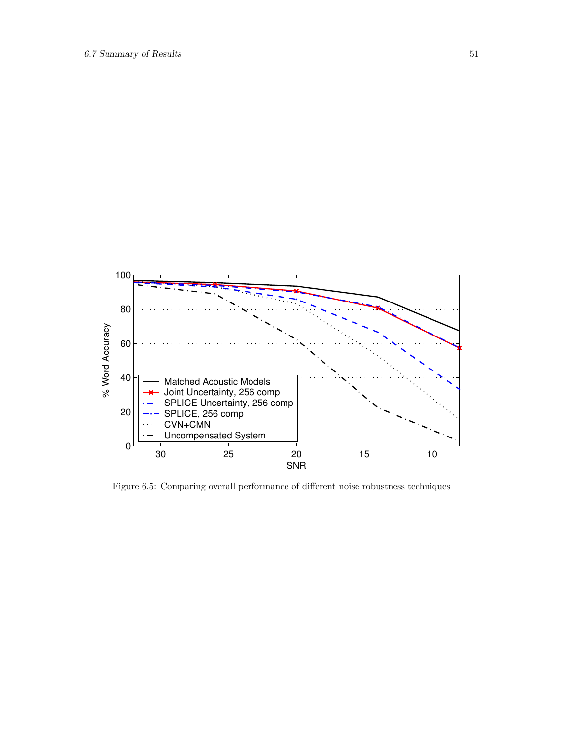Figure 6.5: Comparing overall performance of different noise robustness techniques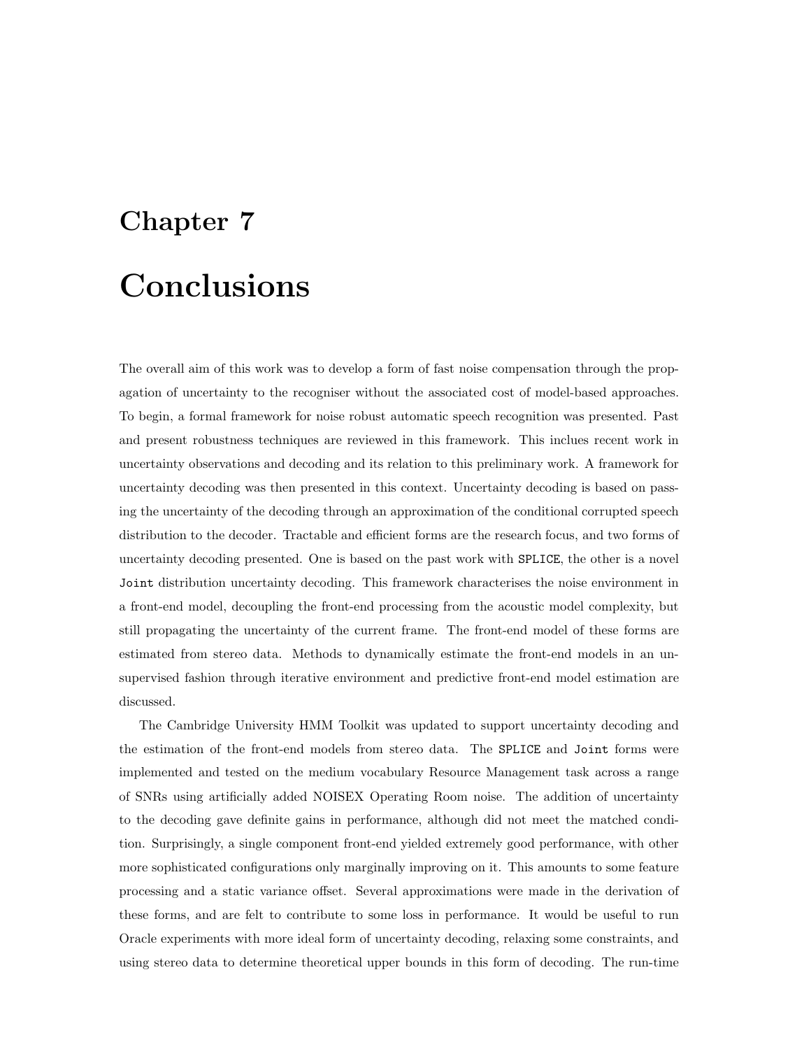# Chapter 7

# Conclusions

The overall aim of this work was to develop a form of fast noise compensation through the propagation of uncertainty to the recogniser without the associated cost of model-based approaches. To begin, a formal framework for noise robust automatic speech recognition was presented. Past and present robustness techniques are reviewed in this framework. This inclues recent work in uncertainty observations and decoding and its relation to this preliminary work. A framework for uncertainty decoding was then presented in this context. Uncertainty decoding is based on passing the uncertainty of the decoding through an approximation of the conditional corrupted speech distribution to the decoder. Tractable and efficient forms are the research focus, and two forms of uncertainty decoding presented. One is based on the past work with `SPLICE`, the other is a novel `Joint` distribution uncertainty decoding. This framework characterises the noise environment in a front-end model, decoupling the front-end processing from the acoustic model complexity, but still propagating the uncertainty of the current frame. The front-end model of these forms are estimated from stereo data. Methods to dynamically estimate the front-end models in an unsupervised fashion through iterative environment and predictive front-end model estimation are discussed.

The Cambridge University HMM Toolkit was updated to support uncertainty decoding and the estimation of the front-end models from stereo data. The `SPLICE` and `Joint` forms were implemented and tested on the medium vocabulary Resource Management task across a range of SNRs using artificially added NOISEX Operating Room noise. The addition of uncertainty to the decoding gave definite gains in performance, although did not meet the matched condition. Surprisingly, a single component front-end yielded extremely good performance, with other more sophisticated configurations only marginally improving on it. This amounts to some feature processing and a static variance offset. Several approximations were made in the derivation of these forms, and are felt to contribute to some loss in performance. It would be useful to run Oracle experiments with more ideal form of uncertainty decoding, relaxing some constraints, and using stereo data to determine theoretical upper bounds in this form of decoding. The run-time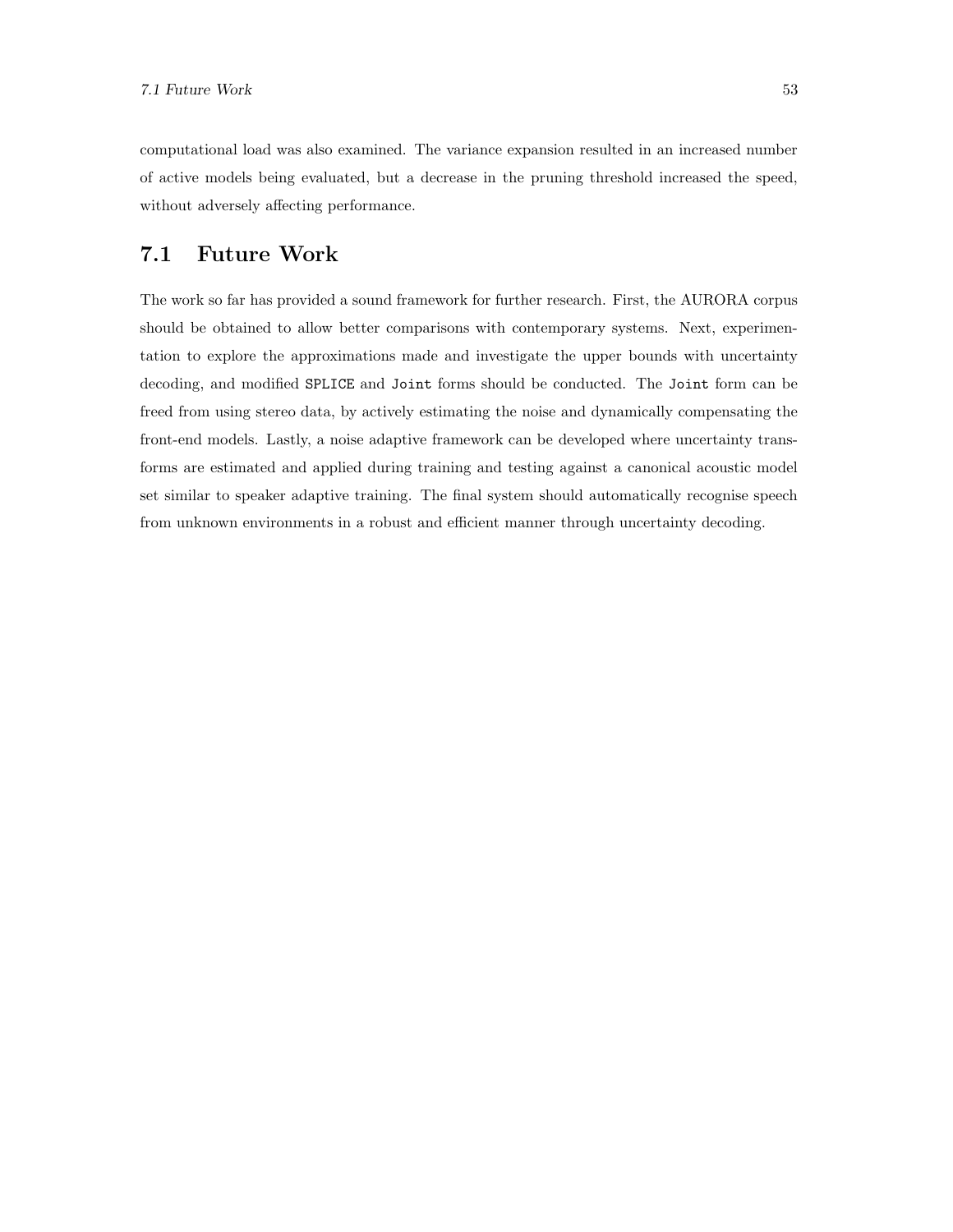computational load was also examined. The variance expansion resulted in an increased number of active models being evaluated, but a decrease in the pruning threshold increased the speed, without adversely affecting performance.

## 7.1 Future Work

The work so far has provided a sound framework for further research. First, the AURORA corpus should be obtained to allow better comparisons with contemporary systems. Next, experimentation to explore the approximations made and investigate the upper bounds with uncertainty decoding, and modified `SPLICE` and `Joint` forms should be conducted. The `Joint` form can be freed from using stereo data, by actively estimating the noise and dynamically compensating the front-end models. Lastly, a noise adaptive framework can be developed where uncertainty transforms are estimated and applied during training and testing against a canonical acoustic model set similar to speaker adaptive training. The final system should automatically recognise speech from unknown environments in a robust and efficient manner through uncertainty decoding.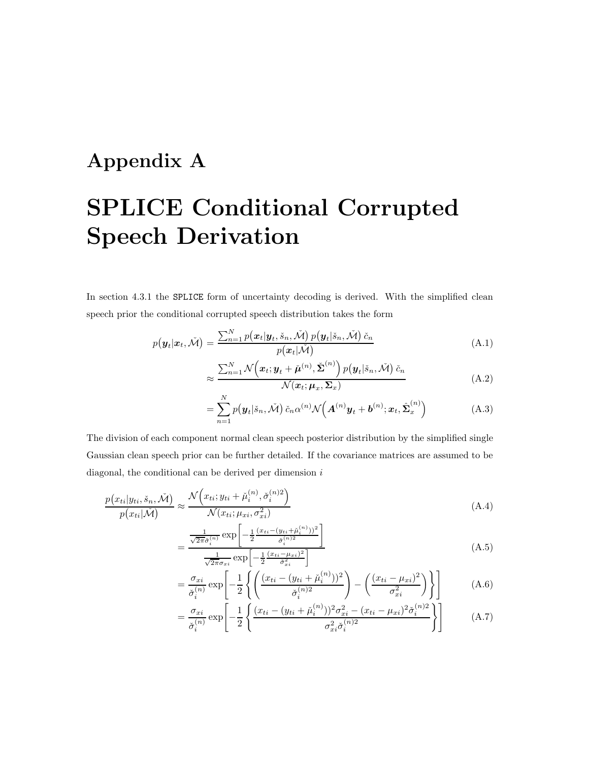# Appendix A

# SPLICE Conditional Corrupted Speech Derivation

In section 4.3.1 the `SPLICE` form of uncertainty decoding is derived. With the simplified clean speech prior the conditional corrupted speech distribution takes the form

$$p(\boldsymbol{y}_t|\boldsymbol{x}_t, \check{\mathcal{M}}) = \frac{\sum_{n=1}^{N} p(\boldsymbol{x}_t|\boldsymbol{y}_t, \check{s}_n, \check{\mathcal{M}})\, p(\boldsymbol{y}_t|\check{s}_n, \check{\mathcal{M}})\, \check{c}_n}{p(\boldsymbol{x}_t|\check{\mathcal{M}})} \tag{A.1}$$

$$\approx \frac{\sum_{n=1}^{N} \mathcal{N}\Big(\boldsymbol{x}_t; \boldsymbol{y}_t + \check{\boldsymbol{\mu}}^{(n)}, \check{\boldsymbol{\Sigma}}^{(n)}\Big)\, p(\boldsymbol{y}_t|\check{s}_n, \check{\mathcal{M}})\, \check{c}_n}{\mathcal{N}(\boldsymbol{x}_t; \boldsymbol{\mu}_x, \boldsymbol{\Sigma}_x)} \tag{A.2}$$

$$= \sum_{n=1}^{N} p(\boldsymbol{y}_t|\check{s}_n, \check{\mathcal{M}})\, \check{c}_n \alpha^{(n)} \mathcal{N}\Big(\boldsymbol{A}^{(n)}\boldsymbol{y}_t + \boldsymbol{b}^{(n)}; \boldsymbol{x}_t, \hat{\boldsymbol{\Sigma}}_x^{(n)}\Big) \tag{A.3}$$

The division of each component normal clean speech posterior distribution by the simplified single Gaussian clean speech prior can be further detailed. If the covariance matrices are assumed to be diagonal, the conditional can be derived per dimension $i$

$$\frac{p(x_{ti}|y_{ti}, \check{s}_n, \check{\mathcal{M}})}{p(x_{ti}|\check{\mathcal{M}})} \approx \frac{\mathcal{N}\Big(x_{ti}; y_{ti} + \check{\mu}_i^{(n)}, \check{\sigma}_i^{(n)2}\Big)}{\mathcal{N}(x_{ti}; \mu_{xi}, \sigma_{xi}^2)} \tag{A.4}$$

$$= \frac{\frac{1}{\sqrt{2\pi}\check{\sigma}_i^{(n)}} \exp\left[-\frac{1}{2}\frac{(x_{ti} - (y_{ti} + \check{\mu}_i^{(n)}))^2}{\check{\sigma}_i^{(n)2}}\right]}{\frac{1}{\sqrt{2\pi}\sigma_{xi}} \exp\left[-\frac{1}{2}\frac{(x_{ti} - \mu_{xi})^2}{\check{\sigma}_{xi}^2}\right]} \tag{A.5}$$

$$= \frac{\sigma_{xi}}{\check{\sigma}_i^{(n)}} \exp\left[-\frac{1}{2}\left\{\left(\frac{(x_{ti} - (y_{ti} + \check{\mu}_i^{(n)}))^2}{\check{\sigma}_i^{(n)2}}\right) - \left(\frac{(x_{ti} - \mu_{xi})^2}{\sigma_{xi}^2}\right)\right\}\right] \tag{A.6}$$

$$= \frac{\sigma_{xi}}{\check{\sigma}_i^{(n)}} \exp\left[-\frac{1}{2}\left\{\frac{(x_{ti} - (y_{ti} + \check{\mu}_i^{(n)}))^2 \sigma_{xi}^2 - (x_{ti} - \mu_{xi})^2 \check{\sigma}_i^{(n)2}}{\sigma_{xi}^2 \check{\sigma}_i^{(n)2}}\right\}\right] \tag{A.7}$$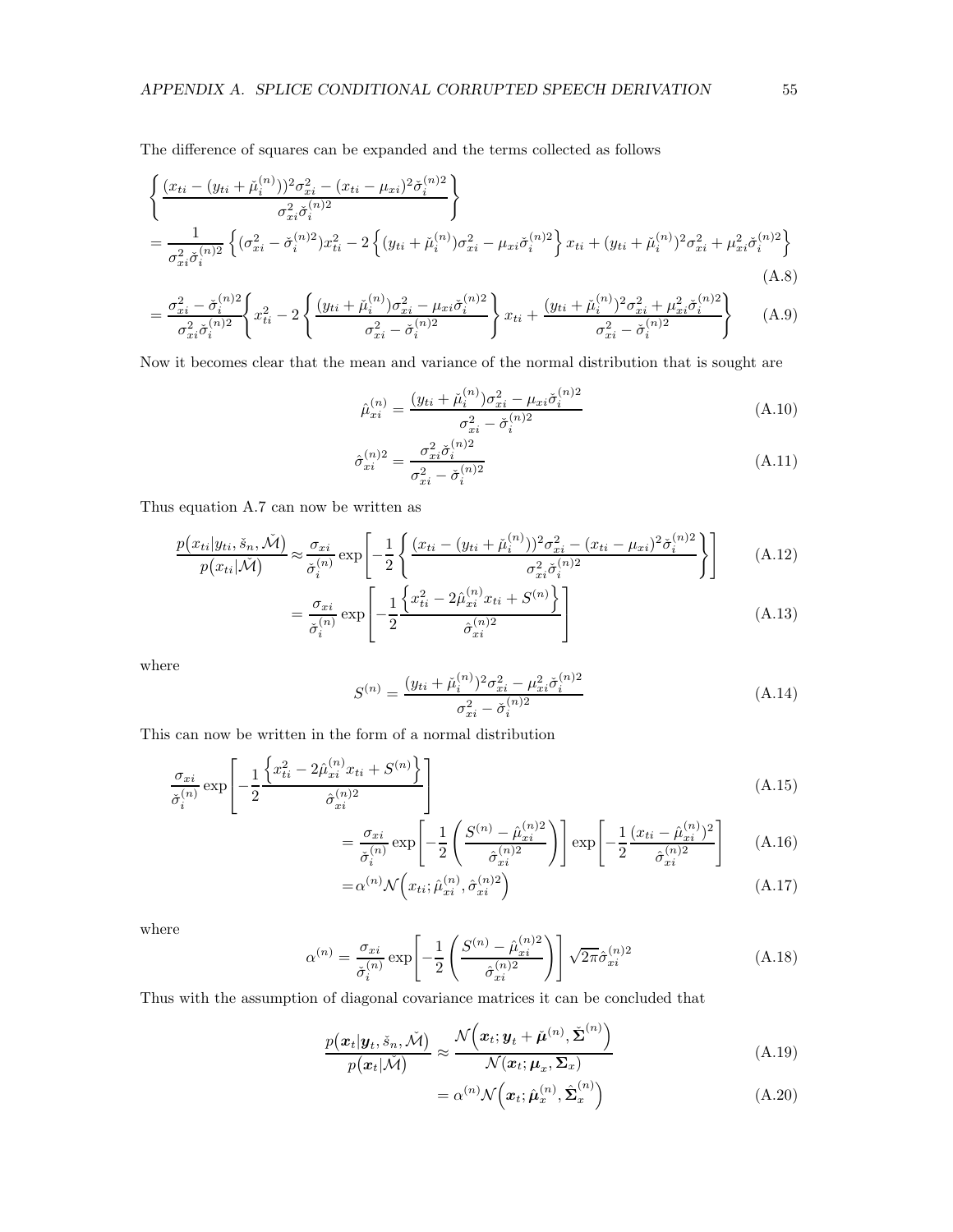The difference of squares can be expanded and the terms collected as follows

$$
\begin{aligned}
&\left\{ \frac{(x_{ti} - (y_{ti} + \check{\mu}_i^{(n)}))^2 \sigma_{xi}^2 - (x_{ti} - \mu_{xi})^2 \check{\sigma}_i^{(n)2}}{\sigma_{xi}^2 \check{\sigma}_i^{(n)2}} \right\} \\
&= \frac{1}{\sigma_{xi}^2 \check{\sigma}_i^{(n)2}} \left\{ (\sigma_{xi}^2 - \check{\sigma}_i^{(n)2}) x_{ti}^2 - 2 \left\{ (y_{ti} + \check{\mu}_i^{(n)}) \sigma_{xi}^2 - \mu_{xi} \check{\sigma}_i^{(n)2} \right\} x_{ti} + (y_{ti} + \check{\mu}_i^{(n)})^2 \sigma_{xi}^2 + \mu_{xi}^2 \check{\sigma}_i^{(n)2} \right\}
\end{aligned}
\tag{A.8}
$$

$$
= \frac{\sigma_{xi}^2 - \check{\sigma}_i^{(n)2}}{\sigma_{xi}^2 \check{\sigma}_i^{(n)2}} \left\{ x_{ti}^2 - 2 \left\{ \frac{(y_{ti} + \check{\mu}_i^{(n)}) \sigma_{xi}^2 - \mu_{xi} \check{\sigma}_i^{(n)2}}{\sigma_{xi}^2 - \check{\sigma}_i^{(n)2}} \right\} x_{ti} + \frac{(y_{ti} + \check{\mu}_i^{(n)})^2 \sigma_{xi}^2 + \mu_{xi}^2 \check{\sigma}_i^{(n)2}}{\sigma_{xi}^2 - \check{\sigma}_i^{(n)2}} \right\} \tag{A.9}
$$

Now it becomes clear that the mean and variance of the normal distribution that is sought are

$$
\hat{\mu}_{xi}^{(n)} = \frac{(y_{ti} + \check{\mu}_i^{(n)}) \sigma_{xi}^2 - \mu_{xi} \check{\sigma}_i^{(n)2}}{\sigma_{xi}^2 - \check{\sigma}_i^{(n)2}} \tag{A.10}
$$

$$
\hat{\sigma}_{xi}^{(n)2} = \frac{\sigma_{xi}^2 \check{\sigma}_i^{(n)2}}{\sigma_{xi}^2 - \check{\sigma}_i^{(n)2}} \tag{A.11}
$$

Thus equation A.7 can now be written as

$$
\frac{p(x_{ti} | y_{ti}, \check{s}_n, \check{\mathcal{M}})}{p(x_{ti} | \check{\mathcal{M}})} \approx \frac{\sigma_{xi}}{\check{\sigma}_i^{(n)}} \exp\left[ -\frac{1}{2} \left\{ \frac{(x_{ti} - (y_{ti} + \check{\mu}_i^{(n)}))^2 \sigma_{xi}^2 - (x_{ti} - \mu_{xi})^2 \check{\sigma}_i^{(n)2}}{\sigma_{xi}^2 \check{\sigma}_i^{(n)2}} \right\} \right] \tag{A.12}
$$

$$
= \frac{\sigma_{xi}}{\check{\sigma}_i^{(n)}} \exp\left[ -\frac{1}{2} \frac{\left\{ x_{ti}^2 - 2\hat{\mu}_{xi}^{(n)} x_{ti} + S^{(n)} \right\}}{\hat{\sigma}_{xi}^{(n)2}} \right] \tag{A.13}
$$

where

$$
S^{(n)} = \frac{(y_{ti} + \check{\mu}_i^{(n)})^2 \sigma_{xi}^2 - \mu_{xi}^2 \check{\sigma}_i^{(n)2}}{\sigma_{xi}^2 - \check{\sigma}_i^{(n)2}} \tag{A.14}
$$

This can now be written in the form of a normal distribution

$$
\frac{\sigma_{xi}}{\check{\sigma}_i^{(n)}} \exp\left[ -\frac{1}{2} \frac{\left\{ x_{ti}^2 - 2\hat{\mu}_{xi}^{(n)} x_{ti} + S^{(n)} \right\}}{\hat{\sigma}_{xi}^{(n)2}} \right] \tag{A.15}
$$

$$
= \frac{\sigma_{xi}}{\check{\sigma}_i^{(n)}} \exp\left[ -\frac{1}{2} \left( \frac{S^{(n)} - \hat{\mu}_{xi}^{(n)2}}{\hat{\sigma}_{xi}^{(n)2}} \right) \right] \exp\left[ -\frac{1}{2} \frac{(x_{ti} - \hat{\mu}_{xi}^{(n)})^2}{\hat{\sigma}_{xi}^{(n)2}} \right] \tag{A.16}
$$

$$
= \alpha^{(n)} \mathcal{N}\left( x_{ti}; \hat{\mu}_{xi}^{(n)}, \hat{\sigma}_{xi}^{(n)2} \right) \tag{A.17}
$$

where

$$
\alpha^{(n)} = \frac{\sigma_{xi}}{\check{\sigma}_i^{(n)}} \exp\left[ -\frac{1}{2} \left( \frac{S^{(n)} - \hat{\mu}_{xi}^{(n)2}}{\hat{\sigma}_{xi}^{(n)2}} \right) \right] \sqrt{2\pi} \hat{\sigma}_{xi}^{(n)2} \tag{A.18}
$$

Thus with the assumption of diagonal covariance matrices it can be concluded that

$$
\frac{p(\boldsymbol{x}_t | \boldsymbol{y}_t, \check{s}_n, \check{\mathcal{M}})}{p(\boldsymbol{x}_t | \check{\mathcal{M}})} \approx \frac{\mathcal{N}\left( \boldsymbol{x}_t; \boldsymbol{y}_t + \check{\boldsymbol{\mu}}^{(n)}, \check{\boldsymbol{\Sigma}}^{(n)} \right)}{\mathcal{N}(\boldsymbol{x}_t; \boldsymbol{\mu}_x, \boldsymbol{\Sigma}_x)} \tag{A.19}
$$

$$
= \alpha^{(n)} \mathcal{N}\left( \boldsymbol{x}_t; \hat{\boldsymbol{\mu}}_x^{(n)}, \hat{\boldsymbol{\Sigma}}_x^{(n)} \right) \tag{A.20}
$$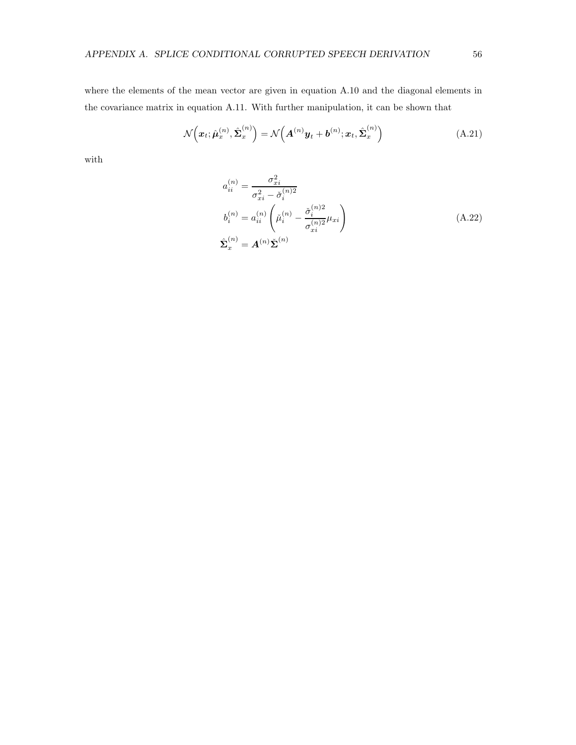where the elements of the mean vector are given in equation A.10 and the diagonal elements in the covariance matrix in equation A.11. With further manipulation, it can be shown that

$$\mathcal{N}\Big(\boldsymbol{x}_t; \hat{\boldsymbol{\mu}}_x^{(n)}, \hat{\boldsymbol{\Sigma}}_x^{(n)}\Big) = \mathcal{N}\Big(\boldsymbol{A}^{(n)}\boldsymbol{y}_t + \boldsymbol{b}^{(n)}; \boldsymbol{x}_t, \hat{\boldsymbol{\Sigma}}_x^{(n)}\Big) \tag{A.21}$$

with

$$\begin{aligned}
a_{ii}^{(n)} &= \frac{\sigma_{xi}^2}{\sigma_{xi}^2 - \check{\sigma}_i^{(n)2}} \\
b_i^{(n)} &= a_{ii}^{(n)} \left( \check{\mu}_i^{(n)} - \frac{\check{\sigma}_i^{(n)2}}{\sigma_{xi}^{(n)2}} \mu_{xi} \right) \\
\hat{\boldsymbol{\Sigma}}_x^{(n)} &= \boldsymbol{A}^{(n)} \check{\boldsymbol{\Sigma}}^{(n)}
\end{aligned} \tag{A.22}$$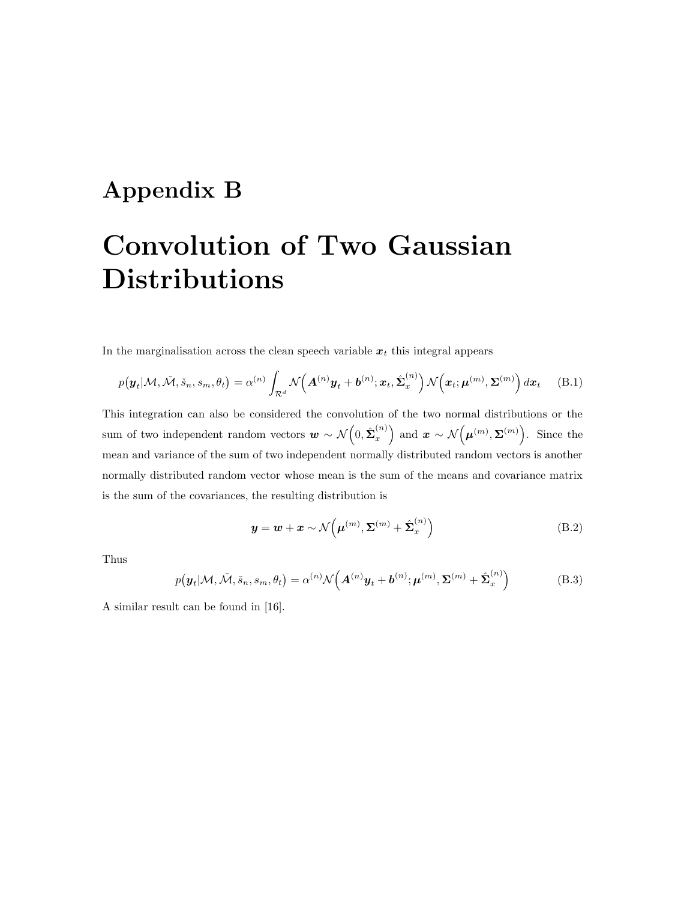# Appendix B

# Convolution of Two Gaussian Distributions

In the marginalisation across the clean speech variable $\boldsymbol{x}_t$ this integral appears

$$p\big(\boldsymbol{y}_t|\mathcal{M},\check{\mathcal{M}},\check{s}_n,s_m,\theta_t\big) = \alpha^{(n)} \int_{\mathcal{R}^d} \mathcal{N}\Big(\boldsymbol{A}^{(n)}\boldsymbol{y}_t + \boldsymbol{b}^{(n)}; \boldsymbol{x}_t, \hat{\boldsymbol{\Sigma}}_x^{(n)}\Big)\, \mathcal{N}\Big(\boldsymbol{x}_t; \boldsymbol{\mu}^{(m)}, \boldsymbol{\Sigma}^{(m)}\Big)\, d\boldsymbol{x}_t \tag{B.1}$$

This integration can also be considered the convolution of the two normal distributions or the sum of two independent random vectors $\boldsymbol{w} \sim \mathcal{N}\Big(0, \hat{\boldsymbol{\Sigma}}_x^{(n)}\Big)$ and $\boldsymbol{x} \sim \mathcal{N}\Big(\boldsymbol{\mu}^{(m)}, \boldsymbol{\Sigma}^{(m)}\Big)$. Since the mean and variance of the sum of two independent normally distributed random vectors is another normally distributed random vector whose mean is the sum of the means and covariance matrix is the sum of the covariances, the resulting distribution is

$$\boldsymbol{y} = \boldsymbol{w} + \boldsymbol{x} \sim \mathcal{N}\Big(\boldsymbol{\mu}^{(m)}, \boldsymbol{\Sigma}^{(m)} + \hat{\boldsymbol{\Sigma}}_x^{(n)}\Big) \tag{B.2}$$

Thus

$$p\big(\boldsymbol{y}_t|\mathcal{M},\check{\mathcal{M}},\check{s}_n,s_m,\theta_t\big) = \alpha^{(n)} \mathcal{N}\Big(\boldsymbol{A}^{(n)}\boldsymbol{y}_t + \boldsymbol{b}^{(n)}; \boldsymbol{\mu}^{(m)}, \boldsymbol{\Sigma}^{(m)} + \hat{\boldsymbol{\Sigma}}_x^{(n)}\Big) \tag{B.3}$$

A similar result can be found in [16].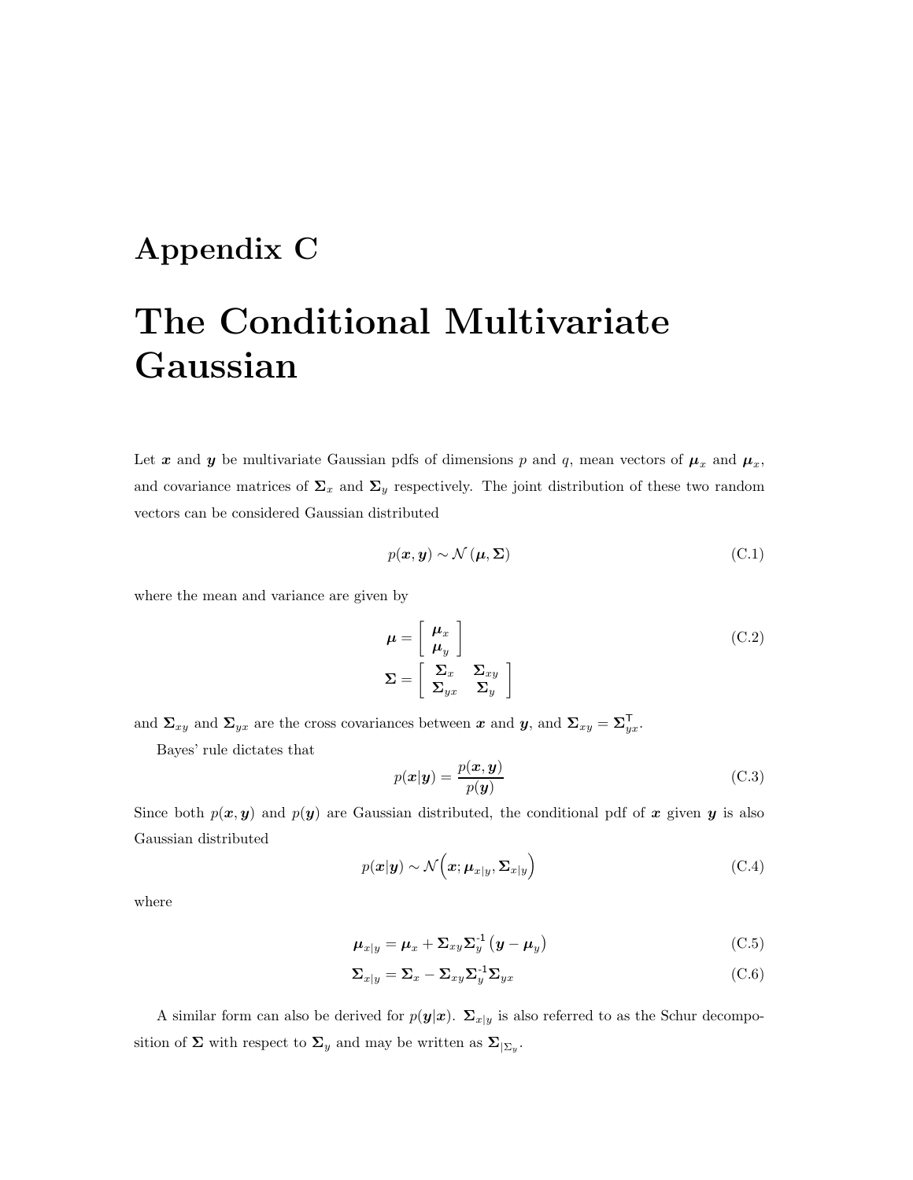# Appendix C

# The Conditional Multivariate Gaussian

Let $\boldsymbol{x}$ and $\boldsymbol{y}$ be multivariate Gaussian pdfs of dimensions $p$ and $q$, mean vectors of $\boldsymbol{\mu}_x$ and $\boldsymbol{\mu}_x$, and covariance matrices of $\boldsymbol{\Sigma}_x$ and $\boldsymbol{\Sigma}_y$ respectively. The joint distribution of these two random vectors can be considered Gaussian distributed

$$p(\boldsymbol{x}, \boldsymbol{y}) \sim \mathcal{N}(\boldsymbol{\mu}, \boldsymbol{\Sigma}) \tag{C.1}$$

where the mean and variance are given by

$$\begin{aligned}
\boldsymbol{\mu} &= \begin{bmatrix} \boldsymbol{\mu}_x \\ \boldsymbol{\mu}_y \end{bmatrix} \\
\boldsymbol{\Sigma} &= \begin{bmatrix} \boldsymbol{\Sigma}_x & \boldsymbol{\Sigma}_{xy} \\ \boldsymbol{\Sigma}_{yx} & \boldsymbol{\Sigma}_y \end{bmatrix}
\end{aligned} \tag{C.2}$$

and $\boldsymbol{\Sigma}_{xy}$ and $\boldsymbol{\Sigma}_{yx}$ are the cross covariances between $\boldsymbol{x}$ and $\boldsymbol{y}$, and $\boldsymbol{\Sigma}_{xy} = \boldsymbol{\Sigma}_{yx}^{\mathsf{T}}$.

Bayes' rule dictates that

$$p(\boldsymbol{x}|\boldsymbol{y}) = \frac{p(\boldsymbol{x}, \boldsymbol{y})}{p(\boldsymbol{y})} \tag{C.3}$$

Since both $p(\boldsymbol{x}, \boldsymbol{y})$ and $p(\boldsymbol{y})$ are Gaussian distributed, the conditional pdf of $\boldsymbol{x}$ given $\boldsymbol{y}$ is also Gaussian distributed

$$p(\boldsymbol{x}|\boldsymbol{y}) \sim \mathcal{N}\Big(\boldsymbol{x}; \boldsymbol{\mu}_{x|y}, \boldsymbol{\Sigma}_{x|y}\Big) \tag{C.4}$$

where

$$\boldsymbol{\mu}_{x|y} = \boldsymbol{\mu}_x + \boldsymbol{\Sigma}_{xy}\boldsymbol{\Sigma}_y^{-1}\left(\boldsymbol{y} - \boldsymbol{\mu}_y\right) \tag{C.5}$$

$$\boldsymbol{\Sigma}_{x|y} = \boldsymbol{\Sigma}_x - \boldsymbol{\Sigma}_{xy}\boldsymbol{\Sigma}_y^{-1}\boldsymbol{\Sigma}_{yx} \tag{C.6}$$

A similar form can also be derived for $p(\boldsymbol{y}|\boldsymbol{x})$. $\boldsymbol{\Sigma}_{x|y}$ is also referred to as the Schur decomposition of $\boldsymbol{\Sigma}$ with respect to $\boldsymbol{\Sigma}_y$ and may be written as $\boldsymbol{\Sigma}_{|\Sigma_y}$.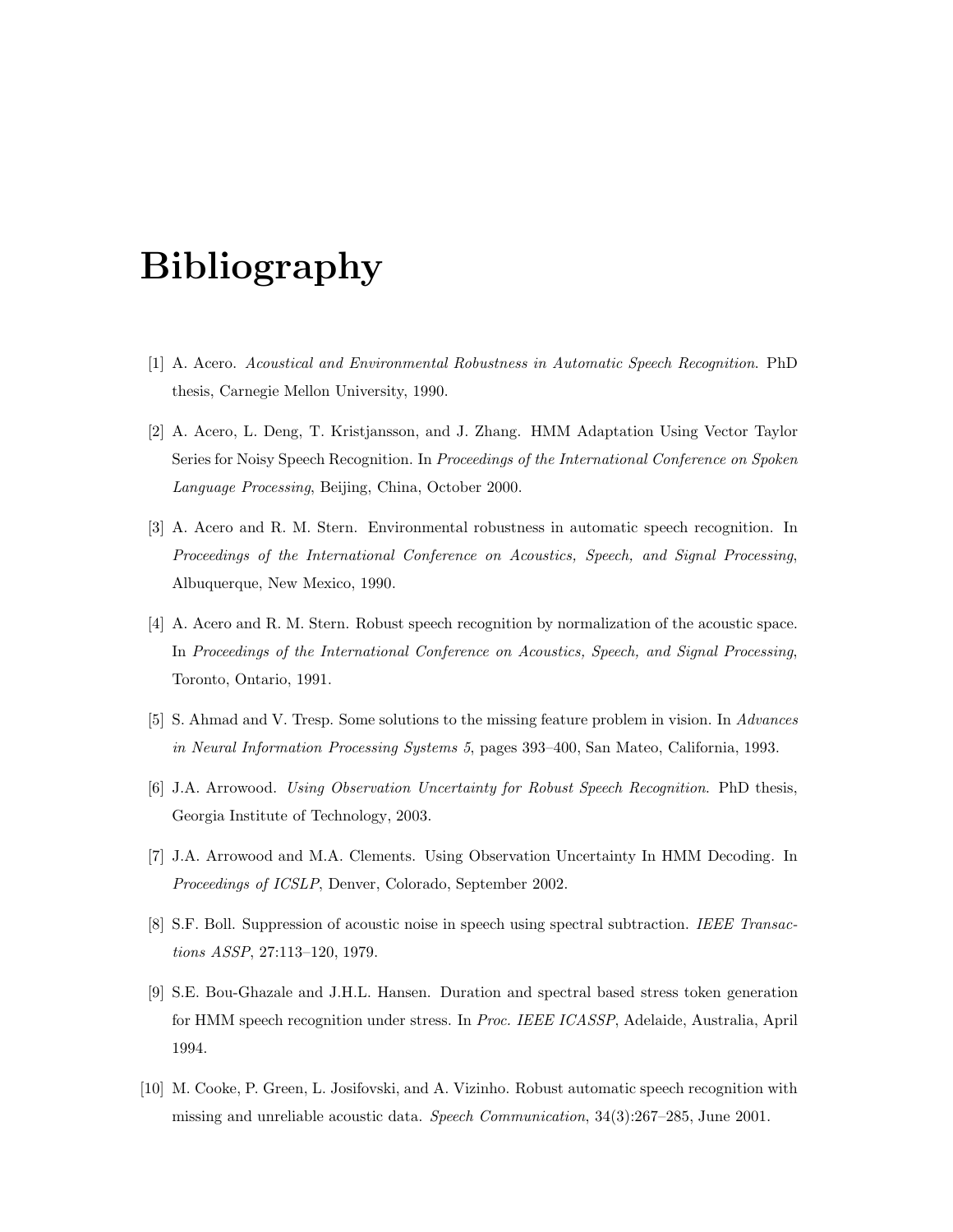# Bibliography

[1] A. Acero. *Acoustical and Environmental Robustness in Automatic Speech Recognition*. PhD thesis, Carnegie Mellon University, 1990.

[2] A. Acero, L. Deng, T. Kristjansson, and J. Zhang. HMM Adaptation Using Vector Taylor Series for Noisy Speech Recognition. In *Proceedings of the International Conference on Spoken Language Processing*, Beijing, China, October 2000.

[3] A. Acero and R. M. Stern. Environmental robustness in automatic speech recognition. In *Proceedings of the International Conference on Acoustics, Speech, and Signal Processing*, Albuquerque, New Mexico, 1990.

[4] A. Acero and R. M. Stern. Robust speech recognition by normalization of the acoustic space. In *Proceedings of the International Conference on Acoustics, Speech, and Signal Processing*, Toronto, Ontario, 1991.

[5] S. Ahmad and V. Tresp. Some solutions to the missing feature problem in vision. In *Advances in Neural Information Processing Systems 5*, pages 393–400, San Mateo, California, 1993.

[6] J.A. Arrowood. *Using Observation Uncertainty for Robust Speech Recognition*. PhD thesis, Georgia Institute of Technology, 2003.

[7] J.A. Arrowood and M.A. Clements. Using Observation Uncertainty In HMM Decoding. In *Proceedings of ICSLP*, Denver, Colorado, September 2002.

[8] S.F. Boll. Suppression of acoustic noise in speech using spectral subtraction. *IEEE Transactions ASSP*, 27:113–120, 1979.

[9] S.E. Bou-Ghazale and J.H.L. Hansen. Duration and spectral based stress token generation for HMM speech recognition under stress. In *Proc. IEEE ICASSP*, Adelaide, Australia, April 1994.

[10] M. Cooke, P. Green, L. Josifovski, and A. Vizinho. Robust automatic speech recognition with missing and unreliable acoustic data. *Speech Communication*, 34(3):267–285, June 2001.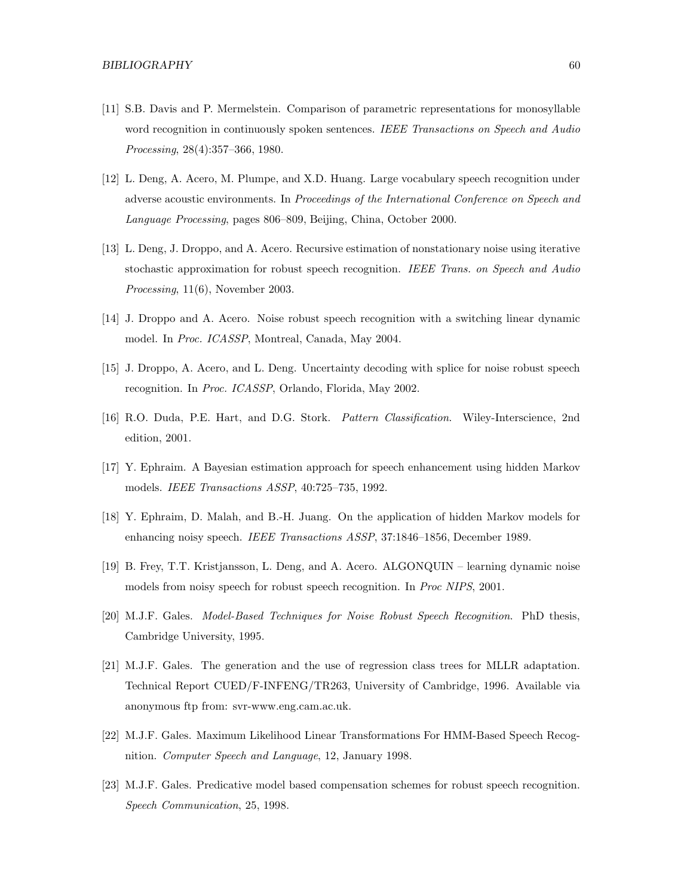[11] S.B. Davis and P. Mermelstein. Comparison of parametric representations for monosyllable word recognition in continuously spoken sentences. *IEEE Transactions on Speech and Audio Processing*, 28(4):357–366, 1980.

[12] L. Deng, A. Acero, M. Plumpe, and X.D. Huang. Large vocabulary speech recognition under adverse acoustic environments. In *Proceedings of the International Conference on Speech and Language Processing*, pages 806–809, Beijing, China, October 2000.

[13] L. Deng, J. Droppo, and A. Acero. Recursive estimation of nonstationary noise using iterative stochastic approximation for robust speech recognition. *IEEE Trans. on Speech and Audio Processing*, 11(6), November 2003.

[14] J. Droppo and A. Acero. Noise robust speech recognition with a switching linear dynamic model. In *Proc. ICASSP*, Montreal, Canada, May 2004.

[15] J. Droppo, A. Acero, and L. Deng. Uncertainty decoding with splice for noise robust speech recognition. In *Proc. ICASSP*, Orlando, Florida, May 2002.

[16] R.O. Duda, P.E. Hart, and D.G. Stork. *Pattern Classification*. Wiley-Interscience, 2nd edition, 2001.

[17] Y. Ephraim. A Bayesian estimation approach for speech enhancement using hidden Markov models. *IEEE Transactions ASSP*, 40:725–735, 1992.

[18] Y. Ephraim, D. Malah, and B.-H. Juang. On the application of hidden Markov models for enhancing noisy speech. *IEEE Transactions ASSP*, 37:1846–1856, December 1989.

[19] B. Frey, T.T. Kristjansson, L. Deng, and A. Acero. ALGONQUIN – learning dynamic noise models from noisy speech for robust speech recognition. In *Proc NIPS*, 2001.

[20] M.J.F. Gales. *Model-Based Techniques for Noise Robust Speech Recognition*. PhD thesis, Cambridge University, 1995.

[21] M.J.F. Gales. The generation and the use of regression class trees for MLLR adaptation. Technical Report CUED/F-INFENG/TR263, University of Cambridge, 1996. Available via anonymous ftp from: svr-www.eng.cam.ac.uk.

[22] M.J.F. Gales. Maximum Likelihood Linear Transformations For HMM-Based Speech Recognition. *Computer Speech and Language*, 12, January 1998.

[23] M.J.F. Gales. Predicative model based compensation schemes for robust speech recognition. *Speech Communication*, 25, 1998.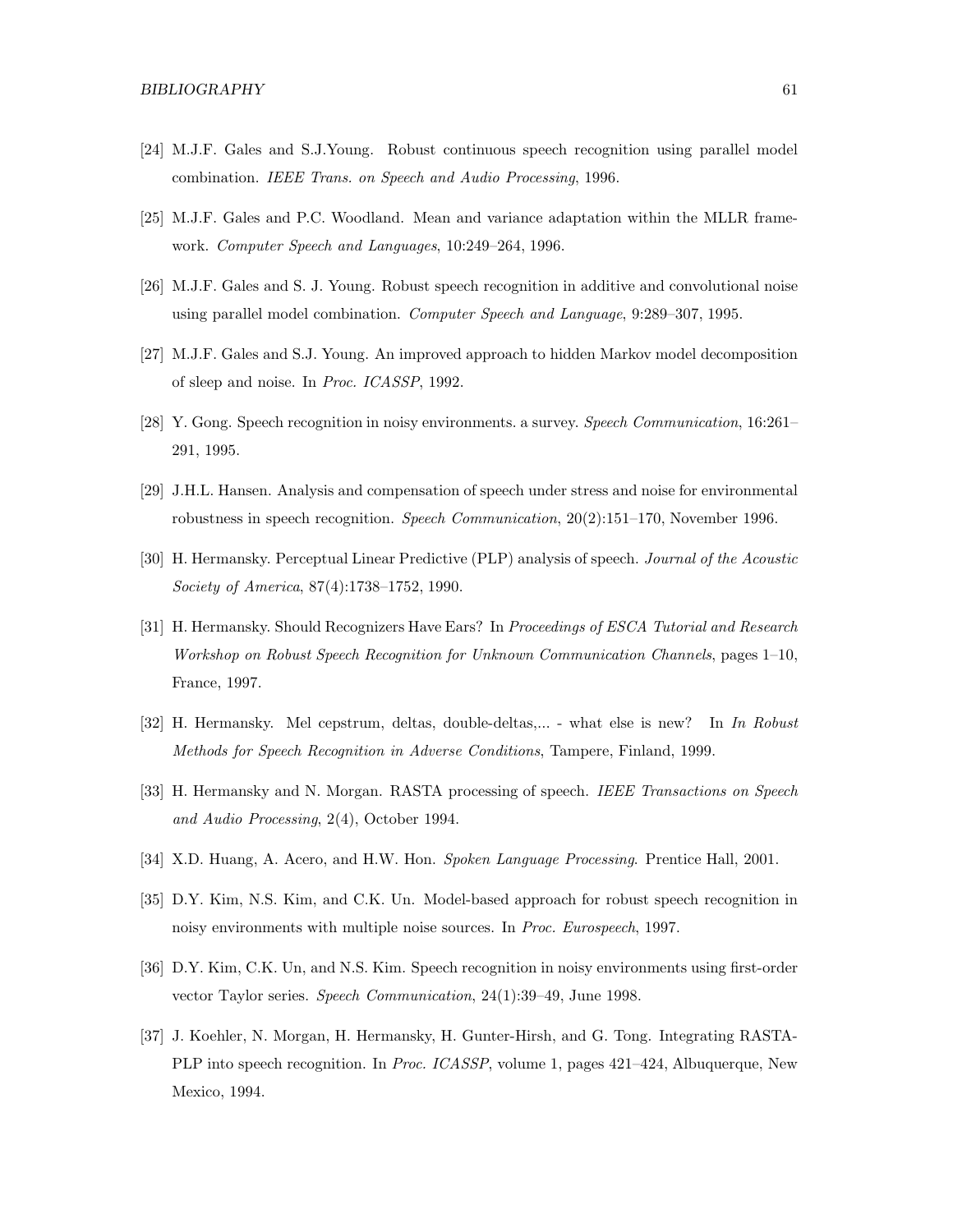[24] M.J.F. Gales and S.J.Young. Robust continuous speech recognition using parallel model combination. *IEEE Trans. on Speech and Audio Processing*, 1996.

[25] M.J.F. Gales and P.C. Woodland. Mean and variance adaptation within the MLLR framework. *Computer Speech and Languages*, 10:249–264, 1996.

[26] M.J.F. Gales and S. J. Young. Robust speech recognition in additive and convolutional noise using parallel model combination. *Computer Speech and Language*, 9:289–307, 1995.

[27] M.J.F. Gales and S.J. Young. An improved approach to hidden Markov model decomposition of sleep and noise. In *Proc. ICASSP*, 1992.

[28] Y. Gong. Speech recognition in noisy environments. a survey. *Speech Communication*, 16:261–291, 1995.

[29] J.H.L. Hansen. Analysis and compensation of speech under stress and noise for environmental robustness in speech recognition. *Speech Communication*, 20(2):151–170, November 1996.

[30] H. Hermansky. Perceptual Linear Predictive (PLP) analysis of speech. *Journal of the Acoustic Society of America*, 87(4):1738–1752, 1990.

[31] H. Hermansky. Should Recognizers Have Ears? In *Proceedings of ESCA Tutorial and Research Workshop on Robust Speech Recognition for Unknown Communication Channels*, pages 1–10, France, 1997.

[32] H. Hermansky. Mel cepstrum, deltas, double-deltas,... - what else is new? In *In Robust Methods for Speech Recognition in Adverse Conditions*, Tampere, Finland, 1999.

[33] H. Hermansky and N. Morgan. RASTA processing of speech. *IEEE Transactions on Speech and Audio Processing*, 2(4), October 1994.

[34] X.D. Huang, A. Acero, and H.W. Hon. *Spoken Language Processing*. Prentice Hall, 2001.

[35] D.Y. Kim, N.S. Kim, and C.K. Un. Model-based approach for robust speech recognition in noisy environments with multiple noise sources. In *Proc. Eurospeech*, 1997.

[36] D.Y. Kim, C.K. Un, and N.S. Kim. Speech recognition in noisy environments using first-order vector Taylor series. *Speech Communication*, 24(1):39–49, June 1998.

[37] J. Koehler, N. Morgan, H. Hermansky, H. Gunter-Hirsh, and G. Tong. Integrating RASTA-PLP into speech recognition. In *Proc. ICASSP*, volume 1, pages 421–424, Albuquerque, New Mexico, 1994.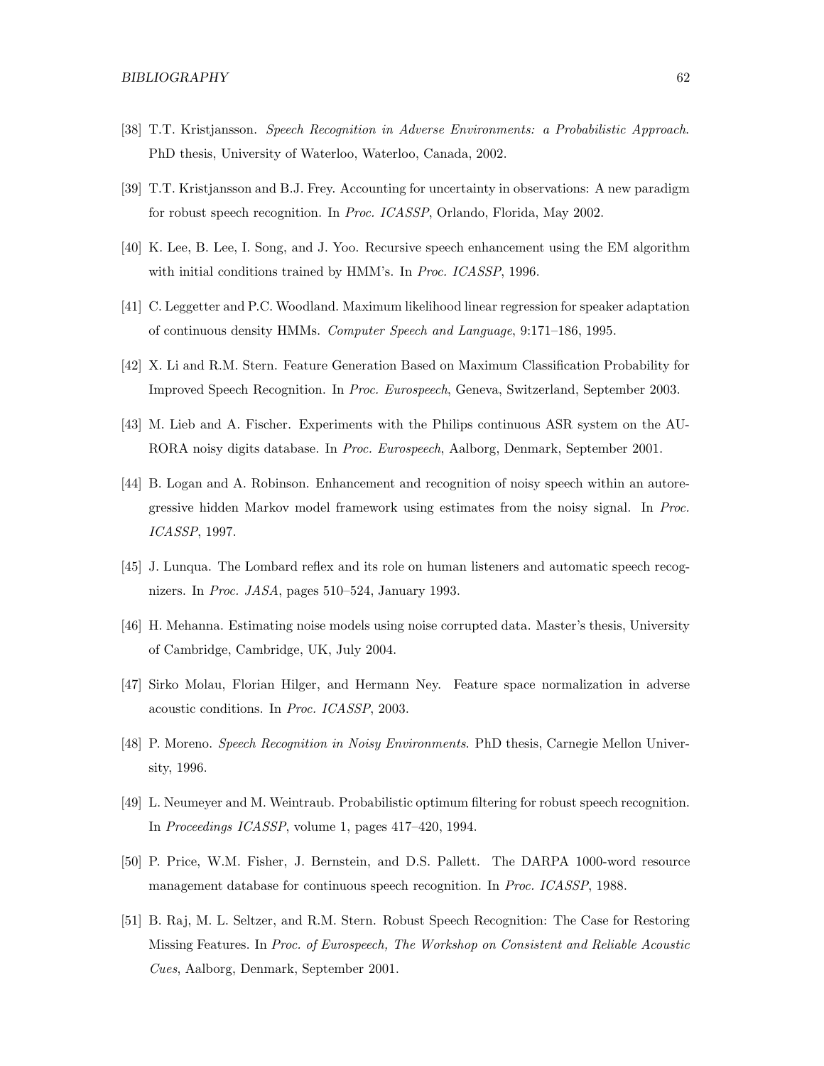[38] T.T. Kristjansson. *Speech Recognition in Adverse Environments: a Probabilistic Approach*. PhD thesis, University of Waterloo, Waterloo, Canada, 2002.

[39] T.T. Kristjansson and B.J. Frey. Accounting for uncertainty in observations: A new paradigm for robust speech recognition. In *Proc. ICASSP*, Orlando, Florida, May 2002.

[40] K. Lee, B. Lee, I. Song, and J. Yoo. Recursive speech enhancement using the EM algorithm with initial conditions trained by HMM's. In *Proc. ICASSP*, 1996.

[41] C. Leggetter and P.C. Woodland. Maximum likelihood linear regression for speaker adaptation of continuous density HMMs. *Computer Speech and Language*, 9:171–186, 1995.

[42] X. Li and R.M. Stern. Feature Generation Based on Maximum Classification Probability for Improved Speech Recognition. In *Proc. Eurospeech*, Geneva, Switzerland, September 2003.

[43] M. Lieb and A. Fischer. Experiments with the Philips continuous ASR system on the AURORA noisy digits database. In *Proc. Eurospeech*, Aalborg, Denmark, September 2001.

[44] B. Logan and A. Robinson. Enhancement and recognition of noisy speech within an autoregressive hidden Markov model framework using estimates from the noisy signal. In *Proc. ICASSP*, 1997.

[45] J. Lunqua. The Lombard reflex and its role on human listeners and automatic speech recognizers. In *Proc. JASA*, pages 510–524, January 1993.

[46] H. Mehanna. Estimating noise models using noise corrupted data. Master's thesis, University of Cambridge, Cambridge, UK, July 2004.

[47] Sirko Molau, Florian Hilger, and Hermann Ney. Feature space normalization in adverse acoustic conditions. In *Proc. ICASSP*, 2003.

[48] P. Moreno. *Speech Recognition in Noisy Environments*. PhD thesis, Carnegie Mellon University, 1996.

[49] L. Neumeyer and M. Weintraub. Probabilistic optimum filtering for robust speech recognition. In *Proceedings ICASSP*, volume 1, pages 417–420, 1994.

[50] P. Price, W.M. Fisher, J. Bernstein, and D.S. Pallett. The DARPA 1000-word resource management database for continuous speech recognition. In *Proc. ICASSP*, 1988.

[51] B. Raj, M. L. Seltzer, and R.M. Stern. Robust Speech Recognition: The Case for Restoring Missing Features. In *Proc. of Eurospeech, The Workshop on Consistent and Reliable Acoustic Cues*, Aalborg, Denmark, September 2001.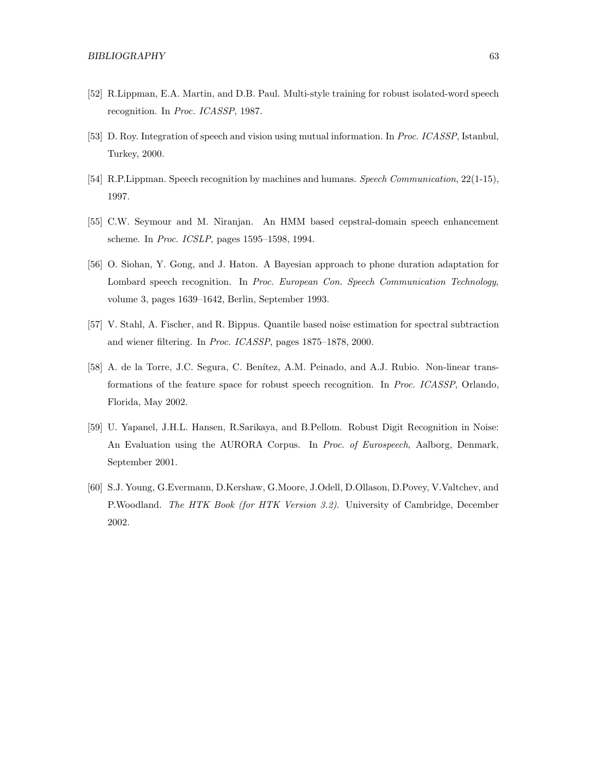[52] R.Lippman, E.A. Martin, and D.B. Paul. Multi-style training for robust isolated-word speech recognition. In *Proc. ICASSP*, 1987.

[53] D. Roy. Integration of speech and vision using mutual information. In *Proc. ICASSP*, Istanbul, Turkey, 2000.

[54] R.P.Lippman. Speech recognition by machines and humans. *Speech Communication*, 22(1-15), 1997.

[55] C.W. Seymour and M. Niranjan. An HMM based cepstral-domain speech enhancement scheme. In *Proc. ICSLP*, pages 1595–1598, 1994.

[56] O. Siohan, Y. Gong, and J. Haton. A Bayesian approach to phone duration adaptation for Lombard speech recognition. In *Proc. European Con. Speech Communication Technology*, volume 3, pages 1639–1642, Berlin, September 1993.

[57] V. Stahl, A. Fischer, and R. Bippus. Quantile based noise estimation for spectral subtraction and wiener filtering. In *Proc. ICASSP*, pages 1875–1878, 2000.

[58] A. de la Torre, J.C. Segura, C. Benítez, A.M. Peinado, and A.J. Rubio. Non-linear transformations of the feature space for robust speech recognition. In *Proc. ICASSP*, Orlando, Florida, May 2002.

[59] U. Yapanel, J.H.L. Hansen, R.Sarikaya, and B.Pellom. Robust Digit Recognition in Noise: An Evaluation using the AURORA Corpus. In *Proc. of Eurospeech*, Aalborg, Denmark, September 2001.

[60] S.J. Young, G.Evermann, D.Kershaw, G.Moore, J.Odell, D.Ollason, D.Povey, V.Valtchev, and P.Woodland. *The HTK Book (for HTK Version 3.2).* University of Cambridge, December 2002.